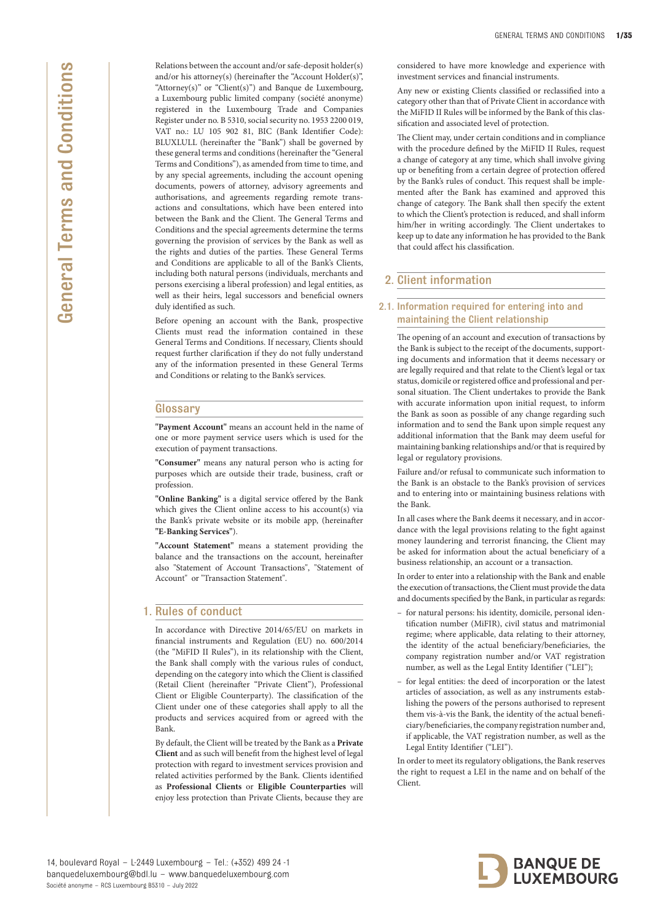# General Terms and Conditions

Relations between the account and/or safe-deposit holder(s) and/or his attorney(s) (hereinafter the "Account Holder(s)", "Attorney(s)" or "Client(s)") and Banque de Luxembourg, a Luxembourg public limited company (société anonyme) registered in the Luxembourg Trade and Companies Register under no. B 5310, social security no. 1953 2200 019, VAT no.: LU 105 902 81, BIC (Bank Identifier Code): BLUXLULL (hereinafter the "Bank") shall be governed by these general terms and conditions (hereinafter the "General Terms and Conditions"), as amended from time to time, and by any special agreements, including the account opening documents, powers of attorney, advisory agreements and authorisations, and agreements regarding remote transactions and consultations, which have been entered into between the Bank and the Client. The General Terms and Conditions and the special agreements determine the terms governing the provision of services by the Bank as well as the rights and duties of the parties. These General Terms and Conditions are applicable to all of the Bank's Clients, including both natural persons (individuals, merchants and persons exercising a liberal profession) and legal entities, as well as their heirs, legal successors and beneficial owners duly identified as such.

Before opening an account with the Bank, prospective Clients must read the information contained in these General Terms and Conditions. If necessary, Clients should request further clarification if they do not fully understand any of the information presented in these General Terms and Conditions or relating to the Bank's services.

## Glossary

**"Payment Account"** means an account held in the name of one or more payment service users which is used for the execution of payment transactions.

**"Consumer"** means any natural person who is acting for purposes which are outside their trade, business, craft or profession.

**"Online Banking"** is a digital service offered by the Bank which gives the Client online access to his account(s) via the Bank's private website or its mobile app, (hereinafter **"E-Banking Services"**).

**"Account Statement"** means a statement providing the balance and the transactions on the account, hereinafter also "Statement of Account Transactions", "Statement of Account" or "Transaction Statement".

## 1. Rules of conduct

In accordance with Directive 2014/65/EU on markets in financial instruments and Regulation (EU) no. 600/2014 (the "MiFID II Rules"), in its relationship with the Client, the Bank shall comply with the various rules of conduct, depending on the category into which the Client is classified (Retail Client (hereinafter "Private Client"), Professional Client or Eligible Counterparty). The classification of the Client under one of these categories shall apply to all the products and services acquired from or agreed with the Bank.

By default, the Client will be treated by the Bank as a **Private Client** and as such will benefit from the highest level of legal protection with regard to investment services provision and related activities performed by the Bank. Clients identified as **Professional Clients** or **Eligible Counterparties** will enjoy less protection than Private Clients, because they are considered to have more knowledge and experience with investment services and financial instruments.

Any new or existing Clients classified or reclassified into a category other than that of Private Client in accordance with the MiFID II Rules will be informed by the Bank of this classification and associated level of protection.

The Client may, under certain conditions and in compliance with the procedure defined by the MiFID II Rules, request a change of category at any time, which shall involve giving up or benefiting from a certain degree of protection offered by the Bank's rules of conduct. This request shall be implemented after the Bank has examined and approved this change of category. The Bank shall then specify the extent to which the Client's protection is reduced, and shall inform him/her in writing accordingly. The Client undertakes to keep up to date any information he has provided to the Bank that could affect his classification.

## 2. Client information

### 2.1. Information required for entering into and maintaining the Client relationship

The opening of an account and execution of transactions by the Bank is subject to the receipt of the documents, supporting documents and information that it deems necessary or are legally required and that relate to the Client's legal or tax status, domicile or registered office and professional and personal situation. The Client undertakes to provide the Bank with accurate information upon initial request, to inform the Bank as soon as possible of any change regarding such information and to send the Bank upon simple request any additional information that the Bank may deem useful for maintaining banking relationships and/or that is required by legal or regulatory provisions.

Failure and/or refusal to communicate such information to the Bank is an obstacle to the Bank's provision of services and to entering into or maintaining business relations with the Bank.

In all cases where the Bank deems it necessary, and in accordance with the legal provisions relating to the fight against money laundering and terrorist financing, the Client may be asked for information about the actual beneficiary of a business relationship, an account or a transaction.

In order to enter into a relationship with the Bank and enable the execution of transactions, the Client must provide the data and documents specified by the Bank, in particular as regards:

- for natural persons: his identity, domicile, personal identification number (MiFIR), civil status and matrimonial regime; where applicable, data relating to their attorney, the identity of the actual beneficiary/beneficiaries, the company registration number and/or VAT registration number, as well as the Legal Entity Identifier ("LEI");
- for legal entities: the deed of incorporation or the latest articles of association, as well as any instruments establishing the powers of the persons authorised to represent them vis-à-vis the Bank, the identity of the actual beneficiary/beneficiaries, the company registration number and, if applicable, the VAT registration number, as well as the Legal Entity Identifier ("LEI").

In order to meet its regulatory obligations, the Bank reserves the right to request a LEI in the name and on behalf of the Client.

14, boulevard Royal – L-2449 Luxembourg – Tel.: (+352) 499 24 -1
banquedeluxembourg@bdl.lu – www.banquedeluxembourg.com
Société anonyme – RCS Luxembourg B5310 – July 2022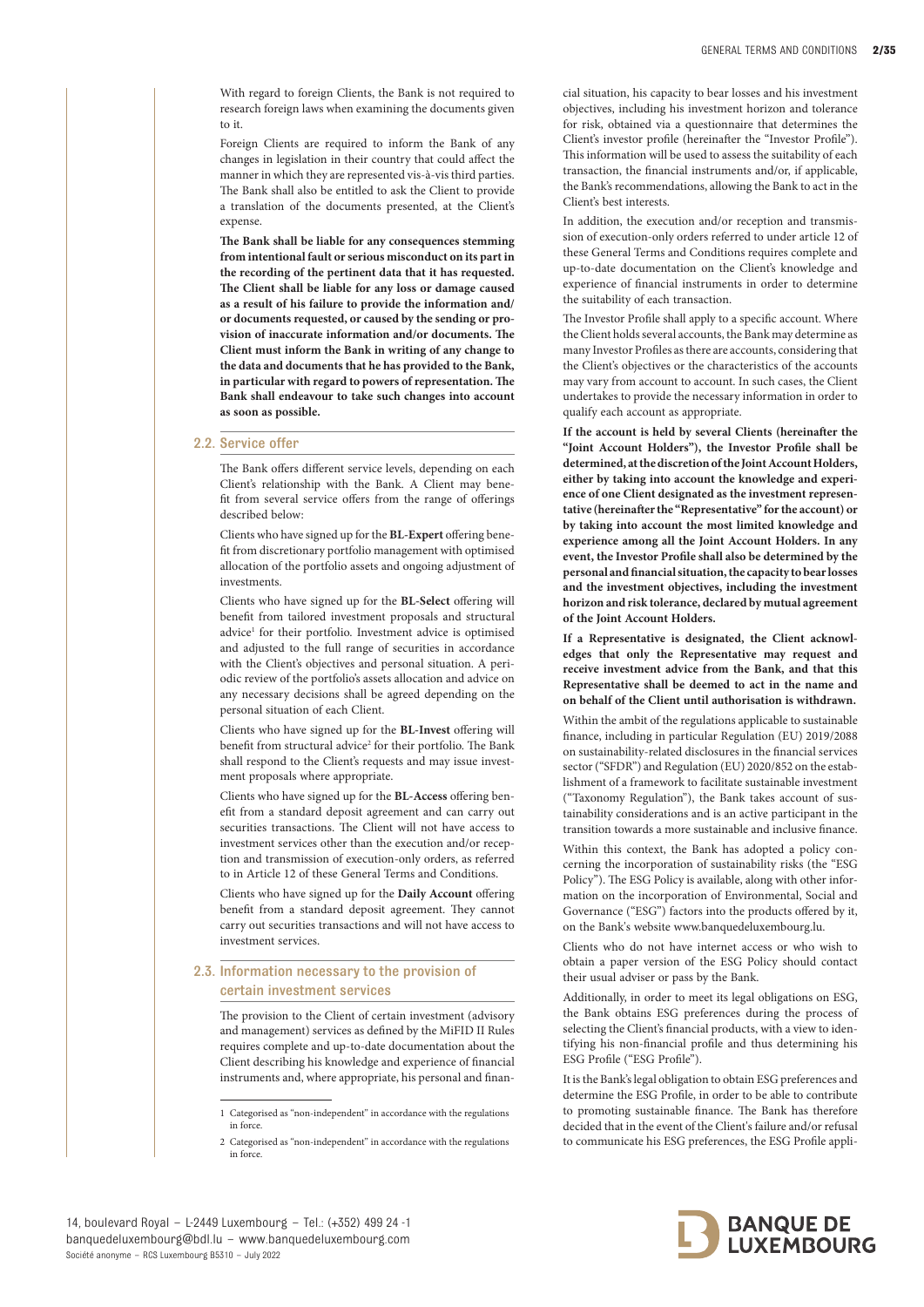With regard to foreign Clients, the Bank is not required to research foreign laws when examining the documents given to it.

Foreign Clients are required to inform the Bank of any changes in legislation in their country that could affect the manner in which they are represented vis-à-vis third parties. The Bank shall also be entitled to ask the Client to provide a translation of the documents presented, at the Client's expense.

**The Bank shall be liable for any consequences stemming from intentional fault or serious misconduct on its part in the recording of the pertinent data that it has requested. The Client shall be liable for any loss or damage caused as a result of his failure to provide the information and/or documents requested, or caused by the sending or provision of inaccurate information and/or documents. The Client must inform the Bank in writing of any change to the data and documents that he has provided to the Bank, in particular with regard to powers of representation. The Bank shall endeavour to take such changes into account as soon as possible.**

## 2.2. Service offer

The Bank offers different service levels, depending on each Client's relationship with the Bank. A Client may benefit from several service offers from the range of offerings described below:

Clients who have signed up for the **BL-Expert** offering benefit from discretionary portfolio management with optimised allocation of the portfolio assets and ongoing adjustment of investments.

Clients who have signed up for the **BL-Select** offering will benefit from tailored investment proposals and structural advice[1] for their portfolio. Investment advice is optimised and adjusted to the full range of securities in accordance with the Client's objectives and personal situation. A periodic review of the portfolio's assets allocation and advice on any necessary decisions shall be agreed depending on the personal situation of each Client.

Clients who have signed up for the **BL-Invest** offering will benefit from structural advice[2] for their portfolio. The Bank shall respond to the Client's requests and may issue investment proposals where appropriate.

Clients who have signed up for the **BL-Access** offering benefit from a standard deposit agreement and can carry out securities transactions. The Client will not have access to investment services other than the execution and/or reception and transmission of execution-only orders, as referred to in Article 12 of these General Terms and Conditions.

Clients who have signed up for the **Daily Account** offering benefit from a standard deposit agreement. They cannot carry out securities transactions and will not have access to investment services.

## 2.3. Information necessary to the provision of certain investment services

The provision to the Client of certain investment (advisory and management) services as defined by the MiFID II Rules requires complete and up-to-date documentation about the Client describing his knowledge and experience of financial instruments and, where appropriate, his personal and financial situation, his capacity to bear losses and his investment objectives, including his investment horizon and tolerance for risk, obtained via a questionnaire that determines the Client's investor profile (hereinafter the "Investor Profile"). This information will be used to assess the suitability of each transaction, the financial instruments and/or, if applicable, the Bank's recommendations, allowing the Bank to act in the Client's best interests.

In addition, the execution and/or reception and transmission of execution-only orders referred to under article 12 of these General Terms and Conditions requires complete and up-to-date documentation on the Client's knowledge and experience of financial instruments in order to determine the suitability of each transaction.

The Investor Profile shall apply to a specific account. Where the Client holds several accounts, the Bank may determine as many Investor Profiles as there are accounts, considering that the Client's objectives or the characteristics of the accounts may vary from account to account. In such cases, the Client undertakes to provide the necessary information in order to qualify each account as appropriate.

**If the account is held by several Clients (hereinafter the "Joint Account Holders"), the Investor Profile shall be determined, at the discretion of the Joint Account Holders, either by taking into account the knowledge and experience of one Client designated as the investment representative (hereinafter the "Representative" for the account) or by taking into account the most limited knowledge and experience among all the Joint Account Holders. In any event, the Investor Profile shall also be determined by the personal and financial situation, the capacity to bear losses and the investment objectives, including the investment horizon and risk tolerance, declared by mutual agreement of the Joint Account Holders.**

**If a Representative is designated, the Client acknowledges that only the Representative may request and receive investment advice from the Bank, and that this Representative shall be deemed to act in the name and on behalf of the Client until authorisation is withdrawn.**

Within the ambit of the regulations applicable to sustainable finance, including in particular Regulation (EU) 2019/2088 on sustainability-related disclosures in the financial services sector ("SFDR") and Regulation (EU) 2020/852 on the establishment of a framework to facilitate sustainable investment ("Taxonomy Regulation"), the Bank takes account of sustainability considerations and is an active participant in the transition towards a more sustainable and inclusive finance.

Within this context, the Bank has adopted a policy concerning the incorporation of sustainability risks (the "ESG Policy"). The ESG Policy is available, along with other information on the incorporation of Environmental, Social and Governance ("ESG") factors into the products offered by it, on the Bank's website www.banquedeluxembourg.lu.

Clients who do not have internet access or who wish to obtain a paper version of the ESG Policy should contact their usual adviser or pass by the Bank.

Additionally, in order to meet its legal obligations on ESG, the Bank obtains ESG preferences during the process of selecting the Client's financial products, with a view to identifying his non-financial profile and thus determining his ESG Profile ("ESG Profile").

It is the Bank's legal obligation to obtain ESG preferences and determine the ESG Profile, in order to be able to contribute to promoting sustainable finance. The Bank has therefore decided that in the event of the Client's failure and/or refusal to communicate his ESG preferences, the ESG Profile appli-

[1] Categorised as "non-independent" in accordance with the regulations in force.

[2] Categorised as "non-independent" in accordance with the regulations in force.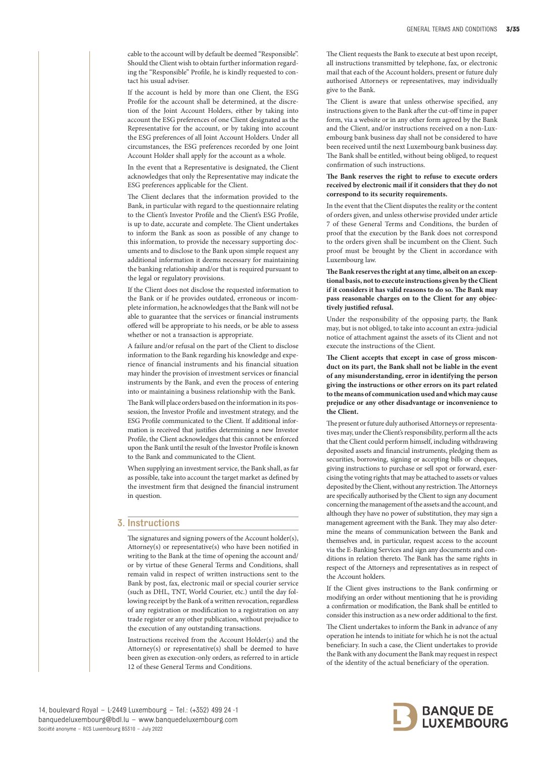cable to the account will by default be deemed "Responsible". Should the Client wish to obtain further information regarding the "Responsible" Profile, he is kindly requested to contact his usual adviser.

If the account is held by more than one Client, the ESG Profile for the account shall be determined, at the discretion of the Joint Account Holders, either by taking into account the ESG preferences of one Client designated as the Representative for the account, or by taking into account the ESG preferences of all Joint Account Holders. Under all circumstances, the ESG preferences recorded by one Joint Account Holder shall apply for the account as a whole.

In the event that a Representative is designated, the Client acknowledges that only the Representative may indicate the ESG preferences applicable for the Client.

The Client declares that the information provided to the Bank, in particular with regard to the questionnaire relating to the Client's Investor Profile and the Client's ESG Profile, is up to date, accurate and complete. The Client undertakes to inform the Bank as soon as possible of any change to this information, to provide the necessary supporting documents and to disclose to the Bank upon simple request any additional information it deems necessary for maintaining the banking relationship and/or that is required pursuant to the legal or regulatory provisions.

If the Client does not disclose the requested information to the Bank or if he provides outdated, erroneous or incomplete information, he acknowledges that the Bank will not be able to guarantee that the services or financial instruments offered will be appropriate to his needs, or be able to assess whether or not a transaction is appropriate.

A failure and/or refusal on the part of the Client to disclose information to the Bank regarding his knowledge and experience of financial instruments and his financial situation may hinder the provision of investment services or financial instruments by the Bank, and even the process of entering into or maintaining a business relationship with the Bank.

The Bank will place orders based on the information in its possession, the Investor Profile and investment strategy, and the ESG Profile communicated to the Client. If additional information is received that justifies determining a new Investor Profile, the Client acknowledges that this cannot be enforced upon the Bank until the result of the Investor Profile is known to the Bank and communicated to the Client.

When supplying an investment service, the Bank shall, as far as possible, take into account the target market as defined by the investment firm that designed the financial instrument in question.

## 3. Instructions

The signatures and signing powers of the Account holder(s), Attorney(s) or representative(s) who have been notified in writing to the Bank at the time of opening the account and/or by virtue of these General Terms and Conditions, shall remain valid in respect of written instructions sent to the Bank by post, fax, electronic mail or special courier service (such as DHL, TNT, World Courier, etc.) until the day following receipt by the Bank of a written revocation, regardless of any registration or modification to a registration on any trade register or any other publication, without prejudice to the execution of any outstanding transactions.

Instructions received from the Account Holder(s) and the Attorney(s) or representative(s) shall be deemed to have been given as execution-only orders, as referred to in article 12 of these General Terms and Conditions.

The Client requests the Bank to execute at best upon receipt, all instructions transmitted by telephone, fax, or electronic mail that each of the Account holders, present or future duly authorised Attorneys or representatives, may individually give to the Bank.

The Client is aware that unless otherwise specified, any instructions given to the Bank after the cut-off time in paper form, via a website or in any other form agreed by the Bank and the Client, and/or instructions received on a non-Luxembourg bank business day shall not be considered to have been received until the next Luxembourg bank business day. The Bank shall be entitled, without being obliged, to request confirmation of such instructions.

**The Bank reserves the right to refuse to execute orders received by electronic mail if it considers that they do not correspond to its security requirements.**

In the event that the Client disputes the reality or the content of orders given, and unless otherwise provided under article 7 of these General Terms and Conditions, the burden of proof that the execution by the Bank does not correspond to the orders given shall be incumbent on the Client. Such proof must be brought by the Client in accordance with Luxembourg law.

**The Bank reserves the right at any time, albeit on an exceptional basis, not to execute instructions given by the Client if it considers it has valid reasons to do so. The Bank may pass reasonable charges on to the Client for any objectively justified refusal.**

Under the responsibility of the opposing party, the Bank may, but is not obliged, to take into account an extra-judicial notice of attachment against the assets of its Client and not execute the instructions of the Client.

**The Client accepts that except in case of gross misconduct on its part, the Bank shall not be liable in the event of any misunderstanding, error in identifying the person giving the instructions or other errors on its part related to the means of communication used and which may cause prejudice or any other disadvantage or inconvenience to the Client.**

The present or future duly authorised Attorneys or representatives may, under the Client's responsibility, perform all the acts that the Client could perform himself, including withdrawing deposited assets and financial instruments, pledging them as securities, borrowing, signing or accepting bills or cheques, giving instructions to purchase or sell spot or forward, exercising the voting rights that may be attached to assets or values deposited by the Client, without any restriction. The Attorneys are specifically authorised by the Client to sign any document concerning the management of the assets and the account, and although they have no power of substitution, they may sign a management agreement with the Bank. They may also determine the means of communication between the Bank and themselves and, in particular, request access to the account via the E-Banking Services and sign any documents and conditions in relation thereto. The Bank has the same rights in respect of the Attorneys and representatives as in respect of the Account holders.

If the Client gives instructions to the Bank confirming or modifying an order without mentioning that he is providing a confirmation or modification, the Bank shall be entitled to consider this instruction as a new order additional to the first.

The Client undertakes to inform the Bank in advance of any operation he intends to initiate for which he is not the actual beneficiary. In such a case, the Client undertakes to provide the Bank with any document the Bank may request in respect of the identity of the actual beneficiary of the operation.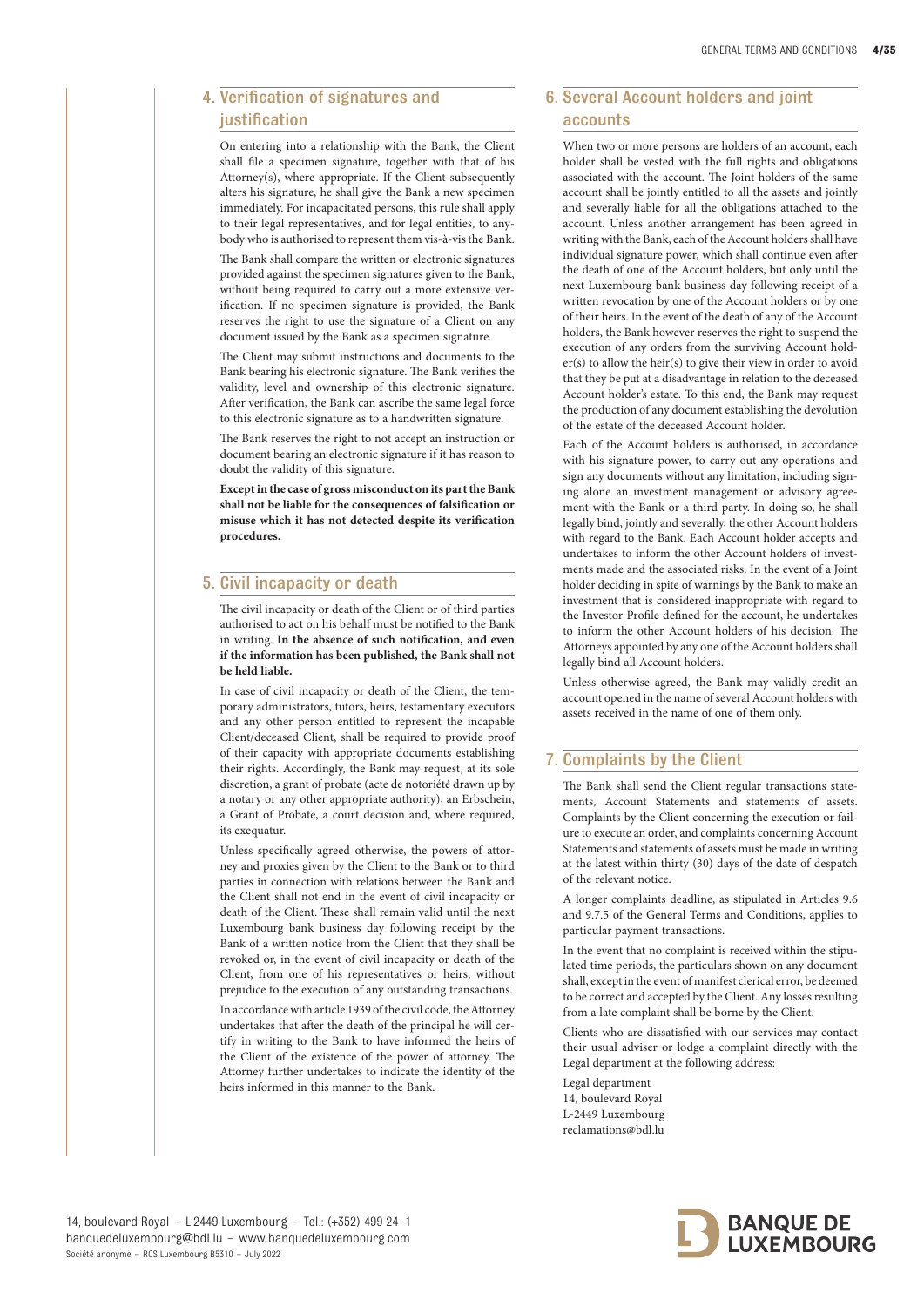## 4. Verification of signatures and justification

On entering into a relationship with the Bank, the Client shall file a specimen signature, together with that of his Attorney(s), where appropriate. If the Client subsequently alters his signature, he shall give the Bank a new specimen immediately. For incapacitated persons, this rule shall apply to their legal representatives, and for legal entities, to anybody who is authorised to represent them vis-à-vis the Bank.

The Bank shall compare the written or electronic signatures provided against the specimen signatures given to the Bank, without being required to carry out a more extensive verification. If no specimen signature is provided, the Bank reserves the right to use the signature of a Client on any document issued by the Bank as a specimen signature.

The Client may submit instructions and documents to the Bank bearing his electronic signature. The Bank verifies the validity, level and ownership of this electronic signature. After verification, the Bank can ascribe the same legal force to this electronic signature as to a handwritten signature.

The Bank reserves the right to not accept an instruction or document bearing an electronic signature if it has reason to doubt the validity of this signature.

**Except in the case of gross misconduct on its part the Bank shall not be liable for the consequences of falsification or misuse which it has not detected despite its verification procedures.**

## 5. Civil incapacity or death

The civil incapacity or death of the Client or of third parties authorised to act on his behalf must be notified to the Bank in writing. **In the absence of such notification, and even if the information has been published, the Bank shall not be held liable.**

In case of civil incapacity or death of the Client, the temporary administrators, tutors, heirs, testamentary executors and any other person entitled to represent the incapable Client/deceased Client, shall be required to provide proof of their capacity with appropriate documents establishing their rights. Accordingly, the Bank may request, at its sole discretion, a grant of probate (acte de notoriété drawn up by a notary or any other appropriate authority), an Erbschein, a Grant of Probate, a court decision and, where required, its exequatur.

Unless specifically agreed otherwise, the powers of attorney and proxies given by the Client to the Bank or to third parties in connection with relations between the Bank and the Client shall not end in the event of civil incapacity or death of the Client. These shall remain valid until the next Luxembourg bank business day following receipt by the Bank of a written notice from the Client that they shall be revoked or, in the event of civil incapacity or death of the Client, from one of his representatives or heirs, without prejudice to the execution of any outstanding transactions.

In accordance with article 1939 of the civil code, the Attorney undertakes that after the death of the principal he will certify in writing to the Bank to have informed the heirs of the Client of the existence of the power of attorney. The Attorney further undertakes to indicate the identity of the heirs informed in this manner to the Bank.

## 6. Several Account holders and joint accounts

When two or more persons are holders of an account, each holder shall be vested with the full rights and obligations associated with the account. The Joint holders of the same account shall be jointly entitled to all the assets and jointly and severally liable for all the obligations attached to the account. Unless another arrangement has been agreed in writing with the Bank, each of the Account holders shall have individual signature power, which shall continue even after the death of one of the Account holders, but only until the next Luxembourg bank business day following receipt of a written revocation by one of the Account holders or by one of their heirs. In the event of the death of any of the Account holders, the Bank however reserves the right to suspend the execution of any orders from the surviving Account holder(s) to allow the heir(s) to give their view in order to avoid that they be put at a disadvantage in relation to the deceased Account holder's estate. To this end, the Bank may request the production of any document establishing the devolution of the estate of the deceased Account holder.

Each of the Account holders is authorised, in accordance with his signature power, to carry out any operations and sign any documents without any limitation, including signing alone an investment management or advisory agreement with the Bank or a third party. In doing so, he shall legally bind, jointly and severally, the other Account holders with regard to the Bank. Each Account holder accepts and undertakes to inform the other Account holders of investments made and the associated risks. In the event of a Joint holder deciding in spite of warnings by the Bank to make an investment that is considered inappropriate with regard to the Investor Profile defined for the account, he undertakes to inform the other Account holders of his decision. The Attorneys appointed by any one of the Account holders shall legally bind all Account holders.

Unless otherwise agreed, the Bank may validly credit an account opened in the name of several Account holders with assets received in the name of one of them only.

## 7. Complaints by the Client

The Bank shall send the Client regular transactions statements, Account Statements and statements of assets. Complaints by the Client concerning the execution or failure to execute an order, and complaints concerning Account Statements and statements of assets must be made in writing at the latest within thirty (30) days of the date of despatch of the relevant notice.

A longer complaints deadline, as stipulated in Articles 9.6 and 9.7.5 of the General Terms and Conditions, applies to particular payment transactions.

In the event that no complaint is received within the stipulated time periods, the particulars shown on any document shall, except in the event of manifest clerical error, be deemed to be correct and accepted by the Client. Any losses resulting from a late complaint shall be borne by the Client.

Clients who are dissatisfied with our services may contact their usual adviser or lodge a complaint directly with the Legal department at the following address:

Legal department
14, boulevard Royal
L-2449 Luxembourg
reclamations@bdl.lu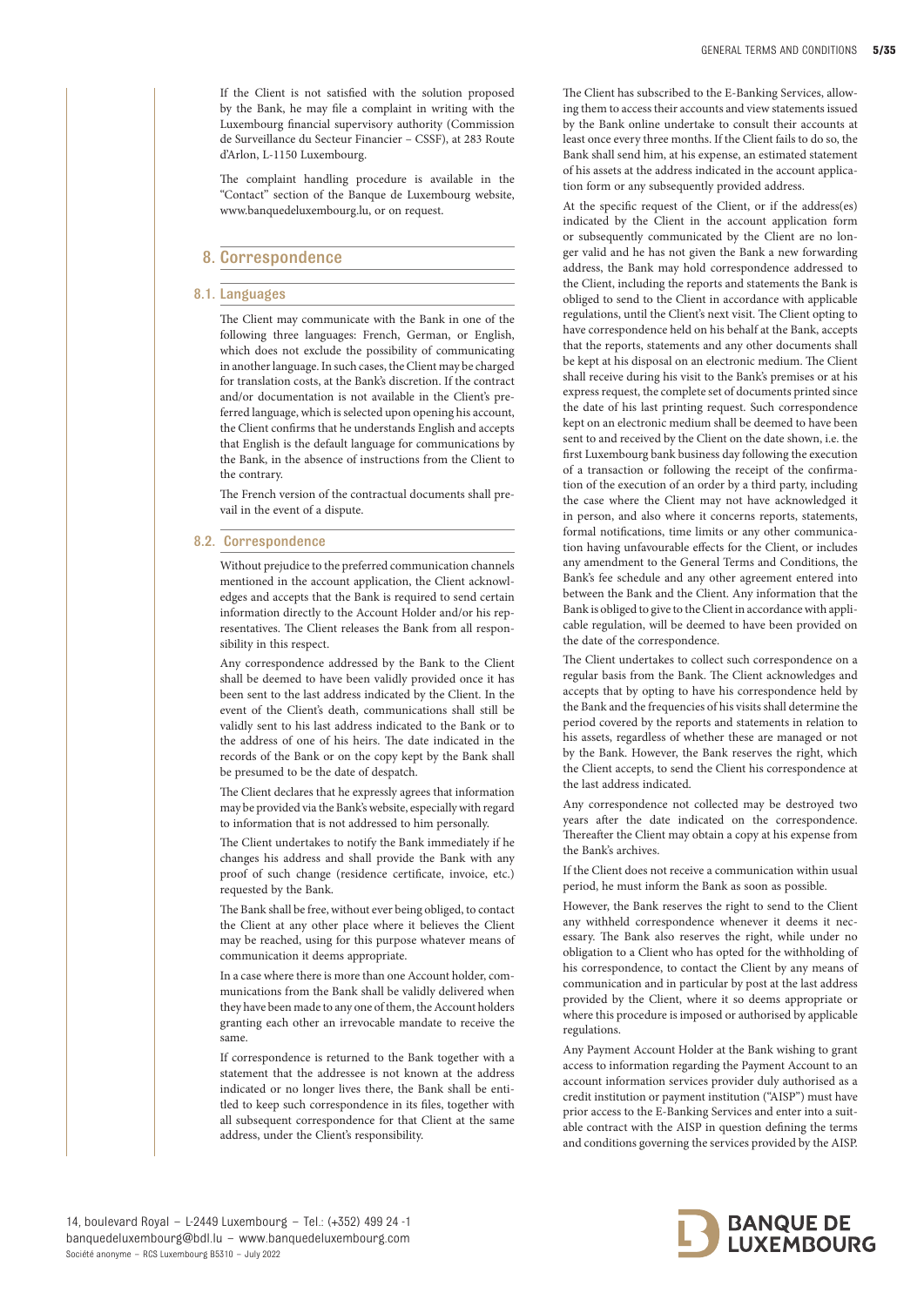If the Client is not satisfied with the solution proposed by the Bank, he may file a complaint in writing with the Luxembourg financial supervisory authority (Commission de Surveillance du Secteur Financier – CSSF), at 283 Route d'Arlon, L-1150 Luxembourg.

The complaint handling procedure is available in the "Contact" section of the Banque de Luxembourg website, www.banquedeluxembourg.lu, or on request.

## 8. Correspondence

### 8.1. Languages

The Client may communicate with the Bank in one of the following three languages: French, German, or English, which does not exclude the possibility of communicating in another language. In such cases, the Client may be charged for translation costs, at the Bank's discretion. If the contract and/or documentation is not available in the Client's preferred language, which is selected upon opening his account, the Client confirms that he understands English and accepts that English is the default language for communications by the Bank, in the absence of instructions from the Client to the contrary.

The French version of the contractual documents shall prevail in the event of a dispute.

### 8.2. Correspondence

Without prejudice to the preferred communication channels mentioned in the account application, the Client acknowledges and accepts that the Bank is required to send certain information directly to the Account Holder and/or his representatives. The Client releases the Bank from all responsibility in this respect.

Any correspondence addressed by the Bank to the Client shall be deemed to have been validly provided once it has been sent to the last address indicated by the Client. In the event of the Client's death, communications shall still be validly sent to his last address indicated to the Bank or to the address of one of his heirs. The date indicated in the records of the Bank or on the copy kept by the Bank shall be presumed to be the date of despatch.

The Client declares that he expressly agrees that information may be provided via the Bank's website, especially with regard to information that is not addressed to him personally.

The Client undertakes to notify the Bank immediately if he changes his address and shall provide the Bank with any proof of such change (residence certificate, invoice, etc.) requested by the Bank.

The Bank shall be free, without ever being obliged, to contact the Client at any other place where it believes the Client may be reached, using for this purpose whatever means of communication it deems appropriate.

In a case where there is more than one Account holder, communications from the Bank shall be validly delivered when they have been made to any one of them, the Account holders granting each other an irrevocable mandate to receive the same.

If correspondence is returned to the Bank together with a statement that the addressee is not known at the address indicated or no longer lives there, the Bank shall be entitled to keep such correspondence in its files, together with all subsequent correspondence for that Client at the same address, under the Client's responsibility.

The Client has subscribed to the E-Banking Services, allowing them to access their accounts and view statements issued by the Bank online undertake to consult their accounts at least once every three months. If the Client fails to do so, the Bank shall send him, at his expense, an estimated statement of his assets at the address indicated in the account application form or any subsequently provided address.

At the specific request of the Client, or if the address(es) indicated by the Client in the account application form or subsequently communicated by the Client are no longer valid and he has not given the Bank a new forwarding address, the Bank may hold correspondence addressed to the Client, including the reports and statements the Bank is obliged to send to the Client in accordance with applicable regulations, until the Client's next visit. The Client opting to have correspondence held on his behalf at the Bank, accepts that the reports, statements and any other documents shall be kept at his disposal on an electronic medium. The Client shall receive during his visit to the Bank's premises or at his express request, the complete set of documents printed since the date of his last printing request. Such correspondence kept on an electronic medium shall be deemed to have been sent to and received by the Client on the date shown, i.e. the first Luxembourg bank business day following the execution of a transaction or following the receipt of the confirmation of the execution of an order by a third party, including the case where the Client may not have acknowledged it in person, and also where it concerns reports, statements, formal notifications, time limits or any other communication having unfavourable effects for the Client, or includes any amendment to the General Terms and Conditions, the Bank's fee schedule and any other agreement entered into between the Bank and the Client. Any information that the Bank is obliged to give to the Client in accordance with applicable regulation, will be deemed to have been provided on the date of the correspondence.

The Client undertakes to collect such correspondence on a regular basis from the Bank. The Client acknowledges and accepts that by opting to have his correspondence held by the Bank and the frequencies of his visits shall determine the period covered by the reports and statements in relation to his assets, regardless of whether these are managed or not by the Bank. However, the Bank reserves the right, which the Client accepts, to send the Client his correspondence at the last address indicated.

Any correspondence not collected may be destroyed two years after the date indicated on the correspondence. Thereafter the Client may obtain a copy at his expense from the Bank's archives.

If the Client does not receive a communication within usual period, he must inform the Bank as soon as possible.

However, the Bank reserves the right to send to the Client any withheld correspondence whenever it deems it necessary. The Bank also reserves the right, while under no obligation to a Client who has opted for the withholding of his correspondence, to contact the Client by any means of communication and in particular by post at the last address provided by the Client, where it so deems appropriate or where this procedure is imposed or authorised by applicable regulations.

Any Payment Account Holder at the Bank wishing to grant access to information regarding the Payment Account to an account information services provider duly authorised as a credit institution or payment institution ("AISP") must have prior access to the E-Banking Services and enter into a suitable contract with the AISP in question defining the terms and conditions governing the services provided by the AISP.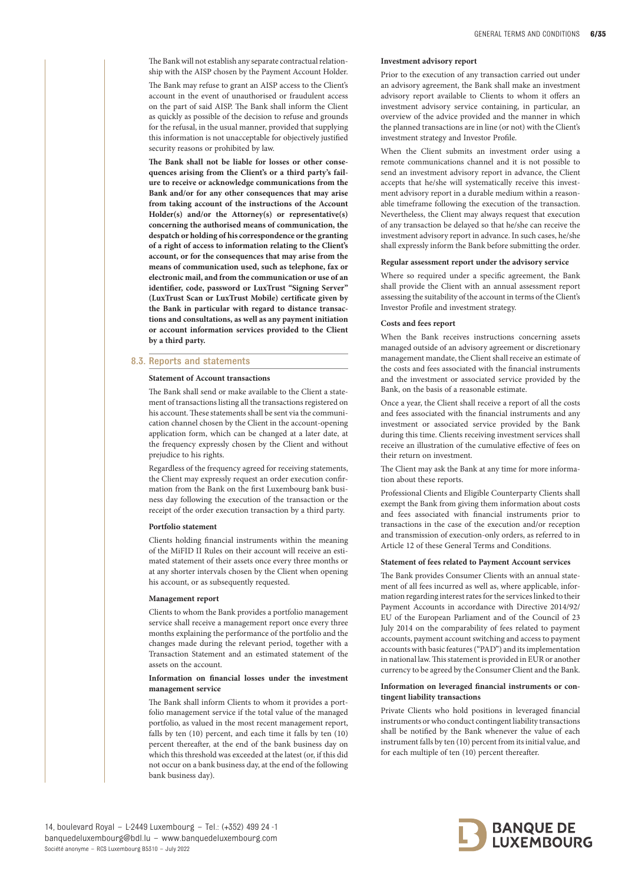The Bank will not establish any separate contractual relationship with the AISP chosen by the Payment Account Holder.

The Bank may refuse to grant an AISP access to the Client's account in the event of unauthorised or fraudulent access on the part of said AISP. The Bank shall inform the Client as quickly as possible of the decision to refuse and grounds for the refusal, in the usual manner, provided that supplying this information is not unacceptable for objectively justified security reasons or prohibited by law.

**The Bank shall not be liable for losses or other consequences arising from the Client's or a third party's failure to receive or acknowledge communications from the Bank and/or for any other consequences that may arise from taking account of the instructions of the Account Holder(s) and/or the Attorney(s) or representative(s) concerning the authorised means of communication, the despatch or holding of his correspondence or the granting of a right of access to information relating to the Client's account, or for the consequences that may arise from the means of communication used, such as telephone, fax or electronic mail, and from the communication or use of an identifier, code, password or LuxTrust "Signing Server" (LuxTrust Scan or LuxTrust Mobile) certificate given by the Bank in particular with regard to distance transactions and consultations, as well as any payment initiation or account information services provided to the Client by a third party.**

## 8.3. Reports and statements

**Statement of Account transactions**

The Bank shall send or make available to the Client a statement of transactions listing all the transactions registered on his account. These statements shall be sent via the communication channel chosen by the Client in the account-opening application form, which can be changed at a later date, at the frequency expressly chosen by the Client and without prejudice to his rights.

Regardless of the frequency agreed for receiving statements, the Client may expressly request an order execution confirmation from the Bank on the first Luxembourg bank business day following the execution of the transaction or the receipt of the order execution transaction by a third party.

**Portfolio statement**

Clients holding financial instruments within the meaning of the MiFID II Rules on their account will receive an estimated statement of their assets once every three months or at any shorter intervals chosen by the Client when opening his account, or as subsequently requested.

**Management report**

Clients to whom the Bank provides a portfolio management service shall receive a management report once every three months explaining the performance of the portfolio and the changes made during the relevant period, together with a Transaction Statement and an estimated statement of the assets on the account.

**Information on financial losses under the investment management service**

The Bank shall inform Clients to whom it provides a portfolio management service if the total value of the managed portfolio, as valued in the most recent management report, falls by ten (10) percent, and each time it falls by ten (10) percent thereafter, at the end of the bank business day on which this threshold was exceeded at the latest (or, if this did not occur on a bank business day, at the end of the following bank business day).

**Investment advisory report**

Prior to the execution of any transaction carried out under an advisory agreement, the Bank shall make an investment advisory report available to Clients to whom it offers an investment advisory service containing, in particular, an overview of the advice provided and the manner in which the planned transactions are in line (or not) with the Client's investment strategy and Investor Profile.

When the Client submits an investment order using a remote communications channel and it is not possible to send an investment advisory report in advance, the Client accepts that he/she will systematically receive this investment advisory report in a durable medium within a reasonable timeframe following the execution of the transaction. Nevertheless, the Client may always request that execution of any transaction be delayed so that he/she can receive the investment advisory report in advance. In such cases, he/she shall expressly inform the Bank before submitting the order.

**Regular assessment report under the advisory service**

Where so required under a specific agreement, the Bank shall provide the Client with an annual assessment report assessing the suitability of the account in terms of the Client's Investor Profile and investment strategy.

**Costs and fees report**

When the Bank receives instructions concerning assets managed outside of an advisory agreement or discretionary management mandate, the Client shall receive an estimate of the costs and fees associated with the financial instruments and the investment or associated service provided by the Bank, on the basis of a reasonable estimate.

Once a year, the Client shall receive a report of all the costs and fees associated with the financial instruments and any investment or associated service provided by the Bank during this time. Clients receiving investment services shall receive an illustration of the cumulative effective of fees on their return on investment.

The Client may ask the Bank at any time for more information about these reports.

Professional Clients and Eligible Counterparty Clients shall exempt the Bank from giving them information about costs and fees associated with financial instruments prior to transactions in the case of the execution and/or reception and transmission of execution-only orders, as referred to in Article 12 of these General Terms and Conditions.

**Statement of fees related to Payment Account services**

The Bank provides Consumer Clients with an annual statement of all fees incurred as well as, where applicable, information regarding interest rates for the services linked to their Payment Accounts in accordance with Directive 2014/92/EU of the European Parliament and of the Council of 23 July 2014 on the comparability of fees related to payment accounts, payment account switching and access to payment accounts with basic features ("PAD") and its implementation in national law. This statement is provided in EUR or another currency to be agreed by the Consumer Client and the Bank.

**Information on leveraged financial instruments or contingent liability transactions**

Private Clients who hold positions in leveraged financial instruments or who conduct contingent liability transactions shall be notified by the Bank whenever the value of each instrument falls by ten (10) percent from its initial value, and for each multiple of ten (10) percent thereafter.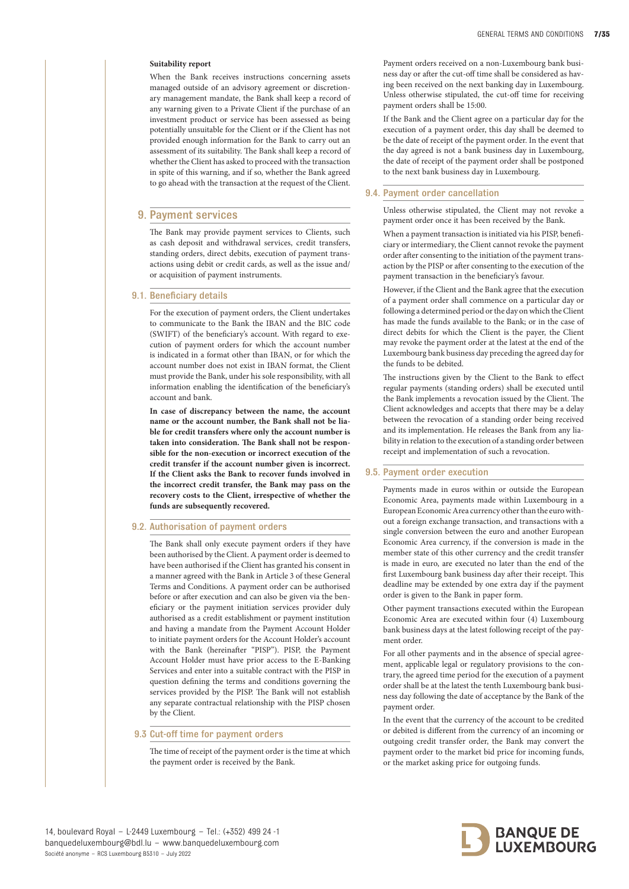**Suitability report**

When the Bank receives instructions concerning assets managed outside of an advisory agreement or discretionary management mandate, the Bank shall keep a record of any warning given to a Private Client if the purchase of an investment product or service has been assessed as being potentially unsuitable for the Client or if the Client has not provided enough information for the Bank to carry out an assessment of its suitability. The Bank shall keep a record of whether the Client has asked to proceed with the transaction in spite of this warning, and if so, whether the Bank agreed to go ahead with the transaction at the request of the Client.

## 9. Payment services

The Bank may provide payment services to Clients, such as cash deposit and withdrawal services, credit transfers, standing orders, direct debits, execution of payment transactions using debit or credit cards, as well as the issue and/or acquisition of payment instruments.

### 9.1. Beneficiary details

For the execution of payment orders, the Client undertakes to communicate to the Bank the IBAN and the BIC code (SWIFT) of the beneficiary's account. With regard to execution of payment orders for which the account number is indicated in a format other than IBAN, or for which the account number does not exist in IBAN format, the Client must provide the Bank, under his sole responsibility, with all information enabling the identification of the beneficiary's account and bank.

**In case of discrepancy between the name, the account name or the account number, the Bank shall not be liable for credit transfers where only the account number is taken into consideration. The Bank shall not be responsible for the non-execution or incorrect execution of the credit transfer if the account number given is incorrect. If the Client asks the Bank to recover funds involved in the incorrect credit transfer, the Bank may pass on the recovery costs to the Client, irrespective of whether the funds are subsequently recovered.**

### 9.2. Authorisation of payment orders

The Bank shall only execute payment orders if they have been authorised by the Client. A payment order is deemed to have been authorised if the Client has granted his consent in a manner agreed with the Bank in Article 3 of these General Terms and Conditions. A payment order can be authorised before or after execution and can also be given via the beneficiary or the payment initiation services provider duly authorised as a credit establishment or payment institution and having a mandate from the Payment Account Holder to initiate payment orders for the Account Holder's account with the Bank (hereinafter "PISP"). PISP, the Payment Account Holder must have prior access to the E-Banking Services and enter into a suitable contract with the PISP in question defining the terms and conditions governing the services provided by the PISP. The Bank will not establish any separate contractual relationship with the PISP chosen by the Client.

### 9.3 Cut-off time for payment orders

The time of receipt of the payment order is the time at which the payment order is received by the Bank.

Payment orders received on a non-Luxembourg bank business day or after the cut-off time shall be considered as having been received on the next banking day in Luxembourg. Unless otherwise stipulated, the cut-off time for receiving payment orders shall be 15:00.

If the Bank and the Client agree on a particular day for the execution of a payment order, this day shall be deemed to be the date of receipt of the payment order. In the event that the day agreed is not a bank business day in Luxembourg, the date of receipt of the payment order shall be postponed to the next bank business day in Luxembourg.

### 9.4. Payment order cancellation

Unless otherwise stipulated, the Client may not revoke a payment order once it has been received by the Bank.

When a payment transaction is initiated via his PISP, beneficiary or intermediary, the Client cannot revoke the payment order after consenting to the initiation of the payment transaction by the PISP or after consenting to the execution of the payment transaction in the beneficiary's favour.

However, if the Client and the Bank agree that the execution of a payment order shall commence on a particular day or following a determined period or the day on which the Client has made the funds available to the Bank; or in the case of direct debits for which the Client is the payer, the Client may revoke the payment order at the latest at the end of the Luxembourg bank business day preceding the agreed day for the funds to be debited.

The instructions given by the Client to the Bank to effect regular payments (standing orders) shall be executed until the Bank implements a revocation issued by the Client. The Client acknowledges and accepts that there may be a delay between the revocation of a standing order being received and its implementation. He releases the Bank from any liability in relation to the execution of a standing order between receipt and implementation of such a revocation.

### 9.5. Payment order execution

Payments made in euros within or outside the European Economic Area, payments made within Luxembourg in a European Economic Area currency other than the euro without a foreign exchange transaction, and transactions with a single conversion between the euro and another European Economic Area currency, if the conversion is made in the member state of this other currency and the credit transfer is made in euro, are executed no later than the end of the first Luxembourg bank business day after their receipt. This deadline may be extended by one extra day if the payment order is given to the Bank in paper form.

Other payment transactions executed within the European Economic Area are executed within four (4) Luxembourg bank business days at the latest following receipt of the payment order.

For all other payments and in the absence of special agreement, applicable legal or regulatory provisions to the contrary, the agreed time period for the execution of a payment order shall be at the latest the tenth Luxembourg bank business day following the date of acceptance by the Bank of the payment order.

In the event that the currency of the account to be credited or debited is different from the currency of an incoming or outgoing credit transfer order, the Bank may convert the payment order to the market bid price for incoming funds, or the market asking price for outgoing funds.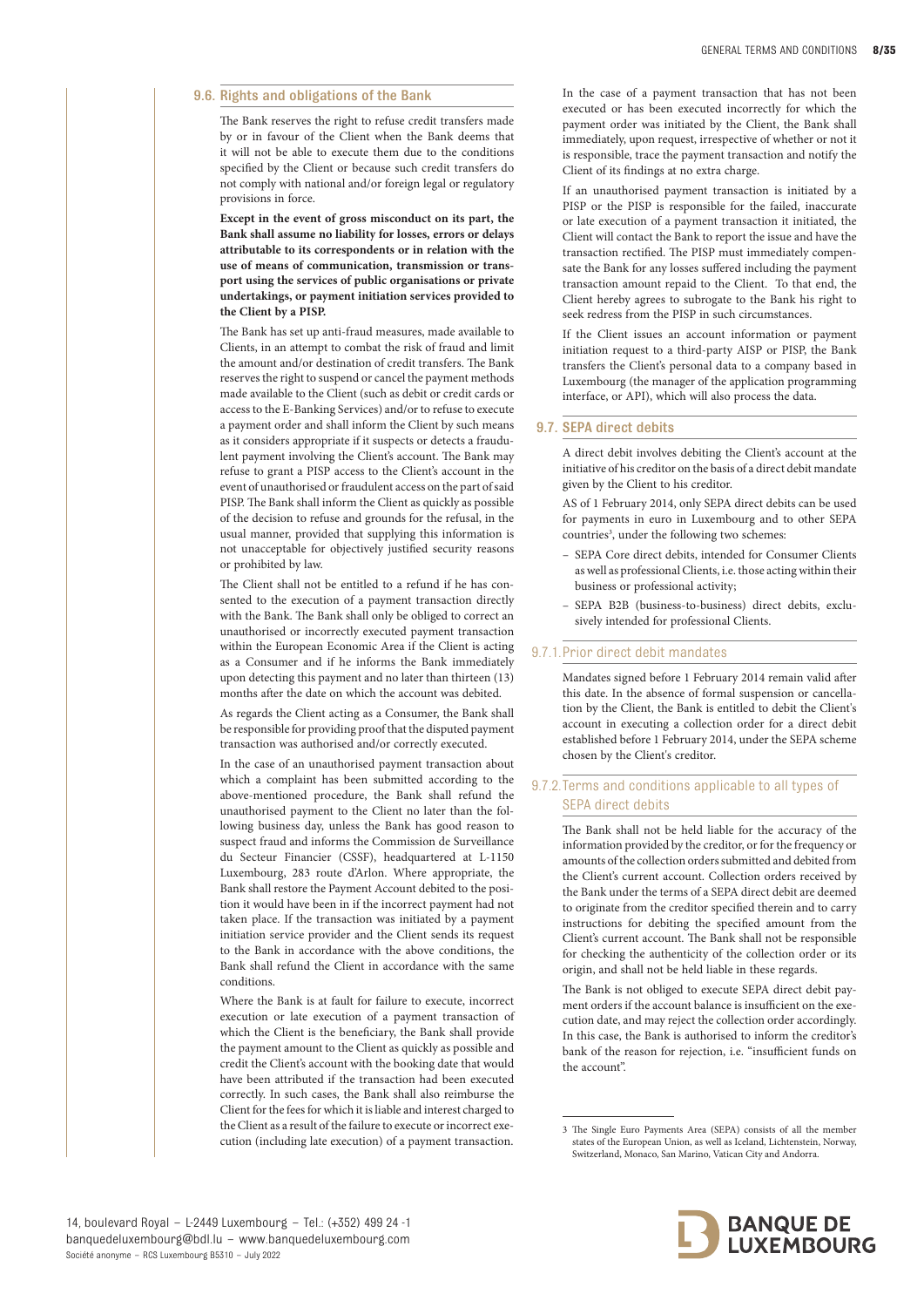## 9.6. Rights and obligations of the Bank

The Bank reserves the right to refuse credit transfers made by or in favour of the Client when the Bank deems that it will not be able to execute them due to the conditions specified by the Client or because such credit transfers do not comply with national and/or foreign legal or regulatory provisions in force.

**Except in the event of gross misconduct on its part, the Bank shall assume no liability for losses, errors or delays attributable to its correspondents or in relation with the use of means of communication, transmission or transport using the services of public organisations or private undertakings, or payment initiation services provided to the Client by a PISP.**

The Bank has set up anti-fraud measures, made available to Clients, in an attempt to combat the risk of fraud and limit the amount and/or destination of credit transfers. The Bank reserves the right to suspend or cancel the payment methods made available to the Client (such as debit or credit cards or access to the E-Banking Services) and/or to refuse to execute a payment order and shall inform the Client by such means as it considers appropriate if it suspects or detects a fraudulent payment involving the Client's account. The Bank may refuse to grant a PISP access to the Client's account in the event of unauthorised or fraudulent access on the part of said PISP. The Bank shall inform the Client as quickly as possible of the decision to refuse and grounds for the refusal, in the usual manner, provided that supplying this information is not unacceptable for objectively justified security reasons or prohibited by law.

The Client shall not be entitled to a refund if he has consented to the execution of a payment transaction directly with the Bank. The Bank shall only be obliged to correct an unauthorised or incorrectly executed payment transaction within the European Economic Area if the Client is acting as a Consumer and if he informs the Bank immediately upon detecting this payment and no later than thirteen (13) months after the date on which the account was debited.

As regards the Client acting as a Consumer, the Bank shall be responsible for providing proof that the disputed payment transaction was authorised and/or correctly executed.

In the case of an unauthorised payment transaction about which a complaint has been submitted according to the above-mentioned procedure, the Bank shall refund the unauthorised payment to the Client no later than the following business day, unless the Bank has good reason to suspect fraud and informs the Commission de Surveillance du Secteur Financier (CSSF), headquartered at L-1150 Luxembourg, 283 route d'Arlon. Where appropriate, the Bank shall restore the Payment Account debited to the position it would have been in if the incorrect payment had not taken place. If the transaction was initiated by a payment initiation service provider and the Client sends its request to the Bank in accordance with the above conditions, the Bank shall refund the Client in accordance with the same conditions.

Where the Bank is at fault for failure to execute, incorrect execution or late execution of a payment transaction of which the Client is the beneficiary, the Bank shall provide the payment amount to the Client as quickly as possible and credit the Client's account with the booking date that would have been attributed if the transaction had been executed correctly. In such cases, the Bank shall also reimburse the Client for the fees for which it is liable and interest charged to the Client as a result of the failure to execute or incorrect execution (including late execution) of a payment transaction.

In the case of a payment transaction that has not been executed or has been executed incorrectly for which the payment order was initiated by the Client, the Bank shall immediately, upon request, irrespective of whether or not it is responsible, trace the payment transaction and notify the Client of its findings at no extra charge.

If an unauthorised payment transaction is initiated by a PISP or the PISP is responsible for the failed, inaccurate or late execution of a payment transaction it initiated, the Client will contact the Bank to report the issue and have the transaction rectified. The PISP must immediately compensate the Bank for any losses suffered including the payment transaction amount repaid to the Client. To that end, the Client hereby agrees to subrogate to the Bank his right to seek redress from the PISP in such circumstances.

If the Client issues an account information or payment initiation request to a third-party AISP or PISP, the Bank transfers the Client's personal data to a company based in Luxembourg (the manager of the application programming interface, or API), which will also process the data.

## 9.7. SEPA direct debits

A direct debit involves debiting the Client's account at the initiative of his creditor on the basis of a direct debit mandate given by the Client to his creditor.

AS of 1 February 2014, only SEPA direct debits can be used for payments in euro in Luxembourg and to other SEPA countries[3], under the following two schemes:

- SEPA Core direct debits, intended for Consumer Clients as well as professional Clients, i.e. those acting within their business or professional activity;
- SEPA B2B (business-to-business) direct debits, exclusively intended for professional Clients.

### 9.7.1. Prior direct debit mandates

Mandates signed before 1 February 2014 remain valid after this date. In the absence of formal suspension or cancellation by the Client, the Bank is entitled to debit the Client's account in executing a collection order for a direct debit established before 1 February 2014, under the SEPA scheme chosen by the Client's creditor.

### 9.7.2. Terms and conditions applicable to all types of SEPA direct debits

The Bank shall not be held liable for the accuracy of the information provided by the creditor, or for the frequency or amounts of the collection orders submitted and debited from the Client's current account. Collection orders received by the Bank under the terms of a SEPA direct debit are deemed to originate from the creditor specified therein and to carry instructions for debiting the specified amount from the Client's current account. The Bank shall not be responsible for checking the authenticity of the collection order or its origin, and shall not be held liable in these regards.

The Bank is not obliged to execute SEPA direct debit payment orders if the account balance is insufficient on the execution date, and may reject the collection order accordingly. In this case, the Bank is authorised to inform the creditor's bank of the reason for rejection, i.e. "insufficient funds on the account".

---

[3] The Single Euro Payments Area (SEPA) consists of all the member states of the European Union, as well as Iceland, Lichtenstein, Norway, Switzerland, Monaco, San Marino, Vatican City and Andorra.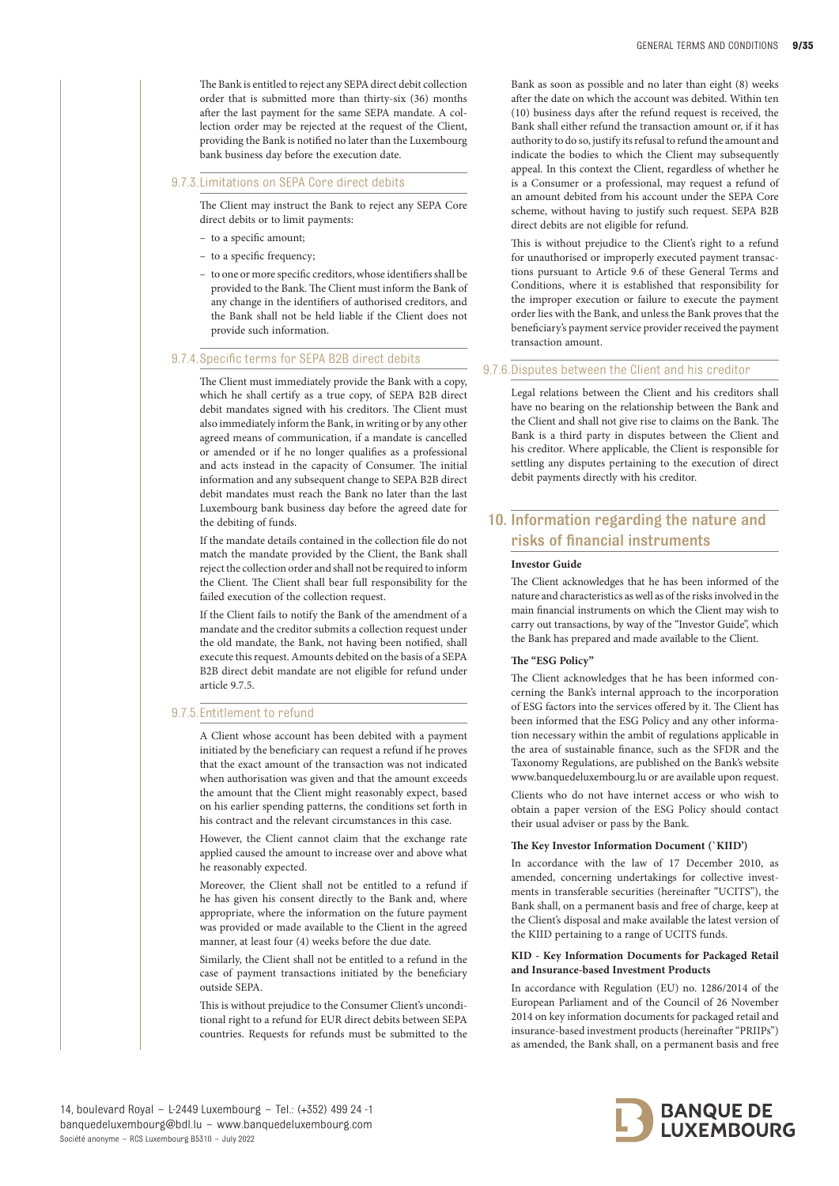The Bank is entitled to reject any SEPA direct debit collection order that is submitted more than thirty-six (36) months after the last payment for the same SEPA mandate. A collection order may be rejected at the request of the Client, providing the Bank is notified no later than the Luxembourg bank business day before the execution date.

### 9.7.3. Limitations on SEPA Core direct debits

The Client may instruct the Bank to reject any SEPA Core direct debits or to limit payments:

- to a specific amount;
- to a specific frequency;
- to one or more specific creditors, whose identifiers shall be provided to the Bank. The Client must inform the Bank of any change in the identifiers of authorised creditors, and the Bank shall not be held liable if the Client does not provide such information.

### 9.7.4. Specific terms for SEPA B2B direct debits

The Client must immediately provide the Bank with a copy, which he shall certify as a true copy, of SEPA B2B direct debit mandates signed with his creditors. The Client must also immediately inform the Bank, in writing or by any other agreed means of communication, if a mandate is cancelled or amended or if he no longer qualifies as a professional and acts instead in the capacity of Consumer. The initial information and any subsequent change to SEPA B2B direct debit mandates must reach the Bank no later than the last Luxembourg bank business day before the agreed date for the debiting of funds.

If the mandate details contained in the collection file do not match the mandate provided by the Client, the Bank shall reject the collection order and shall not be required to inform the Client. The Client shall bear full responsibility for the failed execution of the collection request.

If the Client fails to notify the Bank of the amendment of a mandate and the creditor submits a collection request under the old mandate, the Bank, not having been notified, shall execute this request. Amounts debited on the basis of a SEPA B2B direct debit mandate are not eligible for refund under article 9.7.5.

### 9.7.5. Entitlement to refund

A Client whose account has been debited with a payment initiated by the beneficiary can request a refund if he proves that the exact amount of the transaction was not indicated when authorisation was given and that the amount exceeds the amount that the Client might reasonably expect, based on his earlier spending patterns, the conditions set forth in his contract and the relevant circumstances in this case.

However, the Client cannot claim that the exchange rate applied caused the amount to increase over and above what he reasonably expected.

Moreover, the Client shall not be entitled to a refund if he has given his consent directly to the Bank and, where appropriate, where the information on the future payment was provided or made available to the Client in the agreed manner, at least four (4) weeks before the due date.

Similarly, the Client shall not be entitled to a refund in the case of payment transactions initiated by the beneficiary outside SEPA.

This is without prejudice to the Consumer Client's unconditional right to a refund for EUR direct debits between SEPA countries. Requests for refunds must be submitted to the Bank as soon as possible and no later than eight (8) weeks after the date on which the account was debited. Within ten (10) business days after the refund request is received, the Bank shall either refund the transaction amount or, if it has authority to do so, justify its refusal to refund the amount and indicate the bodies to which the Client may subsequently appeal. In this context the Client, regardless of whether he is a Consumer or a professional, may request a refund of an amount debited from his account under the SEPA Core scheme, without having to justify such request. SEPA B2B direct debits are not eligible for refund.

This is without prejudice to the Client's right to a refund for unauthorised or improperly executed payment transactions pursuant to Article 9.6 of these General Terms and Conditions, where it is established that responsibility for the improper execution or failure to execute the payment order lies with the Bank, and unless the Bank proves that the beneficiary's payment service provider received the payment transaction amount.

### 9.7.6. Disputes between the Client and his creditor

Legal relations between the Client and his creditors shall have no bearing on the relationship between the Bank and the Client and shall not give rise to claims on the Bank. The Bank is a third party in disputes between the Client and his creditor. Where applicable, the Client is responsible for settling any disputes pertaining to the execution of direct debit payments directly with his creditor.

## 10. Information regarding the nature and risks of financial instruments

**Investor Guide**

The Client acknowledges that he has been informed of the nature and characteristics as well as of the risks involved in the main financial instruments on which the Client may wish to carry out transactions, by way of the "Investor Guide", which the Bank has prepared and made available to the Client.

**The "ESG Policy"**

The Client acknowledges that he has been informed concerning the Bank's internal approach to the incorporation of ESG factors into the services offered by it. The Client has been informed that the ESG Policy and any other information necessary within the ambit of regulations applicable in the area of sustainable finance, such as the SFDR and the Taxonomy Regulations, are published on the Bank's website www.banquedeluxembourg.lu or are available upon request.

Clients who do not have internet access or who wish to obtain a paper version of the ESG Policy should contact their usual adviser or pass by the Bank.

**The Key Investor Information Document (`KIID')**

In accordance with the law of 17 December 2010, as amended, concerning undertakings for collective investments in transferable securities (hereinafter "UCITS"), the Bank shall, on a permanent basis and free of charge, keep at the Client's disposal and make available the latest version of the KIID pertaining to a range of UCITS funds.

**KID - Key Information Documents for Packaged Retail and Insurance-based Investment Products**

In accordance with Regulation (EU) no. 1286/2014 of the European Parliament and of the Council of 26 November 2014 on key information documents for packaged retail and insurance-based investment products (hereinafter "PRIIPs") as amended, the Bank shall, on a permanent basis and free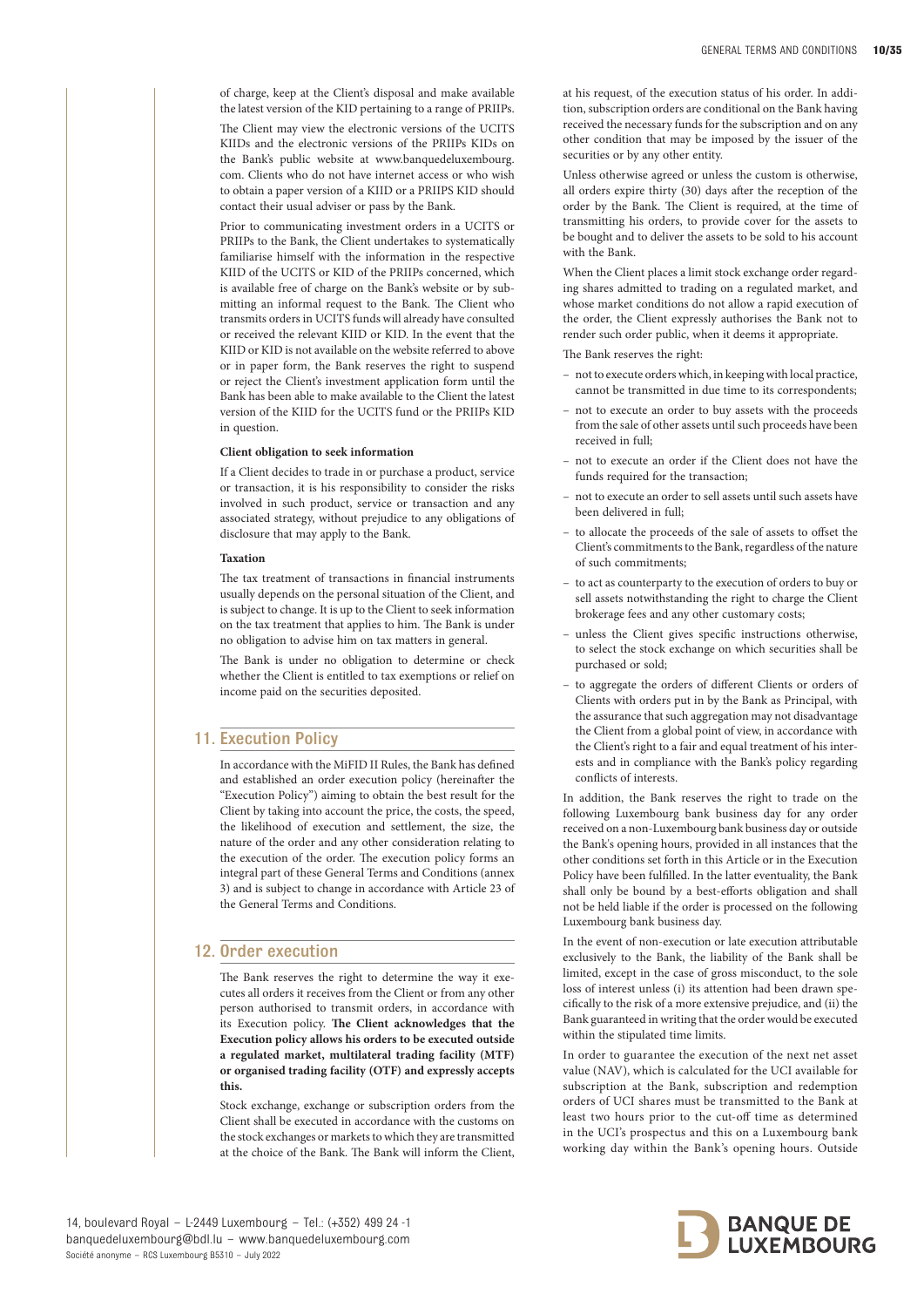of charge, keep at the Client's disposal and make available the latest version of the KID pertaining to a range of PRIIPs.

The Client may view the electronic versions of the UCITS KIIDs and the electronic versions of the PRIIPs KIDs on the Bank's public website at www.banquedeluxembourg.com. Clients who do not have internet access or who wish to obtain a paper version of a KIID or a PRIIPS KID should contact their usual adviser or pass by the Bank.

Prior to communicating investment orders in a UCITS or PRIIPs to the Bank, the Client undertakes to systematically familiarise himself with the information in the respective KIID of the UCITS or KID of the PRIIPs concerned, which is available free of charge on the Bank's website or by submitting an informal request to the Bank. The Client who transmits orders in UCITS funds will already have consulted or received the relevant KIID or KID. In the event that the KIID or KID is not available on the website referred to above or in paper form, the Bank reserves the right to suspend or reject the Client's investment application form until the Bank has been able to make available to the Client the latest version of the KIID for the UCITS fund or the PRIIPs KID in question.

**Client obligation to seek information**

If a Client decides to trade in or purchase a product, service or transaction, it is his responsibility to consider the risks involved in such product, service or transaction and any associated strategy, without prejudice to any obligations of disclosure that may apply to the Bank.

**Taxation**

The tax treatment of transactions in financial instruments usually depends on the personal situation of the Client, and is subject to change. It is up to the Client to seek information on the tax treatment that applies to him. The Bank is under no obligation to advise him on tax matters in general.

The Bank is under no obligation to determine or check whether the Client is entitled to tax exemptions or relief on income paid on the securities deposited.

## 11. Execution Policy

In accordance with the MiFID II Rules, the Bank has defined and established an order execution policy (hereinafter the "Execution Policy") aiming to obtain the best result for the Client by taking into account the price, the costs, the speed, the likelihood of execution and settlement, the size, the nature of the order and any other consideration relating to the execution of the order. The execution policy forms an integral part of these General Terms and Conditions (annex 3) and is subject to change in accordance with Article 23 of the General Terms and Conditions.

## 12. Order execution

The Bank reserves the right to determine the way it executes all orders it receives from the Client or from any other person authorised to transmit orders, in accordance with its Execution policy. **The Client acknowledges that the Execution policy allows his orders to be executed outside a regulated market, multilateral trading facility (MTF) or organised trading facility (OTF) and expressly accepts this.**

Stock exchange, exchange or subscription orders from the Client shall be executed in accordance with the customs on the stock exchanges or markets to which they are transmitted at the choice of the Bank. The Bank will inform the Client, at his request, of the execution status of his order. In addition, subscription orders are conditional on the Bank having received the necessary funds for the subscription and on any other condition that may be imposed by the issuer of the securities or by any other entity.

Unless otherwise agreed or unless the custom is otherwise, all orders expire thirty (30) days after the reception of the order by the Bank. The Client is required, at the time of transmitting his orders, to provide cover for the assets to be bought and to deliver the assets to be sold to his account with the Bank.

When the Client places a limit stock exchange order regarding shares admitted to trading on a regulated market, and whose market conditions do not allow a rapid execution of the order, the Client expressly authorises the Bank not to render such order public, when it deems it appropriate.

The Bank reserves the right:

- not to execute orders which, in keeping with local practice, cannot be transmitted in due time to its correspondents;
- not to execute an order to buy assets with the proceeds from the sale of other assets until such proceeds have been received in full;
- not to execute an order if the Client does not have the funds required for the transaction;
- not to execute an order to sell assets until such assets have been delivered in full;
- to allocate the proceeds of the sale of assets to offset the Client's commitments to the Bank, regardless of the nature of such commitments;
- to act as counterparty to the execution of orders to buy or sell assets notwithstanding the right to charge the Client brokerage fees and any other customary costs;
- unless the Client gives specific instructions otherwise, to select the stock exchange on which securities shall be purchased or sold;
- to aggregate the orders of different Clients or orders of Clients with orders put in by the Bank as Principal, with the assurance that such aggregation may not disadvantage the Client from a global point of view, in accordance with the Client's right to a fair and equal treatment of his interests and in compliance with the Bank's policy regarding conflicts of interests.

In addition, the Bank reserves the right to trade on the following Luxembourg bank business day for any order received on a non-Luxembourg bank business day or outside the Bank's opening hours, provided in all instances that the other conditions set forth in this Article or in the Execution Policy have been fulfilled. In the latter eventuality, the Bank shall only be bound by a best-efforts obligation and shall not be held liable if the order is processed on the following Luxembourg bank business day.

In the event of non-execution or late execution attributable exclusively to the Bank, the liability of the Bank shall be limited, except in the case of gross misconduct, to the sole loss of interest unless (i) its attention had been drawn specifically to the risk of a more extensive prejudice, and (ii) the Bank guaranteed in writing that the order would be executed within the stipulated time limits.

In order to guarantee the execution of the next net asset value (NAV), which is calculated for the UCI available for subscription at the Bank, subscription and redemption orders of UCI shares must be transmitted to the Bank at least two hours prior to the cut-off time as determined in the UCI's prospectus and this on a Luxembourg bank working day within the Bank's opening hours. Outside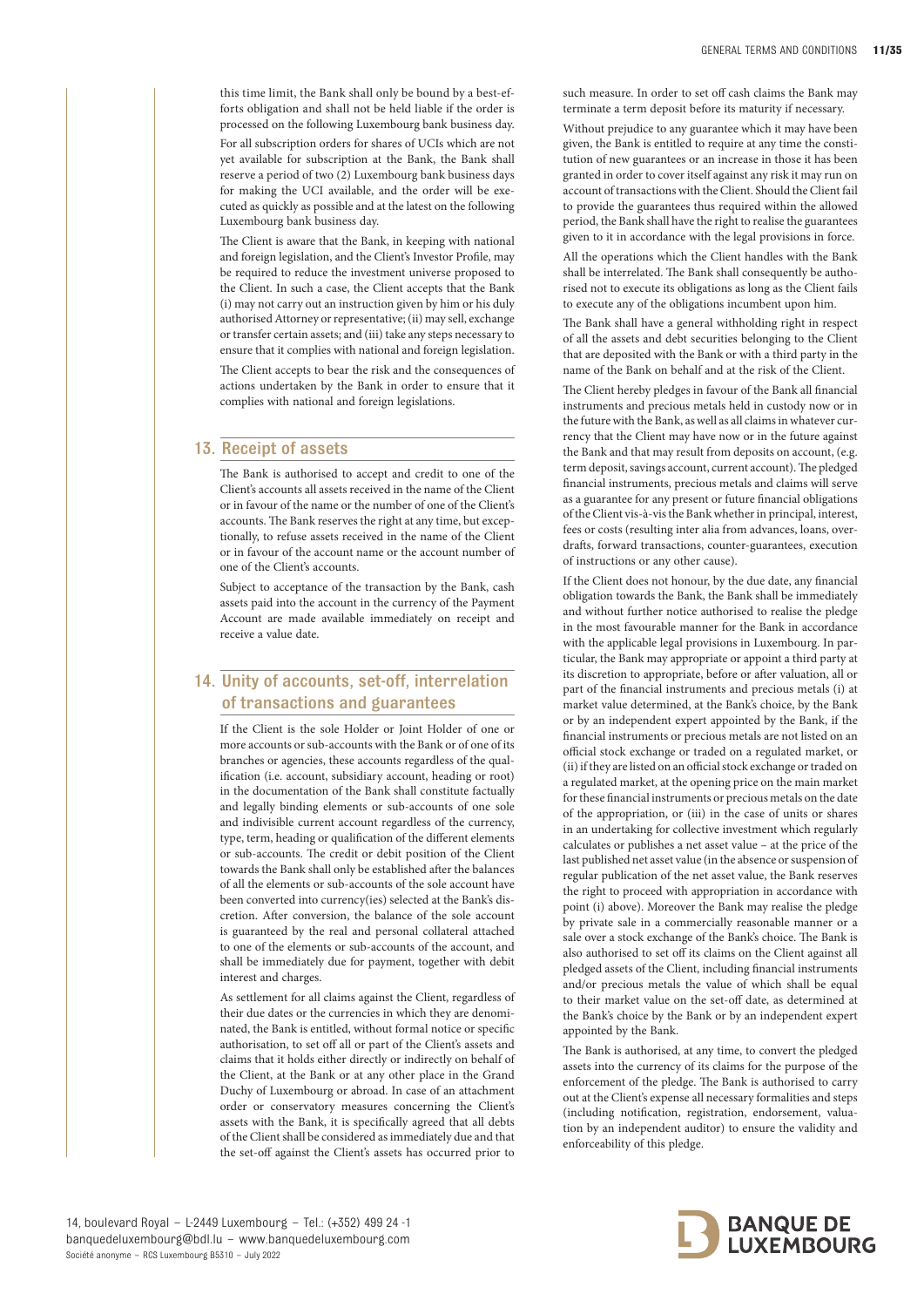this time limit, the Bank shall only be bound by a best-efforts obligation and shall not be held liable if the order is processed on the following Luxembourg bank business day.

For all subscription orders for shares of UCIs which are not yet available for subscription at the Bank, the Bank shall reserve a period of two (2) Luxembourg bank business days for making the UCI available, and the order will be executed as quickly as possible and at the latest on the following Luxembourg bank business day.

The Client is aware that the Bank, in keeping with national and foreign legislation, and the Client's Investor Profile, may be required to reduce the investment universe proposed to the Client. In such a case, the Client accepts that the Bank (i) may not carry out an instruction given by him or his duly authorised Attorney or representative; (ii) may sell, exchange or transfer certain assets; and (iii) take any steps necessary to ensure that it complies with national and foreign legislation.

The Client accepts to bear the risk and the consequences of actions undertaken by the Bank in order to ensure that it complies with national and foreign legislations.

## 13. Receipt of assets

The Bank is authorised to accept and credit to one of the Client's accounts all assets received in the name of the Client or in favour of the name or the number of one of the Client's accounts. The Bank reserves the right at any time, but exceptionally, to refuse assets received in the name of the Client or in favour of the account name or the account number of one of the Client's accounts.

Subject to acceptance of the transaction by the Bank, cash assets paid into the account in the currency of the Payment Account are made available immediately on receipt and receive a value date.

## 14. Unity of accounts, set-off, interrelation of transactions and guarantees

If the Client is the sole Holder or Joint Holder of one or more accounts or sub-accounts with the Bank or of one of its branches or agencies, these accounts regardless of the qualification (i.e. account, subsidiary account, heading or root) in the documentation of the Bank shall constitute factually and legally binding elements or sub-accounts of one sole and indivisible current account regardless of the currency, type, term, heading or qualification of the different elements or sub-accounts. The credit or debit position of the Client towards the Bank shall only be established after the balances of all the elements or sub-accounts of the sole account have been converted into currency(ies) selected at the Bank's discretion. After conversion, the balance of the sole account is guaranteed by the real and personal collateral attached to one of the elements or sub-accounts of the account, and shall be immediately due for payment, together with debit interest and charges.

As settlement for all claims against the Client, regardless of their due dates or the currencies in which they are denominated, the Bank is entitled, without formal notice or specific authorisation, to set off all or part of the Client's assets and claims that it holds either directly or indirectly on behalf of the Client, at the Bank or at any other place in the Grand Duchy of Luxembourg or abroad. In case of an attachment order or conservatory measures concerning the Client's assets with the Bank, it is specifically agreed that all debts of the Client shall be considered as immediately due and that the set-off against the Client's assets has occurred prior to such measure. In order to set off cash claims the Bank may terminate a term deposit before its maturity if necessary.

Without prejudice to any guarantee which it may have been given, the Bank is entitled to require at any time the constitution of new guarantees or an increase in those it has been granted in order to cover itself against any risk it may run on account of transactions with the Client. Should the Client fail to provide the guarantees thus required within the allowed period, the Bank shall have the right to realise the guarantees given to it in accordance with the legal provisions in force.

All the operations which the Client handles with the Bank shall be interrelated. The Bank shall consequently be authorised not to execute its obligations as long as the Client fails to execute any of the obligations incumbent upon him.

The Bank shall have a general withholding right in respect of all the assets and debt securities belonging to the Client that are deposited with the Bank or with a third party in the name of the Bank on behalf and at the risk of the Client.

The Client hereby pledges in favour of the Bank all financial instruments and precious metals held in custody now or in the future with the Bank, as well as all claims in whatever currency that the Client may have now or in the future against the Bank and that may result from deposits on account, (e.g. term deposit, savings account, current account). The pledged financial instruments, precious metals and claims will serve as a guarantee for any present or future financial obligations of the Client vis-à-vis the Bank whether in principal, interest, fees or costs (resulting inter alia from advances, loans, overdrafts, forward transactions, counter-guarantees, execution of instructions or any other cause).

If the Client does not honour, by the due date, any financial obligation towards the Bank, the Bank shall be immediately and without further notice authorised to realise the pledge in the most favourable manner for the Bank in accordance with the applicable legal provisions in Luxembourg. In particular, the Bank may appropriate or appoint a third party at its discretion to appropriate, before or after valuation, all or part of the financial instruments and precious metals (i) at market value determined, at the Bank's choice, by the Bank or by an independent expert appointed by the Bank, if the financial instruments or precious metals are not listed on an official stock exchange or traded on a regulated market, or (ii) if they are listed on an official stock exchange or traded on a regulated market, at the opening price on the main market for these financial instruments or precious metals on the date of the appropriation, or (iii) in the case of units or shares in an undertaking for collective investment which regularly calculates or publishes a net asset value – at the price of the last published net asset value (in the absence or suspension of regular publication of the net asset value, the Bank reserves the right to proceed with appropriation in accordance with point (i) above). Moreover the Bank may realise the pledge by private sale in a commercially reasonable manner or a sale over a stock exchange of the Bank's choice. The Bank is also authorised to set off its claims on the Client against all pledged assets of the Client, including financial instruments and/or precious metals the value of which shall be equal to their market value on the set-off date, as determined at the Bank's choice by the Bank or by an independent expert appointed by the Bank.

The Bank is authorised, at any time, to convert the pledged assets into the currency of its claims for the purpose of the enforcement of the pledge. The Bank is authorised to carry out at the Client's expense all necessary formalities and steps (including notification, registration, endorsement, valuation by an independent auditor) to ensure the validity and enforceability of this pledge.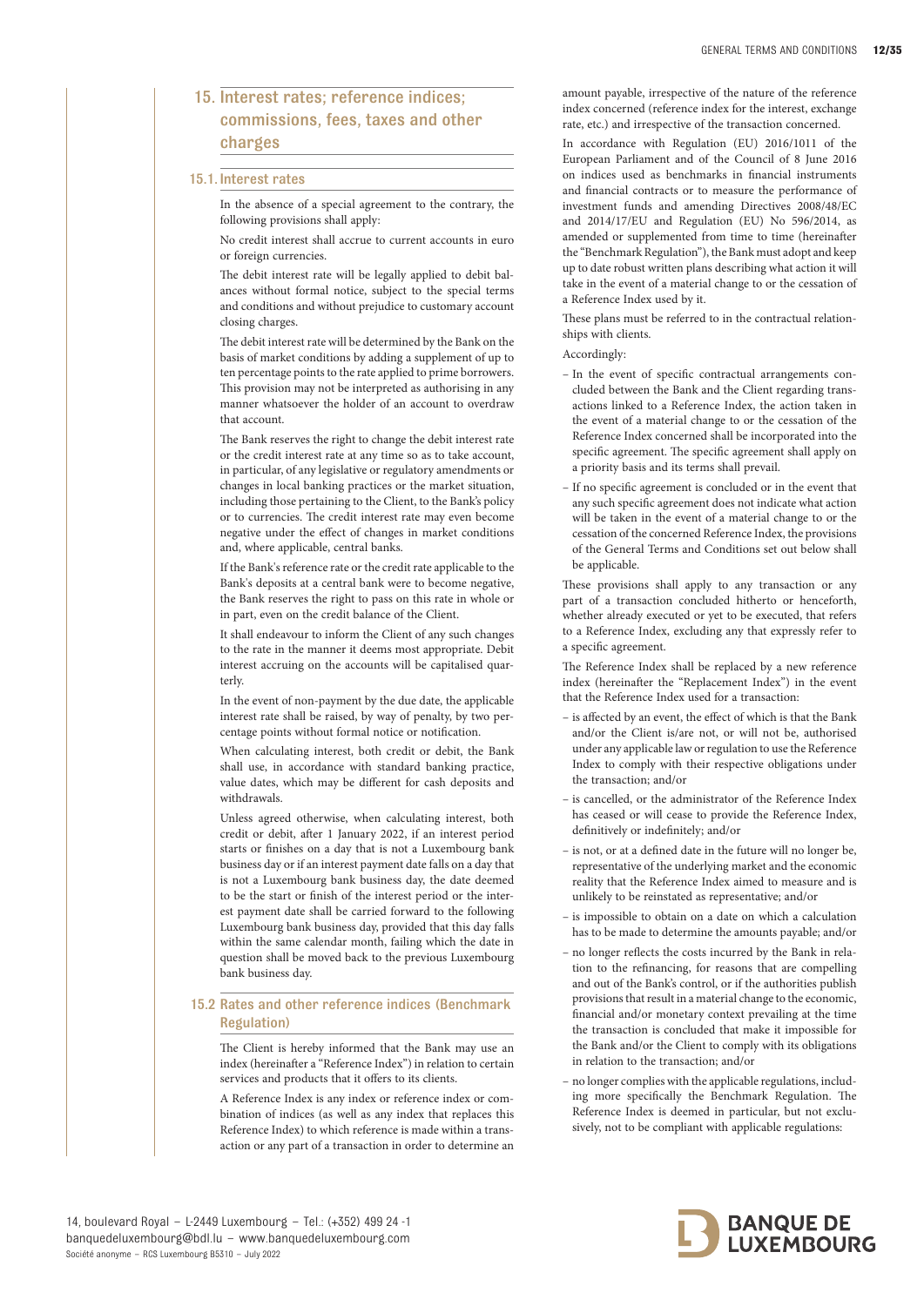## 15. Interest rates; reference indices; commissions, fees, taxes and other charges

### 15.1. Interest rates

In the absence of a special agreement to the contrary, the following provisions shall apply:

No credit interest shall accrue to current accounts in euro or foreign currencies.

The debit interest rate will be legally applied to debit balances without formal notice, subject to the special terms and conditions and without prejudice to customary account closing charges.

The debit interest rate will be determined by the Bank on the basis of market conditions by adding a supplement of up to ten percentage points to the rate applied to prime borrowers. This provision may not be interpreted as authorising in any manner whatsoever the holder of an account to overdraw that account.

The Bank reserves the right to change the debit interest rate or the credit interest rate at any time so as to take account, in particular, of any legislative or regulatory amendments or changes in local banking practices or the market situation, including those pertaining to the Client, to the Bank's policy or to currencies. The credit interest rate may even become negative under the effect of changes in market conditions and, where applicable, central banks.

If the Bank's reference rate or the credit rate applicable to the Bank's deposits at a central bank were to become negative, the Bank reserves the right to pass on this rate in whole or in part, even on the credit balance of the Client.

It shall endeavour to inform the Client of any such changes to the rate in the manner it deems most appropriate. Debit interest accruing on the accounts will be capitalised quarterly.

In the event of non-payment by the due date, the applicable interest rate shall be raised, by way of penalty, by two percentage points without formal notice or notification.

When calculating interest, both credit or debit, the Bank shall use, in accordance with standard banking practice, value dates, which may be different for cash deposits and withdrawals.

Unless agreed otherwise, when calculating interest, both credit or debit, after 1 January 2022, if an interest period starts or finishes on a day that is not a Luxembourg bank business day or if an interest payment date falls on a day that is not a Luxembourg bank business day, the date deemed to be the start or finish of the interest period or the interest payment date shall be carried forward to the following Luxembourg bank business day, provided that this day falls within the same calendar month, failing which the date in question shall be moved back to the previous Luxembourg bank business day.

### 15.2 Rates and other reference indices (Benchmark Regulation)

The Client is hereby informed that the Bank may use an index (hereinafter a "Reference Index") in relation to certain services and products that it offers to its clients.

A Reference Index is any index or reference index or combination of indices (as well as any index that replaces this Reference Index) to which reference is made within a transaction or any part of a transaction in order to determine an amount payable, irrespective of the nature of the reference index concerned (reference index for the interest, exchange rate, etc.) and irrespective of the transaction concerned.

In accordance with Regulation (EU) 2016/1011 of the European Parliament and of the Council of 8 June 2016 on indices used as benchmarks in financial instruments and financial contracts or to measure the performance of investment funds and amending Directives 2008/48/EC and 2014/17/EU and Regulation (EU) No 596/2014, as amended or supplemented from time to time (hereinafter the "Benchmark Regulation"), the Bank must adopt and keep up to date robust written plans describing what action it will take in the event of a material change to or the cessation of a Reference Index used by it.

These plans must be referred to in the contractual relationships with clients.

Accordingly:

- In the event of specific contractual arrangements concluded between the Bank and the Client regarding transactions linked to a Reference Index, the action taken in the event of a material change to or the cessation of the Reference Index concerned shall be incorporated into the specific agreement. The specific agreement shall apply on a priority basis and its terms shall prevail.
- If no specific agreement is concluded or in the event that any such specific agreement does not indicate what action will be taken in the event of a material change to or the cessation of the concerned Reference Index, the provisions of the General Terms and Conditions set out below shall be applicable.

These provisions shall apply to any transaction or any part of a transaction concluded hitherto or henceforth, whether already executed or yet to be executed, that refers to a Reference Index, excluding any that expressly refer to a specific agreement.

The Reference Index shall be replaced by a new reference index (hereinafter the "Replacement Index") in the event that the Reference Index used for a transaction:

- is affected by an event, the effect of which is that the Bank and/or the Client is/are not, or will not be, authorised under any applicable law or regulation to use the Reference Index to comply with their respective obligations under the transaction; and/or
- is cancelled, or the administrator of the Reference Index has ceased or will cease to provide the Reference Index, definitively or indefinitely; and/or
- is not, or at a defined date in the future will no longer be, representative of the underlying market and the economic reality that the Reference Index aimed to measure and is unlikely to be reinstated as representative; and/or
- is impossible to obtain on a date on which a calculation has to be made to determine the amounts payable; and/or
- no longer reflects the costs incurred by the Bank in relation to the refinancing, for reasons that are compelling and out of the Bank's control, or if the authorities publish provisions that result in a material change to the economic, financial and/or monetary context prevailing at the time the transaction is concluded that make it impossible for the Bank and/or the Client to comply with its obligations in relation to the transaction; and/or
- no longer complies with the applicable regulations, including more specifically the Benchmark Regulation. The Reference Index is deemed in particular, but not exclusively, not to be compliant with applicable regulations: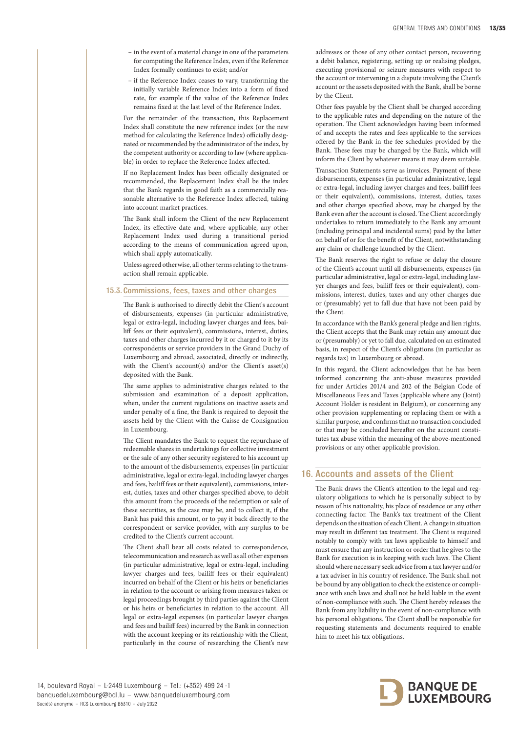– in the event of a material change in one of the parameters for computing the Reference Index, even if the Reference Index formally continues to exist; and/or

– if the Reference Index ceases to vary, transforming the initially variable Reference Index into a form of fixed rate, for example if the value of the Reference Index remains fixed at the last level of the Reference Index.

For the remainder of the transaction, this Replacement Index shall constitute the new reference index (or the new method for calculating the Reference Index) officially designated or recommended by the administrator of the index, by the competent authority or according to law (where applicable) in order to replace the Reference Index affected.

If no Replacement Index has been officially designated or recommended, the Replacement Index shall be the index that the Bank regards in good faith as a commercially reasonable alternative to the Reference Index affected, taking into account market practices.

The Bank shall inform the Client of the new Replacement Index, its effective date and, where applicable, any other Replacement Index used during a transitional period according to the means of communication agreed upon, which shall apply automatically.

Unless agreed otherwise, all other terms relating to the transaction shall remain applicable.

### 15.3. Commissions, fees, taxes and other charges

The Bank is authorised to directly debit the Client's account of disbursements, expenses (in particular administrative, legal or extra-legal, including lawyer charges and fees, bailiff fees or their equivalent), commissions, interest, duties, taxes and other charges incurred by it or charged to it by its correspondents or service providers in the Grand Duchy of Luxembourg and abroad, associated, directly or indirectly, with the Client's account(s) and/or the Client's asset(s) deposited with the Bank.

The same applies to administrative charges related to the submission and examination of a deposit application, when, under the current regulations on inactive assets and under penalty of a fine, the Bank is required to deposit the assets held by the Client with the Caisse de Consignation in Luxembourg.

The Client mandates the Bank to request the repurchase of redeemable shares in undertakings for collective investment or the sale of any other security registered to his account up to the amount of the disbursements, expenses (in particular administrative, legal or extra-legal, including lawyer charges and fees, bailiff fees or their equivalent), commissions, interest, duties, taxes and other charges specified above, to debit this amount from the proceeds of the redemption or sale of these securities, as the case may be, and to collect it, if the Bank has paid this amount, or to pay it back directly to the correspondent or service provider, with any surplus to be credited to the Client's current account.

The Client shall bear all costs related to correspondence, telecommunication and research as well as all other expenses (in particular administrative, legal or extra-legal, including lawyer charges and fees, bailiff fees or their equivalent) incurred on behalf of the Client or his heirs or beneficiaries in relation to the account or arising from measures taken or legal proceedings brought by third parties against the Client or his heirs or beneficiaries in relation to the account. All legal or extra-legal expenses (in particular lawyer charges and fees and bailiff fees) incurred by the Bank in connection with the account keeping or its relationship with the Client, particularly in the course of researching the Client's new addresses or those of any other contact person, recovering a debit balance, registering, setting up or realising pledges, executing provisional or seizure measures with respect to the account or intervening in a dispute involving the Client's account or the assets deposited with the Bank, shall be borne by the Client.

Other fees payable by the Client shall be charged according to the applicable rates and depending on the nature of the operation. The Client acknowledges having been informed of and accepts the rates and fees applicable to the services offered by the Bank in the fee schedules provided by the Bank. These fees may be changed by the Bank, which will inform the Client by whatever means it may deem suitable.

Transaction Statements serve as invoices. Payment of these disbursements, expenses (in particular administrative, legal or extra-legal, including lawyer charges and fees, bailiff fees or their equivalent), commissions, interest, duties, taxes and other charges specified above, may be charged by the Bank even after the account is closed. The Client accordingly undertakes to return immediately to the Bank any amount (including principal and incidental sums) paid by the latter on behalf of or for the benefit of the Client, notwithstanding any claim or challenge launched by the Client.

The Bank reserves the right to refuse or delay the closure of the Client's account until all disbursements, expenses (in particular administrative, legal or extra-legal, including lawyer charges and fees, bailiff fees or their equivalent), commissions, interest, duties, taxes and any other charges due or (presumably) yet to fall due that have not been paid by the Client.

In accordance with the Bank's general pledge and lien rights, the Client accepts that the Bank may retain any amount due or (presumably) or yet to fall due, calculated on an estimated basis, in respect of the Client's obligations (in particular as regards tax) in Luxembourg or abroad.

In this regard, the Client acknowledges that he has been informed concerning the anti-abuse measures provided for under Articles 201/4 and 202 of the Belgian Code of Miscellaneous Fees and Taxes (applicable where any (Joint) Account Holder is resident in Belgium), or concerning any other provision supplementing or replacing them or with a similar purpose, and confirms that no transaction concluded or that may be concluded hereafter on the account constitutes tax abuse within the meaning of the above-mentioned provisions or any other applicable provision.

## 16. Accounts and assets of the Client

The Bank draws the Client's attention to the legal and regulatory obligations to which he is personally subject to by reason of his nationality, his place of residence or any other connecting factor. The Bank's tax treatment of the Client depends on the situation of each Client. A change in situation may result in different tax treatment. The Client is required notably to comply with tax laws applicable to himself and must ensure that any instruction or order that he gives to the Bank for execution is in keeping with such laws. The Client should where necessary seek advice from a tax lawyer and/or a tax adviser in his country of residence. The Bank shall not be bound by any obligation to check the existence or compliance with such laws and shall not be held liable in the event of non-compliance with such. The Client hereby releases the Bank from any liability in the event of non-compliance with his personal obligations. The Client shall be responsible for requesting statements and documents required to enable him to meet his tax obligations.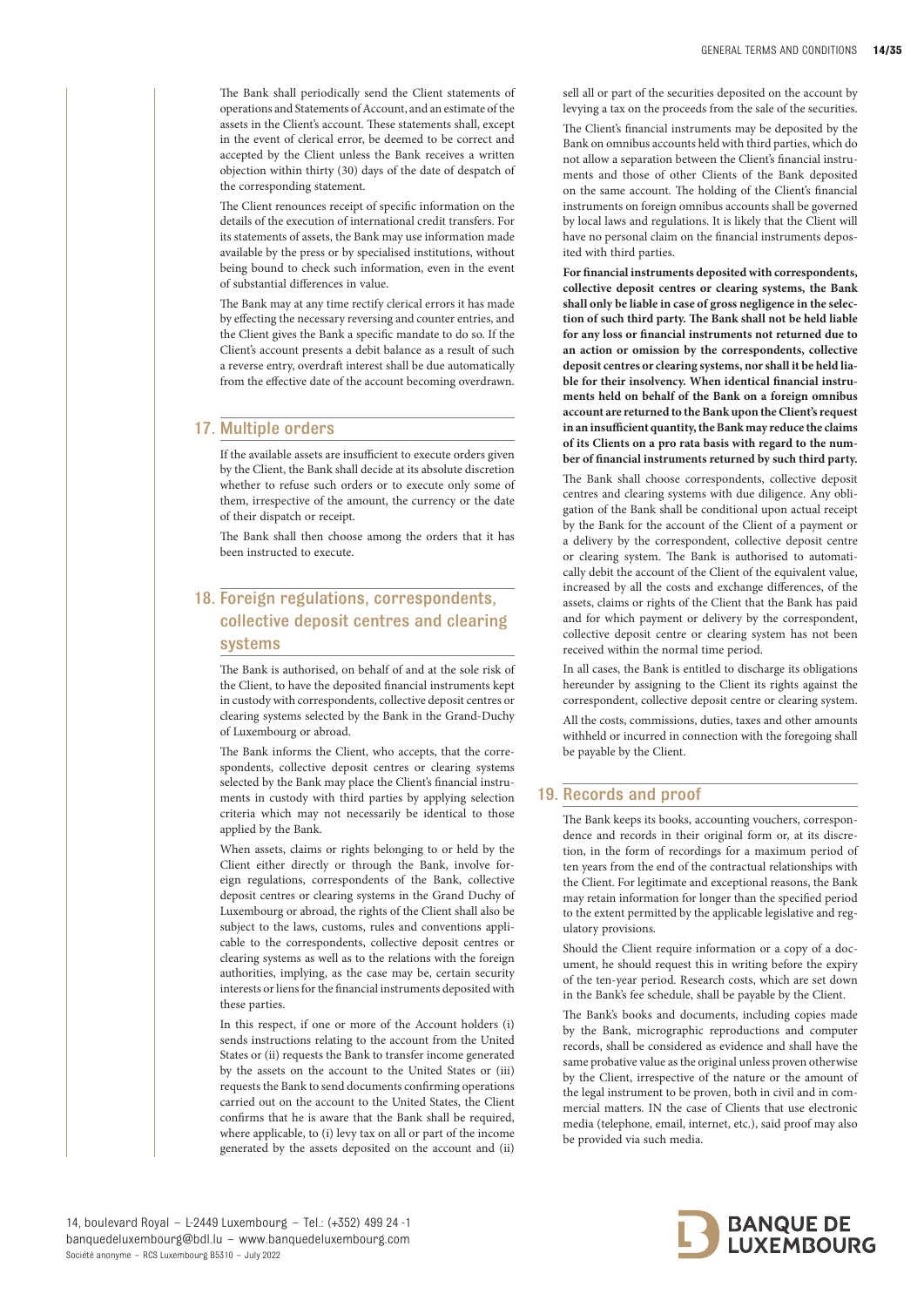The Bank shall periodically send the Client statements of operations and Statements of Account, and an estimate of the assets in the Client's account. These statements shall, except in the event of clerical error, be deemed to be correct and accepted by the Client unless the Bank receives a written objection within thirty (30) days of the date of despatch of the corresponding statement.

The Client renounces receipt of specific information on the details of the execution of international credit transfers. For its statements of assets, the Bank may use information made available by the press or by specialised institutions, without being bound to check such information, even in the event of substantial differences in value.

The Bank may at any time rectify clerical errors it has made by effecting the necessary reversing and counter entries, and the Client gives the Bank a specific mandate to do so. If the Client's account presents a debit balance as a result of such a reverse entry, overdraft interest shall be due automatically from the effective date of the account becoming overdrawn.

## 17. Multiple orders

If the available assets are insufficient to execute orders given by the Client, the Bank shall decide at its absolute discretion whether to refuse such orders or to execute only some of them, irrespective of the amount, the currency or the date of their dispatch or receipt.

The Bank shall then choose among the orders that it has been instructed to execute.

## 18. Foreign regulations, correspondents, collective deposit centres and clearing systems

The Bank is authorised, on behalf of and at the sole risk of the Client, to have the deposited financial instruments kept in custody with correspondents, collective deposit centres or clearing systems selected by the Bank in the Grand-Duchy of Luxembourg or abroad.

The Bank informs the Client, who accepts, that the correspondents, collective deposit centres or clearing systems selected by the Bank may place the Client's financial instruments in custody with third parties by applying selection criteria which may not necessarily be identical to those applied by the Bank.

When assets, claims or rights belonging to or held by the Client either directly or through the Bank, involve foreign regulations, correspondents of the Bank, collective deposit centres or clearing systems in the Grand Duchy of Luxembourg or abroad, the rights of the Client shall also be subject to the laws, customs, rules and conventions applicable to the correspondents, collective deposit centres or clearing systems as well as to the relations with the foreign authorities, implying, as the case may be, certain security interests or liens for the financial instruments deposited with these parties.

In this respect, if one or more of the Account holders (i) sends instructions relating to the account from the United States or (ii) requests the Bank to transfer income generated by the assets on the account to the United States or (iii) requests the Bank to send documents confirming operations carried out on the account to the United States, the Client confirms that he is aware that the Bank shall be required, where applicable, to (i) levy tax on all or part of the income generated by the assets deposited on the account and (ii) sell all or part of the securities deposited on the account by levying a tax on the proceeds from the sale of the securities.

The Client's financial instruments may be deposited by the Bank on omnibus accounts held with third parties, which do not allow a separation between the Client's financial instruments and those of other Clients of the Bank deposited on the same account. The holding of the Client's financial instruments on foreign omnibus accounts shall be governed by local laws and regulations. It is likely that the Client will have no personal claim on the financial instruments deposited with third parties.

**For financial instruments deposited with correspondents, collective deposit centres or clearing systems, the Bank shall only be liable in case of gross negligence in the selection of such third party. The Bank shall not be held liable for any loss or financial instruments not returned due to an action or omission by the correspondents, collective deposit centres or clearing systems, nor shall it be held liable for their insolvency. When identical financial instruments held on behalf of the Bank on a foreign omnibus account are returned to the Bank upon the Client's request in an insufficient quantity, the Bank may reduce the claims of its Clients on a pro rata basis with regard to the number of financial instruments returned by such third party.**

The Bank shall choose correspondents, collective deposit centres and clearing systems with due diligence. Any obligation of the Bank shall be conditional upon actual receipt by the Bank for the account of the Client of a payment or a delivery by the correspondent, collective deposit centre or clearing system. The Bank is authorised to automatically debit the account of the Client of the equivalent value, increased by all the costs and exchange differences, of the assets, claims or rights of the Client that the Bank has paid and for which payment or delivery by the correspondent, collective deposit centre or clearing system has not been received within the normal time period.

In all cases, the Bank is entitled to discharge its obligations hereunder by assigning to the Client its rights against the correspondent, collective deposit centre or clearing system.

All the costs, commissions, duties, taxes and other amounts withheld or incurred in connection with the foregoing shall be payable by the Client.

## 19. Records and proof

The Bank keeps its books, accounting vouchers, correspondence and records in their original form or, at its discretion, in the form of recordings for a maximum period of ten years from the end of the contractual relationships with the Client. For legitimate and exceptional reasons, the Bank may retain information for longer than the specified period to the extent permitted by the applicable legislative and regulatory provisions.

Should the Client require information or a copy of a document, he should request this in writing before the expiry of the ten-year period. Research costs, which are set down in the Bank's fee schedule, shall be payable by the Client.

The Bank's books and documents, including copies made by the Bank, micrographic reproductions and computer records, shall be considered as evidence and shall have the same probative value as the original unless proven otherwise by the Client, irrespective of the nature or the amount of the legal instrument to be proven, both in civil and in commercial matters. IN the case of Clients that use electronic media (telephone, email, internet, etc.), said proof may also be provided via such media.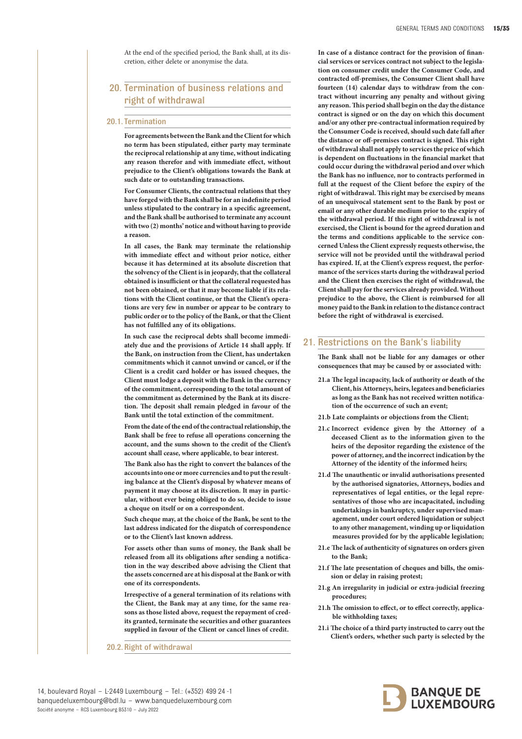At the end of the specified period, the Bank shall, at its discretion, either delete or anonymise the data.

## 20. Termination of business relations and right of withdrawal

### 20.1. Termination

**For agreements between the Bank and the Client for which no term has been stipulated, either party may terminate the reciprocal relationship at any time, without indicating any reason therefor and with immediate effect, without prejudice to the Client's obligations towards the Bank at such date or to outstanding transactions.**

**For Consumer Clients, the contractual relations that they have forged with the Bank shall be for an indefinite period unless stipulated to the contrary in a specific agreement, and the Bank shall be authorised to terminate any account with two (2) months' notice and without having to provide a reason.**

**In all cases, the Bank may terminate the relationship with immediate effect and without prior notice, either because it has determined at its absolute discretion that the solvency of the Client is in jeopardy, that the collateral obtained is insufficient or that the collateral requested has not been obtained, or that it may become liable if its relations with the Client continue, or that the Client's operations are very few in number or appear to be contrary to public order or to the policy of the Bank, or that the Client has not fulfilled any of its obligations.**

**In such case the reciprocal debts shall become immediately due and the provisions of Article 14 shall apply. If the Bank, on instruction from the Client, has undertaken commitments which it cannot unwind or cancel, or if the Client is a credit card holder or has issued cheques, the Client must lodge a deposit with the Bank in the currency of the commitment, corresponding to the total amount of the commitment as determined by the Bank at its discretion. The deposit shall remain pledged in favour of the Bank until the total extinction of the commitment.**

**From the date of the end of the contractual relationship, the Bank shall be free to refuse all operations concerning the account, and the sums shown to the credit of the Client's account shall cease, where applicable, to bear interest.**

**The Bank also has the right to convert the balances of the accounts into one or more currencies and to put the resulting balance at the Client's disposal by whatever means of payment it may choose at its discretion. It may in particular, without ever being obliged to do so, decide to issue a cheque on itself or on a correspondent.**

**Such cheque may, at the choice of the Bank, be sent to the last address indicated for the dispatch of correspondence or to the Client's last known address.**

**For assets other than sums of money, the Bank shall be released from all its obligations after sending a notification in the way described above advising the Client that the assets concerned are at his disposal at the Bank or with one of its correspondents.**

**Irrespective of a general termination of its relations with the Client, the Bank may at any time, for the same reasons as those listed above, request the repayment of credits granted, terminate the securities and other guarantees supplied in favour of the Client or cancel lines of credit.**

### 20.2. Right of withdrawal

**In case of a distance contract for the provision of financial services or services contract not subject to the legislation on consumer credit under the Consumer Code, and contracted off-premises, the Consumer Client shall have fourteen (14) calendar days to withdraw from the contract without incurring any penalty and without giving any reason. This period shall begin on the day the distance contract is signed or on the day on which this document and/or any other pre-contractual information required by the Consumer Code is received, should such date fall after the distance or off-premises contract is signed. This right of withdrawal shall not apply to services the price of which is dependent on fluctuations in the financial market that could occur during the withdrawal period and over which the Bank has no influence, nor to contracts performed in full at the request of the Client before the expiry of the right of withdrawal. This right may be exercised by means of an unequivocal statement sent to the Bank by post or email or any other durable medium prior to the expiry of the withdrawal period. If this right of withdrawal is not exercised, the Client is bound for the agreed duration and the terms and conditions applicable to the service concerned Unless the Client expressly requests otherwise, the service will not be provided until the withdrawal period has expired. If, at the Client's express request, the performance of the services starts during the withdrawal period and the Client then exercises the right of withdrawal, the Client shall pay for the services already provided. Without prejudice to the above, the Client is reimbursed for all money paid to the Bank in relation to the distance contract before the right of withdrawal is exercised.**

## 21. Restrictions on the Bank's liability

**The Bank shall not be liable for any damages or other consequences that may be caused by or associated with:**

**21.a The legal incapacity, lack of authority or death of the Client, his Attorneys, heirs, legatees and beneficiaries as long as the Bank has not received written notification of the occurrence of such an event;**

**21.b Late complaints or objections from the Client;**

**21.c Incorrect evidence given by the Attorney of a deceased Client as to the information given to the heirs of the depositor regarding the existence of the power of attorney, and the incorrect indication by the Attorney of the identity of the informed heirs;**

**21.d The unauthentic or invalid authorisations presented by the authorised signatories, Attorneys, bodies and representatives of legal entities, or the legal representatives of those who are incapacitated, including undertakings in bankruptcy, under supervised management, under court ordered liquidation or subject to any other management, winding up or liquidation measures provided for by the applicable legislation;**

**21.e The lack of authenticity of signatures on orders given to the Bank;**

**21.f The late presentation of cheques and bills, the omission or delay in raising protest;**

**21.g An irregularity in judicial or extra-judicial freezing procedures;**

**21.h The omission to effect, or to effect correctly, applicable withholding taxes;**

**21.i The choice of a third party instructed to carry out the Client's orders, whether such party is selected by the**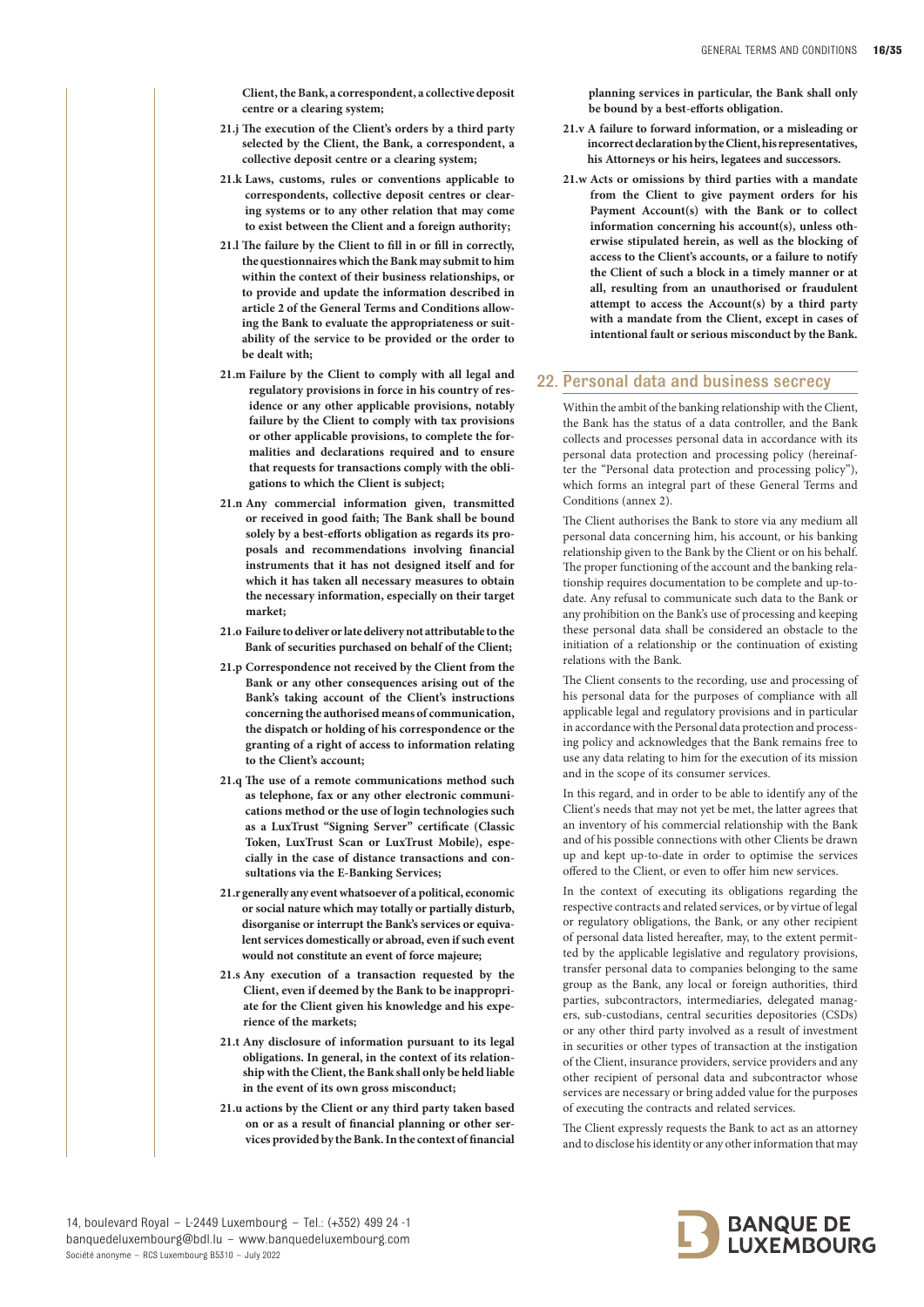**Client, the Bank, a correspondent, a collective deposit centre or a clearing system;**

**21.j The execution of the Client's orders by a third party selected by the Client, the Bank, a correspondent, a collective deposit centre or a clearing system;**

**21.k Laws, customs, rules or conventions applicable to correspondents, collective deposit centres or clearing systems or to any other relation that may come to exist between the Client and a foreign authority;**

**21.l The failure by the Client to fill in or fill in correctly, the questionnaires which the Bank may submit to him within the context of their business relationships, or to provide and update the information described in article 2 of the General Terms and Conditions allowing the Bank to evaluate the appropriateness or suitability of the service to be provided or the order to be dealt with;**

**21.m Failure by the Client to comply with all legal and regulatory provisions in force in his country of residence or any other applicable provisions, notably failure by the Client to comply with tax provisions or other applicable provisions, to complete the formalities and declarations required and to ensure that requests for transactions comply with the obligations to which the Client is subject;**

**21.n Any commercial information given, transmitted or received in good faith; The Bank shall be bound solely by a best-efforts obligation as regards its proposals and recommendations involving financial instruments that it has not designed itself and for which it has taken all necessary measures to obtain the necessary information, especially on their target market;**

**21.o Failure to deliver or late delivery not attributable to the Bank of securities purchased on behalf of the Client;**

**21.p Correspondence not received by the Client from the Bank or any other consequences arising out of the Bank's taking account of the Client's instructions concerning the authorised means of communication, the dispatch or holding of his correspondence or the granting of a right of access to information relating to the Client's account;**

**21.q The use of a remote communications method such as telephone, fax or any other electronic communications method or the use of login technologies such as a LuxTrust "Signing Server" certificate (Classic Token, LuxTrust Scan or LuxTrust Mobile), especially in the case of distance transactions and consultations via the E-Banking Services;**

**21.r generally any event whatsoever of a political, economic or social nature which may totally or partially disturb, disorganise or interrupt the Bank's services or equivalent services domestically or abroad, even if such event would not constitute an event of force majeure;**

**21.s Any execution of a transaction requested by the Client, even if deemed by the Bank to be inappropriate for the Client given his knowledge and his experience of the markets;**

**21.t Any disclosure of information pursuant to its legal obligations. In general, in the context of its relationship with the Client, the Bank shall only be held liable in the event of its own gross misconduct;**

**21.u actions by the Client or any third party taken based on or as a result of financial planning or other services provided by the Bank. In the context of financial planning services in particular, the Bank shall only be bound by a best-efforts obligation.**

**21.v A failure to forward information, or a misleading or incorrect declaration by the Client, his representatives, his Attorneys or his heirs, legatees and successors.**

**21.w Acts or omissions by third parties with a mandate from the Client to give payment orders for his Payment Account(s) with the Bank or to collect information concerning his account(s), unless otherwise stipulated herein, as well as the blocking of access to the Client's accounts, or a failure to notify the Client of such a block in a timely manner or at all, resulting from an unauthorised or fraudulent attempt to access the Account(s) by a third party with a mandate from the Client, except in cases of intentional fault or serious misconduct by the Bank.**

## 22. Personal data and business secrecy

Within the ambit of the banking relationship with the Client, the Bank has the status of a data controller, and the Bank collects and processes personal data in accordance with its personal data protection and processing policy (hereinafter the "Personal data protection and processing policy"), which forms an integral part of these General Terms and Conditions (annex 2).

The Client authorises the Bank to store via any medium all personal data concerning him, his account, or his banking relationship given to the Bank by the Client or on his behalf. The proper functioning of the account and the banking relationship requires documentation to be complete and up-to-date. Any refusal to communicate such data to the Bank or any prohibition on the Bank's use of processing and keeping these personal data shall be considered an obstacle to the initiation of a relationship or the continuation of existing relations with the Bank.

The Client consents to the recording, use and processing of his personal data for the purposes of compliance with all applicable legal and regulatory provisions and in particular in accordance with the Personal data protection and processing policy and acknowledges that the Bank remains free to use any data relating to him for the execution of its mission and in the scope of its consumer services.

In this regard, and in order to be able to identify any of the Client's needs that may not yet be met, the latter agrees that an inventory of his commercial relationship with the Bank and of his possible connections with other Clients be drawn up and kept up-to-date in order to optimise the services offered to the Client, or even to offer him new services.

In the context of executing its obligations regarding the respective contracts and related services, or by virtue of legal or regulatory obligations, the Bank, or any other recipient of personal data listed hereafter, may, to the extent permitted by the applicable legislative and regulatory provisions, transfer personal data to companies belonging to the same group as the Bank, any local or foreign authorities, third parties, subcontractors, intermediaries, delegated managers, sub-custodians, central securities depositories (CSDs) or any other third party involved as a result of investment in securities or other types of transaction at the instigation of the Client, insurance providers, service providers and any other recipient of personal data and subcontractor whose services are necessary or bring added value for the purposes of executing the contracts and related services.

The Client expressly requests the Bank to act as an attorney and to disclose his identity or any other information that may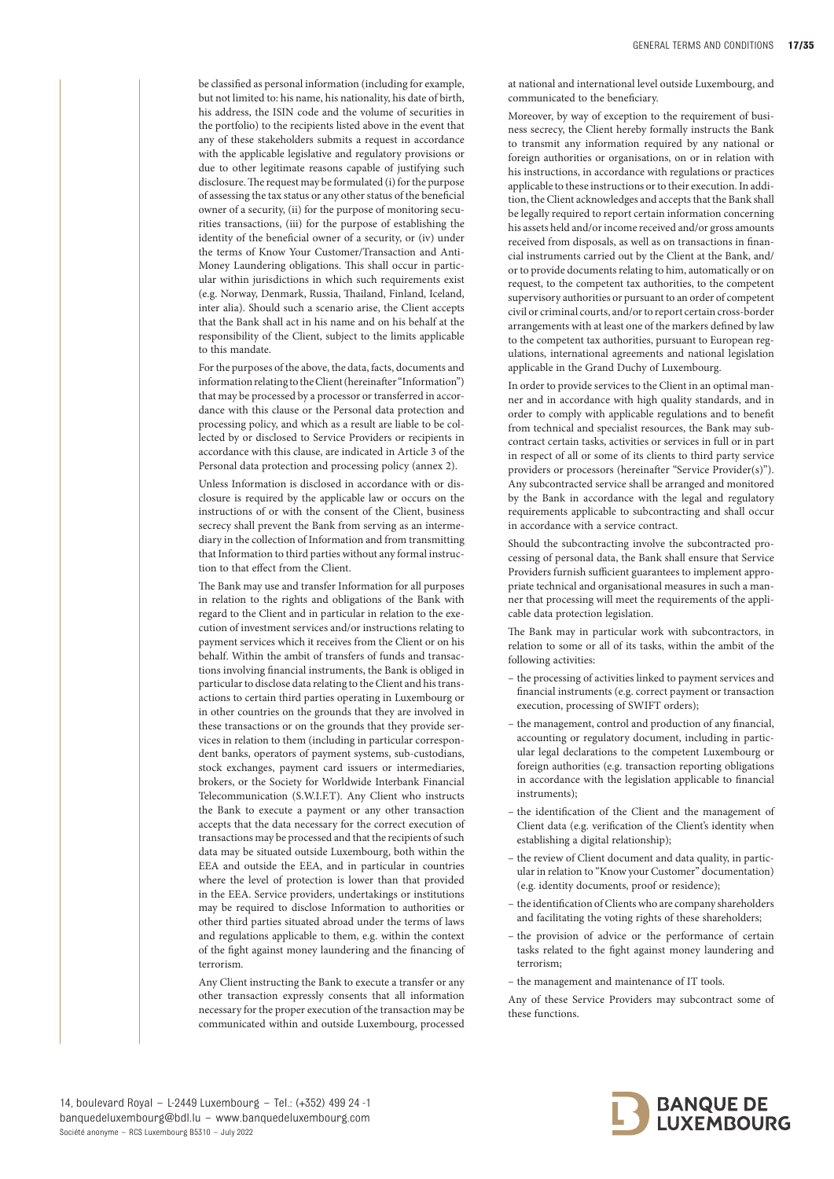be classified as personal information (including for example, but not limited to: his name, his nationality, his date of birth, his address, the ISIN code and the volume of securities in the portfolio) to the recipients listed above in the event that any of these stakeholders submits a request in accordance with the applicable legislative and regulatory provisions or due to other legitimate reasons capable of justifying such disclosure. The request may be formulated (i) for the purpose of assessing the tax status or any other status of the beneficial owner of a security, (ii) for the purpose of monitoring securities transactions, (iii) for the purpose of establishing the identity of the beneficial owner of a security, or (iv) under the terms of Know Your Customer/Transaction and Anti-Money Laundering obligations. This shall occur in particular within jurisdictions in which such requirements exist (e.g. Norway, Denmark, Russia, Thailand, Finland, Iceland, inter alia). Should such a scenario arise, the Client accepts that the Bank shall act in his name and on his behalf at the responsibility of the Client, subject to the limits applicable to this mandate.

For the purposes of the above, the data, facts, documents and information relating to the Client (hereinafter "Information") that may be processed by a processor or transferred in accordance with this clause or the Personal data protection and processing policy, and which as a result are liable to be collected by or disclosed to Service Providers or recipients in accordance with this clause, are indicated in Article 3 of the Personal data protection and processing policy (annex 2).

Unless Information is disclosed in accordance with or disclosure is required by the applicable law or occurs on the instructions of or with the consent of the Client, business secrecy shall prevent the Bank from serving as an intermediary in the collection of Information and from transmitting that Information to third parties without any formal instruction to that effect from the Client.

The Bank may use and transfer Information for all purposes in relation to the rights and obligations of the Bank with regard to the Client and in particular in relation to the execution of investment services and/or instructions relating to payment services which it receives from the Client or on his behalf. Within the ambit of transfers of funds and transactions involving financial instruments, the Bank is obliged in particular to disclose data relating to the Client and his transactions to certain third parties operating in Luxembourg or in other countries on the grounds that they are involved in these transactions or on the grounds that they provide services in relation to them (including in particular correspondent banks, operators of payment systems, sub-custodians, stock exchanges, payment card issuers or intermediaries, brokers, or the Society for Worldwide Interbank Financial Telecommunication (S.W.I.F.T). Any Client who instructs the Bank to execute a payment or any other transaction accepts that the data necessary for the correct execution of transactions may be processed and that the recipients of such data may be situated outside Luxembourg, both within the EEA and outside the EEA, and in particular in countries where the level of protection is lower than that provided in the EEA. Service providers, undertakings or institutions may be required to disclose Information to authorities or other third parties situated abroad under the terms of laws and regulations applicable to them, e.g. within the context of the fight against money laundering and the financing of terrorism.

Any Client instructing the Bank to execute a transfer or any other transaction expressly consents that all information necessary for the proper execution of the transaction may be communicated within and outside Luxembourg, processed at national and international level outside Luxembourg, and communicated to the beneficiary.

Moreover, by way of exception to the requirement of business secrecy, the Client hereby formally instructs the Bank to transmit any information required by any national or foreign authorities or organisations, on or in relation with his instructions, in accordance with regulations or practices applicable to these instructions or to their execution. In addition, the Client acknowledges and accepts that the Bank shall be legally required to report certain information concerning his assets held and/or income received and/or gross amounts received from disposals, as well as on transactions in financial instruments carried out by the Client at the Bank, and/or to provide documents relating to him, automatically or on request, to the competent tax authorities, to the competent supervisory authorities or pursuant to an order of competent civil or criminal courts, and/or to report certain cross-border arrangements with at least one of the markers defined by law to the competent tax authorities, pursuant to European regulations, international agreements and national legislation applicable in the Grand Duchy of Luxembourg.

In order to provide services to the Client in an optimal manner and in accordance with high quality standards, and in order to comply with applicable regulations and to benefit from technical and specialist resources, the Bank may subcontract certain tasks, activities or services in full or in part in respect of all or some of its clients to third party service providers or processors (hereinafter "Service Provider(s)"). Any subcontracted service shall be arranged and monitored by the Bank in accordance with the legal and regulatory requirements applicable to subcontracting and shall occur in accordance with a service contract.

Should the subcontracting involve the subcontracted processing of personal data, the Bank shall ensure that Service Providers furnish sufficient guarantees to implement appropriate technical and organisational measures in such a manner that processing will meet the requirements of the applicable data protection legislation.

The Bank may in particular work with subcontractors, in relation to some or all of its tasks, within the ambit of the following activities:

- the processing of activities linked to payment services and financial instruments (e.g. correct payment or transaction execution, processing of SWIFT orders);
- the management, control and production of any financial, accounting or regulatory document, including in particular legal declarations to the competent Luxembourg or foreign authorities (e.g. transaction reporting obligations in accordance with the legislation applicable to financial instruments);
- the identification of the Client and the management of Client data (e.g. verification of the Client's identity when establishing a digital relationship);
- the review of Client document and data quality, in particular in relation to "Know your Customer" documentation) (e.g. identity documents, proof or residence);
- the identification of Clients who are company shareholders and facilitating the voting rights of these shareholders;
- the provision of advice or the performance of certain tasks related to the fight against money laundering and terrorism;
- the management and maintenance of IT tools.

Any of these Service Providers may subcontract some of these functions.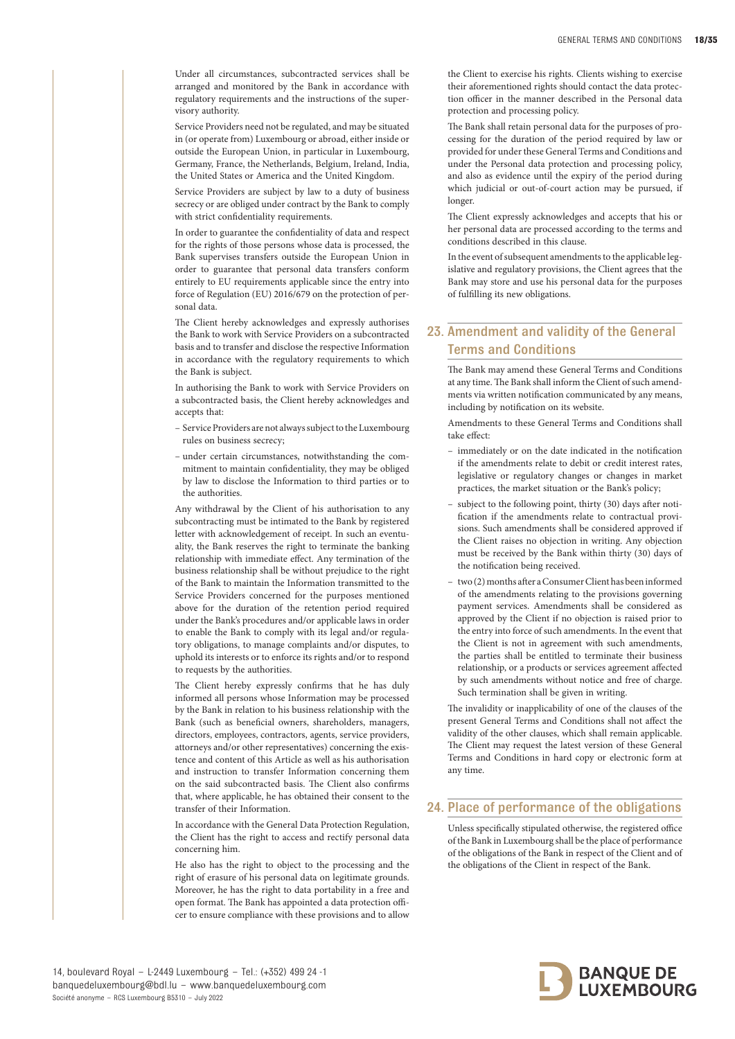Under all circumstances, subcontracted services shall be arranged and monitored by the Bank in accordance with regulatory requirements and the instructions of the supervisory authority.

Service Providers need not be regulated, and may be situated in (or operate from) Luxembourg or abroad, either inside or outside the European Union, in particular in Luxembourg, Germany, France, the Netherlands, Belgium, Ireland, India, the United States or America and the United Kingdom.

Service Providers are subject by law to a duty of business secrecy or are obliged under contract by the Bank to comply with strict confidentiality requirements.

In order to guarantee the confidentiality of data and respect for the rights of those persons whose data is processed, the Bank supervises transfers outside the European Union in order to guarantee that personal data transfers conform entirely to EU requirements applicable since the entry into force of Regulation (EU) 2016/679 on the protection of personal data.

The Client hereby acknowledges and expressly authorises the Bank to work with Service Providers on a subcontracted basis and to transfer and disclose the respective Information in accordance with the regulatory requirements to which the Bank is subject.

In authorising the Bank to work with Service Providers on a subcontracted basis, the Client hereby acknowledges and accepts that:

- Service Providers are not always subject to the Luxembourg rules on business secrecy;
- under certain circumstances, notwithstanding the commitment to maintain confidentiality, they may be obliged by law to disclose the Information to third parties or to the authorities.

Any withdrawal by the Client of his authorisation to any subcontracting must be intimated to the Bank by registered letter with acknowledgement of receipt. In such an eventuality, the Bank reserves the right to terminate the banking relationship with immediate effect. Any termination of the business relationship shall be without prejudice to the right of the Bank to maintain the Information transmitted to the Service Providers concerned for the purposes mentioned above for the duration of the retention period required under the Bank's procedures and/or applicable laws in order to enable the Bank to comply with its legal and/or regulatory obligations, to manage complaints and/or disputes, to uphold its interests or to enforce its rights and/or to respond to requests by the authorities.

The Client hereby expressly confirms that he has duly informed all persons whose Information may be processed by the Bank in relation to his business relationship with the Bank (such as beneficial owners, shareholders, managers, directors, employees, contractors, agents, service providers, attorneys and/or other representatives) concerning the existence and content of this Article as well as his authorisation and instruction to transfer Information concerning them on the said subcontracted basis. The Client also confirms that, where applicable, he has obtained their consent to the transfer of their Information.

In accordance with the General Data Protection Regulation, the Client has the right to access and rectify personal data concerning him.

He also has the right to object to the processing and the right of erasure of his personal data on legitimate grounds. Moreover, he has the right to data portability in a free and open format. The Bank has appointed a data protection officer to ensure compliance with these provisions and to allow the Client to exercise his rights. Clients wishing to exercise their aforementioned rights should contact the data protection officer in the manner described in the Personal data protection and processing policy.

The Bank shall retain personal data for the purposes of processing for the duration of the period required by law or provided for under these General Terms and Conditions and under the Personal data protection and processing policy, and also as evidence until the expiry of the period during which judicial or out-of-court action may be pursued, if longer.

The Client expressly acknowledges and accepts that his or her personal data are processed according to the terms and conditions described in this clause.

In the event of subsequent amendments to the applicable legislative and regulatory provisions, the Client agrees that the Bank may store and use his personal data for the purposes of fulfilling its new obligations.

## 23. Amendment and validity of the General Terms and Conditions

The Bank may amend these General Terms and Conditions at any time. The Bank shall inform the Client of such amendments via written notification communicated by any means, including by notification on its website.

Amendments to these General Terms and Conditions shall take effect:

- immediately or on the date indicated in the notification if the amendments relate to debit or credit interest rates, legislative or regulatory changes or changes in market practices, the market situation or the Bank's policy;
- subject to the following point, thirty (30) days after notification if the amendments relate to contractual provisions. Such amendments shall be considered approved if the Client raises no objection in writing. Any objection must be received by the Bank within thirty (30) days of the notification being received.
- two (2) months after a Consumer Client has been informed of the amendments relating to the provisions governing payment services. Amendments shall be considered as approved by the Client if no objection is raised prior to the entry into force of such amendments. In the event that the Client is not in agreement with such amendments, the parties shall be entitled to terminate their business relationship, or a products or services agreement affected by such amendments without notice and free of charge. Such termination shall be given in writing.

The invalidity or inapplicability of one of the clauses of the present General Terms and Conditions shall not affect the validity of the other clauses, which shall remain applicable. The Client may request the latest version of these General Terms and Conditions in hard copy or electronic form at any time.

## 24. Place of performance of the obligations

Unless specifically stipulated otherwise, the registered office of the Bank in Luxembourg shall be the place of performance of the obligations of the Bank in respect of the Client and of the obligations of the Client in respect of the Bank.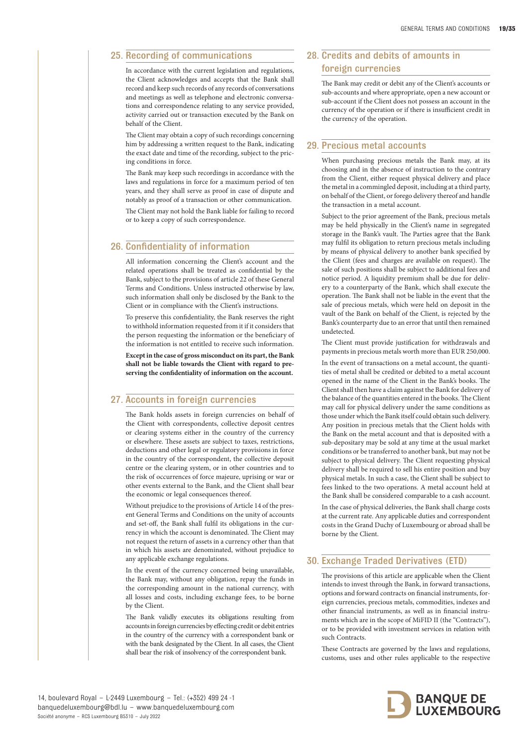## 25. Recording of communications

In accordance with the current legislation and regulations, the Client acknowledges and accepts that the Bank shall record and keep such records of any records of conversations and meetings as well as telephone and electronic conversations and correspondence relating to any service provided, activity carried out or transaction executed by the Bank on behalf of the Client.

The Client may obtain a copy of such recordings concerning him by addressing a written request to the Bank, indicating the exact date and time of the recording, subject to the pricing conditions in force.

The Bank may keep such recordings in accordance with the laws and regulations in force for a maximum period of ten years, and they shall serve as proof in case of dispute and notably as proof of a transaction or other communication.

The Client may not hold the Bank liable for failing to record or to keep a copy of such correspondence.

## 26. Confidentiality of information

All information concerning the Client's account and the related operations shall be treated as confidential by the Bank, subject to the provisions of article 22 of these General Terms and Conditions. Unless instructed otherwise by law, such information shall only be disclosed by the Bank to the Client or in compliance with the Client's instructions.

To preserve this confidentiality, the Bank reserves the right to withhold information requested from it if it considers that the person requesting the information or the beneficiary of the information is not entitled to receive such information.

**Except in the case of gross misconduct on its part, the Bank shall not be liable towards the Client with regard to preserving the confidentiality of information on the account.**

## 27. Accounts in foreign currencies

The Bank holds assets in foreign currencies on behalf of the Client with correspondents, collective deposit centres or clearing systems either in the country of the currency or elsewhere. These assets are subject to taxes, restrictions, deductions and other legal or regulatory provisions in force in the country of the correspondent, the collective deposit centre or the clearing system, or in other countries and to the risk of occurrences of force majeure, uprising or war or other events external to the Bank, and the Client shall bear the economic or legal consequences thereof.

Without prejudice to the provisions of Article 14 of the present General Terms and Conditions on the unity of accounts and set-off, the Bank shall fulfil its obligations in the currency in which the account is denominated. The Client may not request the return of assets in a currency other than that in which his assets are denominated, without prejudice to any applicable exchange regulations.

In the event of the currency concerned being unavailable, the Bank may, without any obligation, repay the funds in the corresponding amount in the national currency, with all losses and costs, including exchange fees, to be borne by the Client.

The Bank validly executes its obligations resulting from accounts in foreign currencies by effecting credit or debit entries in the country of the currency with a correspondent bank or with the bank designated by the Client. In all cases, the Client shall bear the risk of insolvency of the correspondent bank.

## 28. Credits and debits of amounts in foreign currencies

The Bank may credit or debit any of the Client's accounts or sub-accounts and where appropriate, open a new account or sub-account if the Client does not possess an account in the currency of the operation or if there is insufficient credit in the currency of the operation.

## 29. Precious metal accounts

When purchasing precious metals the Bank may, at its choosing and in the absence of instruction to the contrary from the Client, either request physical delivery and place the metal in a commingled deposit, including at a third party, on behalf of the Client, or forego delivery thereof and handle the transaction in a metal account.

Subject to the prior agreement of the Bank, precious metals may be held physically in the Client's name in segregated storage in the Bank's vault. The Parties agree that the Bank may fulfil its obligation to return precious metals including by means of physical delivery to another bank specified by the Client (fees and charges are available on request). The sale of such positions shall be subject to additional fees and notice period. A liquidity premium shall be due for delivery to a counterparty of the Bank, which shall execute the operation. The Bank shall not be liable in the event that the sale of precious metals, which were held on deposit in the vault of the Bank on behalf of the Client, is rejected by the Bank's counterparty due to an error that until then remained undetected.

The Client must provide justification for withdrawals and payments in precious metals worth more than EUR 250,000.

In the event of transactions on a metal account, the quantities of metal shall be credited or debited to a metal account opened in the name of the Client in the Bank's books. The Client shall then have a claim against the Bank for delivery of the balance of the quantities entered in the books. The Client may call for physical delivery under the same conditions as those under which the Bank itself could obtain such delivery. Any position in precious metals that the Client holds with the Bank on the metal account and that is deposited with a sub-depositary may be sold at any time at the usual market conditions or be transferred to another bank, but may not be subject to physical delivery. The Client requesting physical delivery shall be required to sell his entire position and buy physical metals. In such a case, the Client shall be subject to fees linked to the two operations. A metal account held at the Bank shall be considered comparable to a cash account.

In the case of physical deliveries, the Bank shall charge costs at the current rate. Any applicable duties and correspondent costs in the Grand Duchy of Luxembourg or abroad shall be borne by the Client.

## 30. Exchange Traded Derivatives (ETD)

The provisions of this article are applicable when the Client intends to invest through the Bank, in forward transactions, options and forward contracts on financial instruments, foreign currencies, precious metals, commodities, indexes and other financial instruments, as well as in financial instruments which are in the scope of MiFID II (the "Contracts"), or to be provided with investment services in relation with such Contracts.

These Contracts are governed by the laws and regulations, customs, uses and other rules applicable to the respective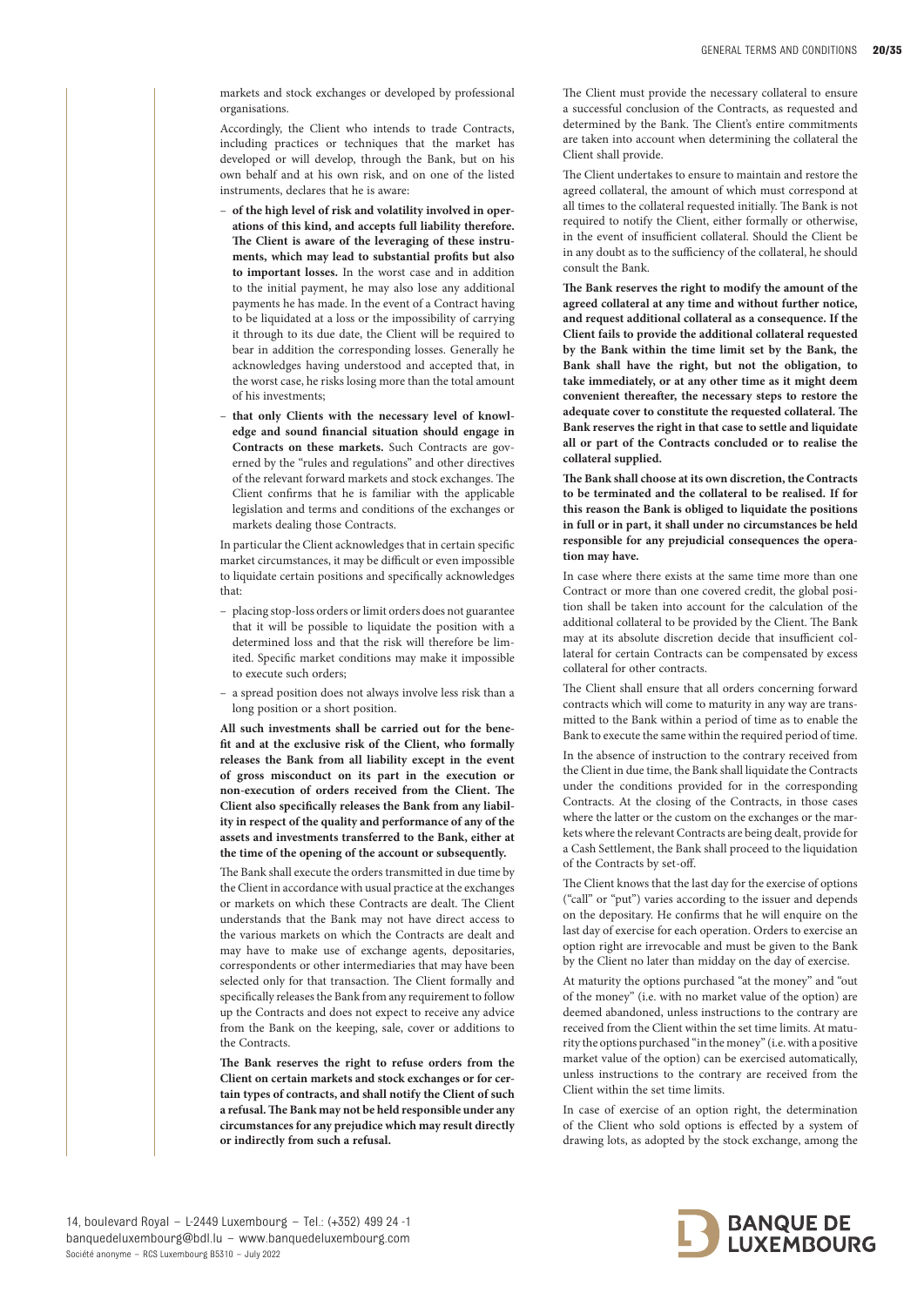markets and stock exchanges or developed by professional organisations.

Accordingly, the Client who intends to trade Contracts, including practices or techniques that the market has developed or will develop, through the Bank, but on his own behalf and at his own risk, and on one of the listed instruments, declares that he is aware:

- **of the high level of risk and volatility involved in operations of this kind, and accepts full liability therefore. The Client is aware of the leveraging of these instruments, which may lead to substantial profits but also to important losses.** In the worst case and in addition to the initial payment, he may also lose any additional payments he has made. In the event of a Contract having to be liquidated at a loss or the impossibility of carrying it through to its due date, the Client will be required to bear in addition the corresponding losses. Generally he acknowledges having understood and accepted that, in the worst case, he risks losing more than the total amount of his investments;
- **that only Clients with the necessary level of knowledge and sound financial situation should engage in Contracts on these markets.** Such Contracts are governed by the "rules and regulations" and other directives of the relevant forward markets and stock exchanges. The Client confirms that he is familiar with the applicable legislation and terms and conditions of the exchanges or markets dealing those Contracts.

In particular the Client acknowledges that in certain specific market circumstances, it may be difficult or even impossible to liquidate certain positions and specifically acknowledges that:

- placing stop-loss orders or limit orders does not guarantee that it will be possible to liquidate the position with a determined loss and that the risk will therefore be limited. Specific market conditions may make it impossible to execute such orders;
- a spread position does not always involve less risk than a long position or a short position.

**All such investments shall be carried out for the benefit and at the exclusive risk of the Client, who formally releases the Bank from all liability except in the event of gross misconduct on its part in the execution or non-execution of orders received from the Client. The Client also specifically releases the Bank from any liability in respect of the quality and performance of any of the assets and investments transferred to the Bank, either at the time of the opening of the account or subsequently.**

The Bank shall execute the orders transmitted in due time by the Client in accordance with usual practice at the exchanges or markets on which these Contracts are dealt. The Client understands that the Bank may not have direct access to the various markets on which the Contracts are dealt and may have to make use of exchange agents, depositaries, correspondents or other intermediaries that may have been selected only for that transaction. The Client formally and specifically releases the Bank from any requirement to follow up the Contracts and does not expect to receive any advice from the Bank on the keeping, sale, cover or additions to the Contracts.

**The Bank reserves the right to refuse orders from the Client on certain markets and stock exchanges or for certain types of contracts, and shall notify the Client of such a refusal. The Bank may not be held responsible under any circumstances for any prejudice which may result directly or indirectly from such a refusal.**

The Client must provide the necessary collateral to ensure a successful conclusion of the Contracts, as requested and determined by the Bank. The Client's entire commitments are taken into account when determining the collateral the Client shall provide.

The Client undertakes to ensure to maintain and restore the agreed collateral, the amount of which must correspond at all times to the collateral requested initially. The Bank is not required to notify the Client, either formally or otherwise, in the event of insufficient collateral. Should the Client be in any doubt as to the sufficiency of the collateral, he should consult the Bank.

**The Bank reserves the right to modify the amount of the agreed collateral at any time and without further notice, and request additional collateral as a consequence. If the Client fails to provide the additional collateral requested by the Bank within the time limit set by the Bank, the Bank shall have the right, but not the obligation, to take immediately, or at any other time as it might deem convenient thereafter, the necessary steps to restore the adequate cover to constitute the requested collateral. The Bank reserves the right in that case to settle and liquidate all or part of the Contracts concluded or to realise the collateral supplied.**

**The Bank shall choose at its own discretion, the Contracts to be terminated and the collateral to be realised. If for this reason the Bank is obliged to liquidate the positions in full or in part, it shall under no circumstances be held responsible for any prejudicial consequences the operation may have.**

In case where there exists at the same time more than one Contract or more than one covered credit, the global position shall be taken into account for the calculation of the additional collateral to be provided by the Client. The Bank may at its absolute discretion decide that insufficient collateral for certain Contracts can be compensated by excess collateral for other contracts.

The Client shall ensure that all orders concerning forward contracts which will come to maturity in any way are transmitted to the Bank within a period of time as to enable the Bank to execute the same within the required period of time.

In the absence of instruction to the contrary received from the Client in due time, the Bank shall liquidate the Contracts under the conditions provided for in the corresponding Contracts. At the closing of the Contracts, in those cases where the latter or the custom on the exchanges or the markets where the relevant Contracts are being dealt, provide for a Cash Settlement, the Bank shall proceed to the liquidation of the Contracts by set-off.

The Client knows that the last day for the exercise of options ("call" or "put") varies according to the issuer and depends on the depositary. He confirms that he will enquire on the last day of exercise for each operation. Orders to exercise an option right are irrevocable and must be given to the Bank by the Client no later than midday on the day of exercise.

At maturity the options purchased "at the money" and "out of the money" (i.e. with no market value of the option) are deemed abandoned, unless instructions to the contrary are received from the Client within the set time limits. At maturity the options purchased "in the money" (i.e. with a positive market value of the option) can be exercised automatically, unless instructions to the contrary are received from the Client within the set time limits.

In case of exercise of an option right, the determination of the Client who sold options is effected by a system of drawing lots, as adopted by the stock exchange, among the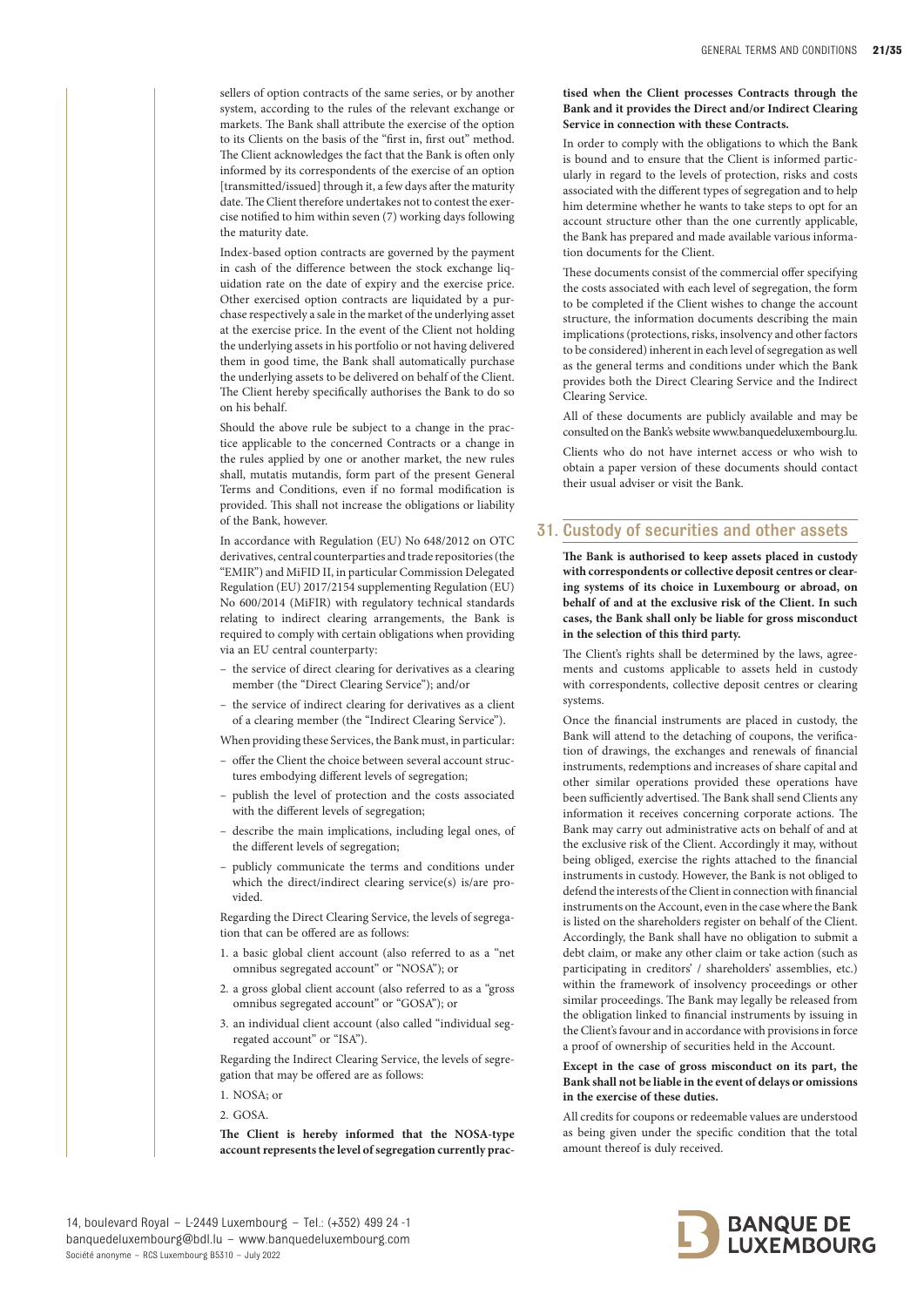sellers of option contracts of the same series, or by another system, according to the rules of the relevant exchange or markets. The Bank shall attribute the exercise of the option to its Clients on the basis of the "first in, first out" method. The Client acknowledges the fact that the Bank is often only informed by its correspondents of the exercise of an option [transmitted/issued] through it, a few days after the maturity date. The Client therefore undertakes not to contest the exercise notified to him within seven (7) working days following the maturity date.

Index-based option contracts are governed by the payment in cash of the difference between the stock exchange liquidation rate on the date of expiry and the exercise price. Other exercised option contracts are liquidated by a purchase respectively a sale in the market of the underlying asset at the exercise price. In the event of the Client not holding the underlying assets in his portfolio or not having delivered them in good time, the Bank shall automatically purchase the underlying assets to be delivered on behalf of the Client. The Client hereby specifically authorises the Bank to do so on his behalf.

Should the above rule be subject to a change in the practice applicable to the concerned Contracts or a change in the rules applied by one or another market, the new rules shall, mutatis mutandis, form part of the present General Terms and Conditions, even if no formal modification is provided. This shall not increase the obligations or liability of the Bank, however.

In accordance with Regulation (EU) No 648/2012 on OTC derivatives, central counterparties and trade repositories (the "EMIR") and MiFID II, in particular Commission Delegated Regulation (EU) 2017/2154 supplementing Regulation (EU) No 600/2014 (MiFIR) with regulatory technical standards relating to indirect clearing arrangements, the Bank is required to comply with certain obligations when providing via an EU central counterparty:

- the service of direct clearing for derivatives as a clearing member (the "Direct Clearing Service"); and/or
- the service of indirect clearing for derivatives as a client of a clearing member (the "Indirect Clearing Service").

When providing these Services, the Bank must, in particular:

- offer the Client the choice between several account structures embodying different levels of segregation;
- publish the level of protection and the costs associated with the different levels of segregation;
- describe the main implications, including legal ones, of the different levels of segregation;
- publicly communicate the terms and conditions under which the direct/indirect clearing service(s) is/are provided.

Regarding the Direct Clearing Service, the levels of segregation that can be offered are as follows:

1. a basic global client account (also referred to as a "net omnibus segregated account" or "NOSA"); or
2. a gross global client account (also referred to as a "gross omnibus segregated account" or "GOSA"); or
3. an individual client account (also called "individual segregated account" or "ISA").

Regarding the Indirect Clearing Service, the levels of segregation that may be offered are as follows:

1. NOSA; or
2. GOSA.

**The Client is hereby informed that the NOSA-type account represents the level of segregation currently practised when the Client processes Contracts through the Bank and it provides the Direct and/or Indirect Clearing Service in connection with these Contracts.**

In order to comply with the obligations to which the Bank is bound and to ensure that the Client is informed particularly in regard to the levels of protection, risks and costs associated with the different types of segregation and to help him determine whether he wants to take steps to opt for an account structure other than the one currently applicable, the Bank has prepared and made available various information documents for the Client.

These documents consist of the commercial offer specifying the costs associated with each level of segregation, the form to be completed if the Client wishes to change the account structure, the information documents describing the main implications (protections, risks, insolvency and other factors to be considered) inherent in each level of segregation as well as the general terms and conditions under which the Bank provides both the Direct Clearing Service and the Indirect Clearing Service.

All of these documents are publicly available and may be consulted on the Bank's website www.banquedeluxembourg.lu.

Clients who do not have internet access or who wish to obtain a paper version of these documents should contact their usual adviser or visit the Bank.

## 31. Custody of securities and other assets

**The Bank is authorised to keep assets placed in custody with correspondents or collective deposit centres or clearing systems of its choice in Luxembourg or abroad, on behalf of and at the exclusive risk of the Client. In such cases, the Bank shall only be liable for gross misconduct in the selection of this third party.**

The Client's rights shall be determined by the laws, agreements and customs applicable to assets held in custody with correspondents, collective deposit centres or clearing systems.

Once the financial instruments are placed in custody, the Bank will attend to the detaching of coupons, the verification of drawings, the exchanges and renewals of financial instruments, redemptions and increases of share capital and other similar operations provided these operations have been sufficiently advertised. The Bank shall send Clients any information it receives concerning corporate actions. The Bank may carry out administrative acts on behalf of and at the exclusive risk of the Client. Accordingly it may, without being obliged, exercise the rights attached to the financial instruments in custody. However, the Bank is not obliged to defend the interests of the Client in connection with financial instruments on the Account, even in the case where the Bank is listed on the shareholders register on behalf of the Client. Accordingly, the Bank shall have no obligation to submit a debt claim, or make any other claim or take action (such as participating in creditors' / shareholders' assemblies, etc.) within the framework of insolvency proceedings or other similar proceedings. The Bank may legally be released from the obligation linked to financial instruments by issuing in the Client's favour and in accordance with provisions in force a proof of ownership of securities held in the Account.

**Except in the case of gross misconduct on its part, the Bank shall not be liable in the event of delays or omissions in the exercise of these duties.**

All credits for coupons or redeemable values are understood as being given under the specific condition that the total amount thereof is duly received.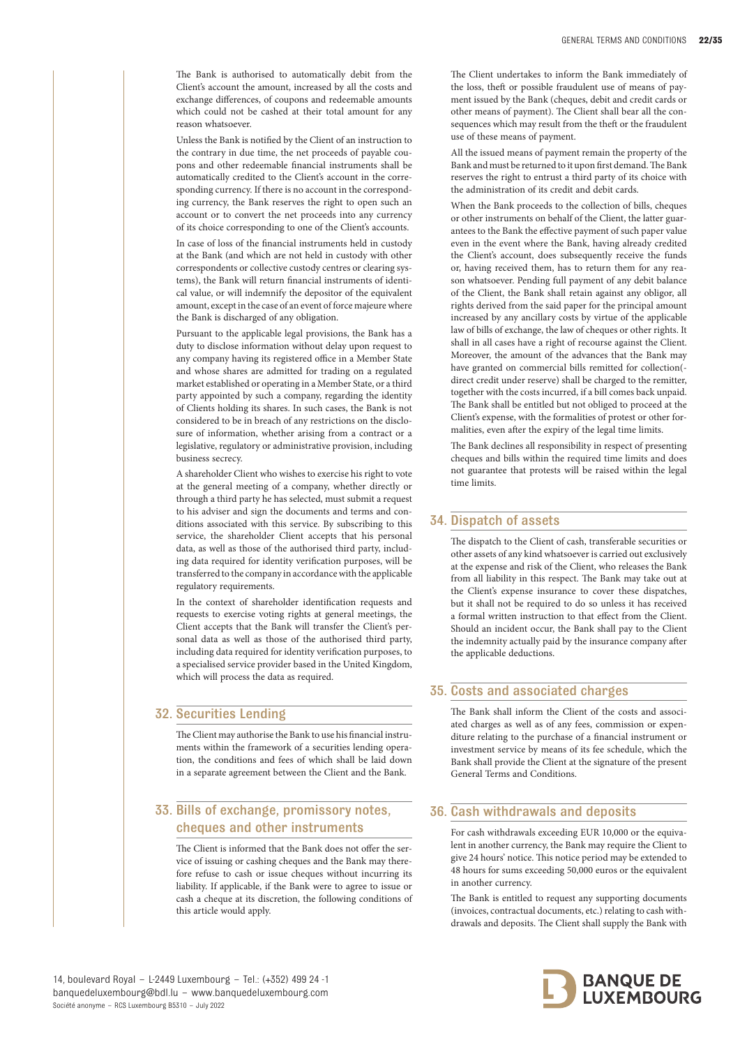The Bank is authorised to automatically debit from the Client's account the amount, increased by all the costs and exchange differences, of coupons and redeemable amounts which could not be cashed at their total amount for any reason whatsoever.

Unless the Bank is notified by the Client of an instruction to the contrary in due time, the net proceeds of payable coupons and other redeemable financial instruments shall be automatically credited to the Client's account in the corresponding currency. If there is no account in the corresponding currency, the Bank reserves the right to open such an account or to convert the net proceeds into any currency of its choice corresponding to one of the Client's accounts.

In case of loss of the financial instruments held in custody at the Bank (and which are not held in custody with other correspondents or collective custody centres or clearing systems), the Bank will return financial instruments of identical value, or will indemnify the depositor of the equivalent amount, except in the case of an event of force majeure where the Bank is discharged of any obligation.

Pursuant to the applicable legal provisions, the Bank has a duty to disclose information without delay upon request to any company having its registered office in a Member State and whose shares are admitted for trading on a regulated market established or operating in a Member State, or a third party appointed by such a company, regarding the identity of Clients holding its shares. In such cases, the Bank is not considered to be in breach of any restrictions on the disclosure of information, whether arising from a contract or a legislative, regulatory or administrative provision, including business secrecy.

A shareholder Client who wishes to exercise his right to vote at the general meeting of a company, whether directly or through a third party he has selected, must submit a request to his adviser and sign the documents and terms and conditions associated with this service. By subscribing to this service, the shareholder Client accepts that his personal data, as well as those of the authorised third party, including data required for identity verification purposes, will be transferred to the company in accordance with the applicable regulatory requirements.

In the context of shareholder identification requests and requests to exercise voting rights at general meetings, the Client accepts that the Bank will transfer the Client's personal data as well as those of the authorised third party, including data required for identity verification purposes, to a specialised service provider based in the United Kingdom, which will process the data as required.

## 32. Securities Lending

The Client may authorise the Bank to use his financial instruments within the framework of a securities lending operation, the conditions and fees of which shall be laid down in a separate agreement between the Client and the Bank.

## 33. Bills of exchange, promissory notes, cheques and other instruments

The Client is informed that the Bank does not offer the service of issuing or cashing cheques and the Bank may therefore refuse to cash or issue cheques without incurring its liability. If applicable, if the Bank were to agree to issue or cash a cheque at its discretion, the following conditions of this article would apply.

The Client undertakes to inform the Bank immediately of the loss, theft or possible fraudulent use of means of payment issued by the Bank (cheques, debit and credit cards or other means of payment). The Client shall bear all the consequences which may result from the theft or the fraudulent use of these means of payment.

All the issued means of payment remain the property of the Bank and must be returned to it upon first demand. The Bank reserves the right to entrust a third party of its choice with the administration of its credit and debit cards.

When the Bank proceeds to the collection of bills, cheques or other instruments on behalf of the Client, the latter guarantees to the Bank the effective payment of such paper value even in the event where the Bank, having already credited the Client's account, does subsequently receive the funds or, having received them, has to return them for any reason whatsoever. Pending full payment of any debit balance of the Client, the Bank shall retain against any obligor, all rights derived from the said paper for the principal amount increased by any ancillary costs by virtue of the applicable law of bills of exchange, the law of cheques or other rights. It shall in all cases have a right of recourse against the Client. Moreover, the amount of the advances that the Bank may have granted on commercial bills remitted for collection(-direct credit under reserve) shall be charged to the remitter, together with the costs incurred, if a bill comes back unpaid. The Bank shall be entitled but not obliged to proceed at the Client's expense, with the formalities of protest or other formalities, even after the expiry of the legal time limits.

The Bank declines all responsibility in respect of presenting cheques and bills within the required time limits and does not guarantee that protests will be raised within the legal time limits.

## 34. Dispatch of assets

The dispatch to the Client of cash, transferable securities or other assets of any kind whatsoever is carried out exclusively at the expense and risk of the Client, who releases the Bank from all liability in this respect. The Bank may take out at the Client's expense insurance to cover these dispatches, but it shall not be required to do so unless it has received a formal written instruction to that effect from the Client. Should an incident occur, the Bank shall pay to the Client the indemnity actually paid by the insurance company after the applicable deductions.

## 35. Costs and associated charges

The Bank shall inform the Client of the costs and associated charges as well as of any fees, commission or expenditure relating to the purchase of a financial instrument or investment service by means of its fee schedule, which the Bank shall provide the Client at the signature of the present General Terms and Conditions.

## 36. Cash withdrawals and deposits

For cash withdrawals exceeding EUR 10,000 or the equivalent in another currency, the Bank may require the Client to give 24 hours' notice. This notice period may be extended to 48 hours for sums exceeding 50,000 euros or the equivalent in another currency.

The Bank is entitled to request any supporting documents (invoices, contractual documents, etc.) relating to cash withdrawals and deposits. The Client shall supply the Bank with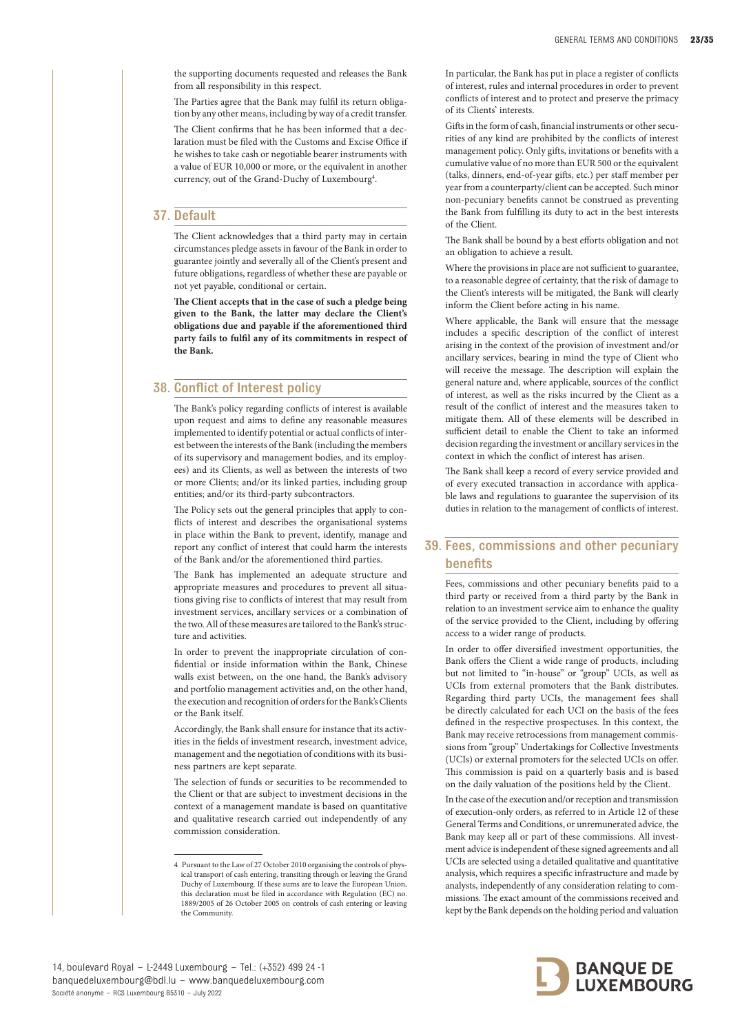the supporting documents requested and releases the Bank from all responsibility in this respect.

The Parties agree that the Bank may fulfil its return obligation by any other means, including by way of a credit transfer.

The Client confirms that he has been informed that a declaration must be filed with the Customs and Excise Office if he wishes to take cash or negotiable bearer instruments with a value of EUR 10,000 or more, or the equivalent in another currency, out of the Grand-Duchy of Luxembourg[4].

## 37. Default

The Client acknowledges that a third party may in certain circumstances pledge assets in favour of the Bank in order to guarantee jointly and severally all of the Client's present and future obligations, regardless of whether these are payable or not yet payable, conditional or certain.

**The Client accepts that in the case of such a pledge being given to the Bank, the latter may declare the Client's obligations due and payable if the aforementioned third party fails to fulfil any of its commitments in respect of the Bank.**

## 38. Conflict of Interest policy

The Bank's policy regarding conflicts of interest is available upon request and aims to define any reasonable measures implemented to identify potential or actual conflicts of interest between the interests of the Bank (including the members of its supervisory and management bodies, and its employees) and its Clients, as well as between the interests of two or more Clients; and/or its linked parties, including group entities; and/or its third-party subcontractors.

The Policy sets out the general principles that apply to conflicts of interest and describes the organisational systems in place within the Bank to prevent, identify, manage and report any conflict of interest that could harm the interests of the Bank and/or the aforementioned third parties.

The Bank has implemented an adequate structure and appropriate measures and procedures to prevent all situations giving rise to conflicts of interest that may result from investment services, ancillary services or a combination of the two. All of these measures are tailored to the Bank's structure and activities.

In order to prevent the inappropriate circulation of confidential or inside information within the Bank, Chinese walls exist between, on the one hand, the Bank's advisory and portfolio management activities and, on the other hand, the execution and recognition of orders for the Bank's Clients or the Bank itself.

Accordingly, the Bank shall ensure for instance that its activities in the fields of investment research, investment advice, management and the negotiation of conditions with its business partners are kept separate.

The selection of funds or securities to be recommended to the Client or that are subject to investment decisions in the context of a management mandate is based on quantitative and qualitative research carried out independently of any commission consideration.

In particular, the Bank has put in place a register of conflicts of interest, rules and internal procedures in order to prevent conflicts of interest and to protect and preserve the primacy of its Clients' interests.

Gifts in the form of cash, financial instruments or other securities of any kind are prohibited by the conflicts of interest management policy. Only gifts, invitations or benefits with a cumulative value of no more than EUR 500 or the equivalent (talks, dinners, end-of-year gifts, etc.) per staff member per year from a counterparty/client can be accepted. Such minor non-pecuniary benefits cannot be construed as preventing the Bank from fulfilling its duty to act in the best interests of the Client.

The Bank shall be bound by a best efforts obligation and not an obligation to achieve a result.

Where the provisions in place are not sufficient to guarantee, to a reasonable degree of certainty, that the risk of damage to the Client's interests will be mitigated, the Bank will clearly inform the Client before acting in his name.

Where applicable, the Bank will ensure that the message includes a specific description of the conflict of interest arising in the context of the provision of investment and/or ancillary services, bearing in mind the type of Client who will receive the message. The description will explain the general nature and, where applicable, sources of the conflict of interest, as well as the risks incurred by the Client as a result of the conflict of interest and the measures taken to mitigate them. All of these elements will be described in sufficient detail to enable the Client to take an informed decision regarding the investment or ancillary services in the context in which the conflict of interest has arisen.

The Bank shall keep a record of every service provided and of every executed transaction in accordance with applicable laws and regulations to guarantee the supervision of its duties in relation to the management of conflicts of interest.

## 39. Fees, commissions and other pecuniary benefits

Fees, commissions and other pecuniary benefits paid to a third party or received from a third party by the Bank in relation to an investment service aim to enhance the quality of the service provided to the Client, including by offering access to a wider range of products.

In order to offer diversified investment opportunities, the Bank offers the Client a wide range of products, including but not limited to "in-house" or "group" UCIs, as well as UCIs from external promoters that the Bank distributes. Regarding third party UCIs, the management fees shall be directly calculated for each UCI on the basis of the fees defined in the respective prospectuses. In this context, the Bank may receive retrocessions from management commissions from "group" Undertakings for Collective Investments (UCIs) or external promoters for the selected UCIs on offer. This commission is paid on a quarterly basis and is based on the daily valuation of the positions held by the Client.

In the case of the execution and/or reception and transmission of execution-only orders, as referred to in Article 12 of these General Terms and Conditions, or unremunerated advice, the Bank may keep all or part of these commissions. All investment advice is independent of these signed agreements and all UCIs are selected using a detailed qualitative and quantitative analysis, which requires a specific infrastructure and made by analysts, independently of any consideration relating to commissions. The exact amount of the commissions received and kept by the Bank depends on the holding period and valuation

---

[4] Pursuant to the Law of 27 October 2010 organising the controls of physical transport of cash entering, transiting through or leaving the Grand Duchy of Luxembourg. If these sums are to leave the European Union, this declaration must be filed in accordance with Regulation (EC) no. 1889/2005 of 26 October 2005 on controls of cash entering or leaving the Community.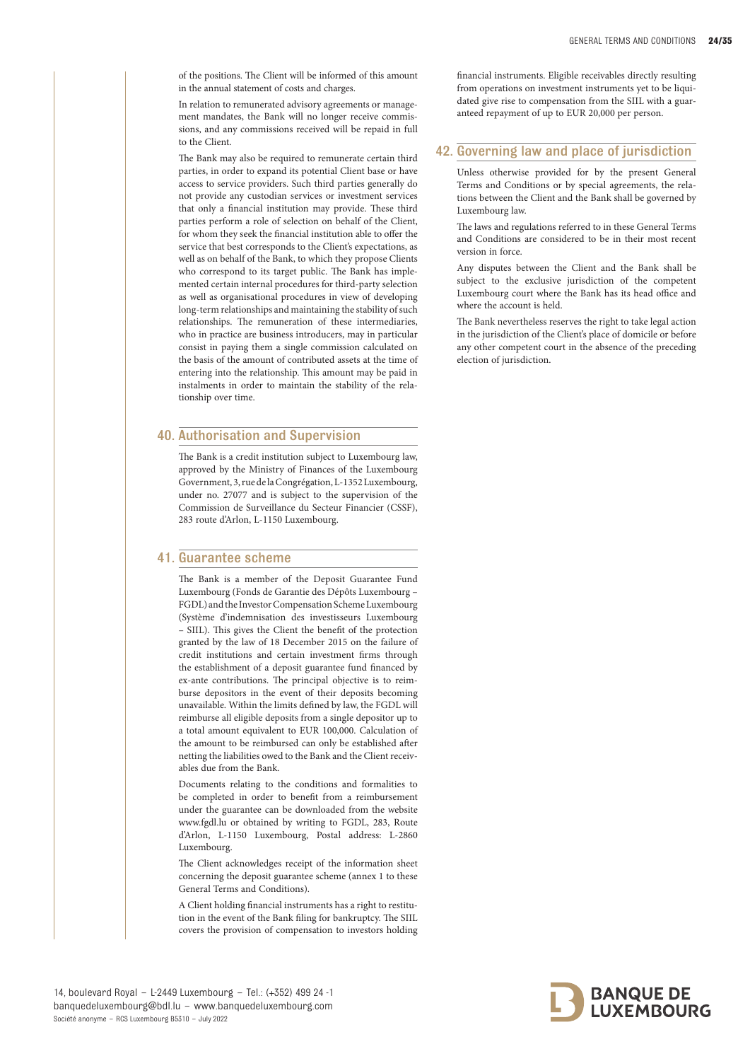of the positions. The Client will be informed of this amount in the annual statement of costs and charges.

In relation to remunerated advisory agreements or management mandates, the Bank will no longer receive commissions, and any commissions received will be repaid in full to the Client.

The Bank may also be required to remunerate certain third parties, in order to expand its potential Client base or have access to service providers. Such third parties generally do not provide any custodian services or investment services that only a financial institution may provide. These third parties perform a role of selection on behalf of the Client, for whom they seek the financial institution able to offer the service that best corresponds to the Client's expectations, as well as on behalf of the Bank, to which they propose Clients who correspond to its target public. The Bank has implemented certain internal procedures for third-party selection as well as organisational procedures in view of developing long-term relationships and maintaining the stability of such relationships. The remuneration of these intermediaries, who in practice are business introducers, may in particular consist in paying them a single commission calculated on the basis of the amount of contributed assets at the time of entering into the relationship. This amount may be paid in instalments in order to maintain the stability of the relationship over time.

## 40. Authorisation and Supervision

The Bank is a credit institution subject to Luxembourg law, approved by the Ministry of Finances of the Luxembourg Government, 3, rue de la Congrégation, L-1352 Luxembourg, under no. 27077 and is subject to the supervision of the Commission de Surveillance du Secteur Financier (CSSF), 283 route d'Arlon, L-1150 Luxembourg.

## 41. Guarantee scheme

The Bank is a member of the Deposit Guarantee Fund Luxembourg (Fonds de Garantie des Dépôts Luxembourg – FGDL) and the Investor Compensation Scheme Luxembourg (Système d'indemnisation des investisseurs Luxembourg – SIIL). This gives the Client the benefit of the protection granted by the law of 18 December 2015 on the failure of credit institutions and certain investment firms through the establishment of a deposit guarantee fund financed by ex-ante contributions. The principal objective is to reimburse depositors in the event of their deposits becoming unavailable. Within the limits defined by law, the FGDL will reimburse all eligible deposits from a single depositor up to a total amount equivalent to EUR 100,000. Calculation of the amount to be reimbursed can only be established after netting the liabilities owed to the Bank and the Client receivables due from the Bank.

Documents relating to the conditions and formalities to be completed in order to benefit from a reimbursement under the guarantee can be downloaded from the website www.fgdl.lu or obtained by writing to FGDL, 283, Route d'Arlon, L-1150 Luxembourg, Postal address: L-2860 Luxembourg.

The Client acknowledges receipt of the information sheet concerning the deposit guarantee scheme (annex 1 to these General Terms and Conditions).

A Client holding financial instruments has a right to restitution in the event of the Bank filing for bankruptcy. The SIIL covers the provision of compensation to investors holding financial instruments. Eligible receivables directly resulting from operations on investment instruments yet to be liquidated give rise to compensation from the SIIL with a guaranteed repayment of up to EUR 20,000 per person.

## 42. Governing law and place of jurisdiction

Unless otherwise provided for by the present General Terms and Conditions or by special agreements, the relations between the Client and the Bank shall be governed by Luxembourg law.

The laws and regulations referred to in these General Terms and Conditions are considered to be in their most recent version in force.

Any disputes between the Client and the Bank shall be subject to the exclusive jurisdiction of the competent Luxembourg court where the Bank has its head office and where the account is held.

The Bank nevertheless reserves the right to take legal action in the jurisdiction of the Client's place of domicile or before any other competent court in the absence of the preceding election of jurisdiction.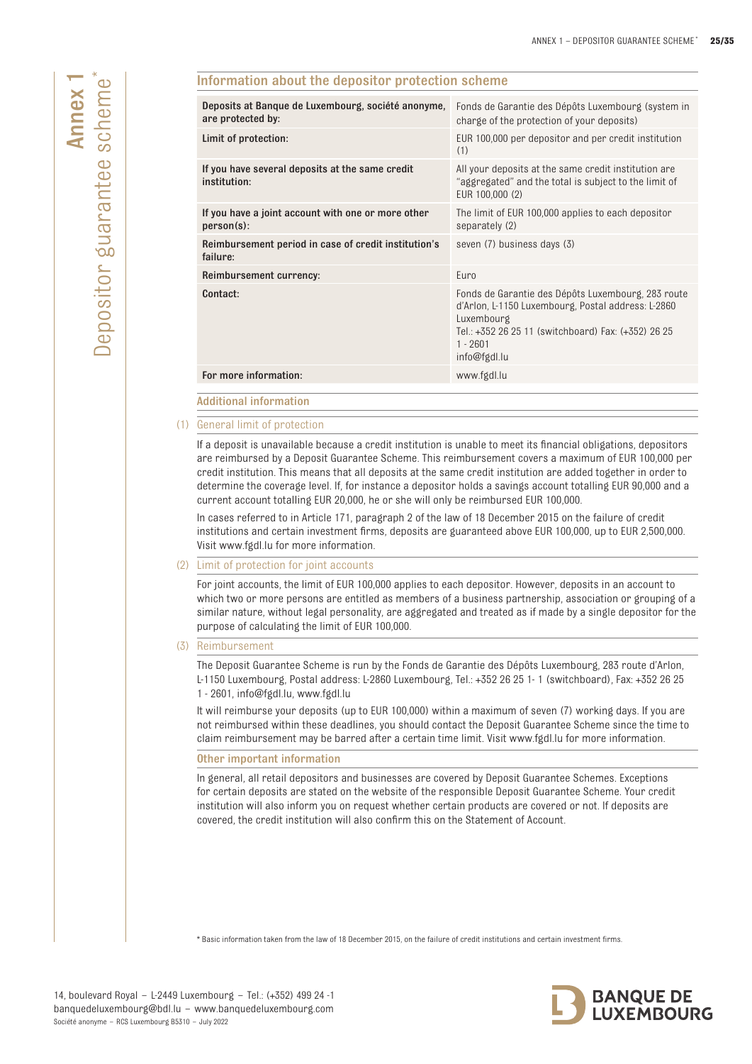# Annex 1 Depositor guarantee scheme*

## Information about the depositor protection scheme

| | |
|---|---|
| **Deposits at Banque de Luxembourg, société anonyme, are protected by:** | Fonds de Garantie des Dépôts Luxembourg (system in charge of the protection of your deposits) |
| **Limit of protection:** | EUR 100,000 per depositor and per credit institution (1) |
| **If you have several deposits at the same credit institution:** | All your deposits at the same credit institution are "aggregated" and the total is subject to the limit of EUR 100,000 (2) |
| **If you have a joint account with one or more other person(s):** | The limit of EUR 100,000 applies to each depositor separately (2) |
| **Reimbursement period in case of credit institution's failure:** | seven (7) business days (3) |
| **Reimbursement currency:** | Euro |
| **Contact:** | Fonds de Garantie des Dépôts Luxembourg, 283 route d'Arlon, L-1150 Luxembourg, Postal address: L-2860 Luxembourg<br>Tel.: +352 26 25 11 (switchboard) Fax: (+352) 26 25 1 - 2601<br>info@fgdl.lu |
| **For more information:** | www.fgdl.lu |

### Additional information

#### (1) General limit of protection

If a deposit is unavailable because a credit institution is unable to meet its financial obligations, depositors are reimbursed by a Deposit Guarantee Scheme. This reimbursement covers a maximum of EUR 100,000 per credit institution. This means that all deposits at the same credit institution are added together in order to determine the coverage level. If, for instance a depositor holds a savings account totalling EUR 90,000 and a current account totalling EUR 20,000, he or she will only be reimbursed EUR 100,000.

In cases referred to in Article 171, paragraph 2 of the law of 18 December 2015 on the failure of credit institutions and certain investment firms, deposits are guaranteed above EUR 100,000, up to EUR 2,500,000. Visit www.fgdl.lu for more information.

#### (2) Limit of protection for joint accounts

For joint accounts, the limit of EUR 100,000 applies to each depositor. However, deposits in an account to which two or more persons are entitled as members of a business partnership, association or grouping of a similar nature, without legal personality, are aggregated and treated as if made by a single depositor for the purpose of calculating the limit of EUR 100,000.

#### (3) Reimbursement

The Deposit Guarantee Scheme is run by the Fonds de Garantie des Dépôts Luxembourg, 283 route d'Arlon, L-1150 Luxembourg, Postal address: L-2860 Luxembourg, Tel.: +352 26 25 1- 1 (switchboard), Fax: +352 26 25 1 - 2601, info@fgdl.lu, www.fgdl.lu

It will reimburse your deposits (up to EUR 100,000) within a maximum of seven (7) working days. If you are not reimbursed within these deadlines, you should contact the Deposit Guarantee Scheme since the time to claim reimbursement may be barred after a certain time limit. Visit www.fgdl.lu for more information.

### Other important information

In general, all retail depositors and businesses are covered by Deposit Guarantee Schemes. Exceptions for certain deposits are stated on the website of the responsible Deposit Guarantee Scheme. Your credit institution will also inform you on request whether certain products are covered or not. If deposits are covered, the credit institution will also confirm this on the Statement of Account.

\* Basic information taken from the law of 18 December 2015, on the failure of credit institutions and certain investment firms.

14, boulevard Royal – L-2449 Luxembourg – Tel.: (+352) 499 24 -1
banquedeluxembourg@bdl.lu – www.banquedeluxembourg.com
Société anonyme – RCS Luxembourg B5310 – July 2022

BANQUE DE LUXEMBOURG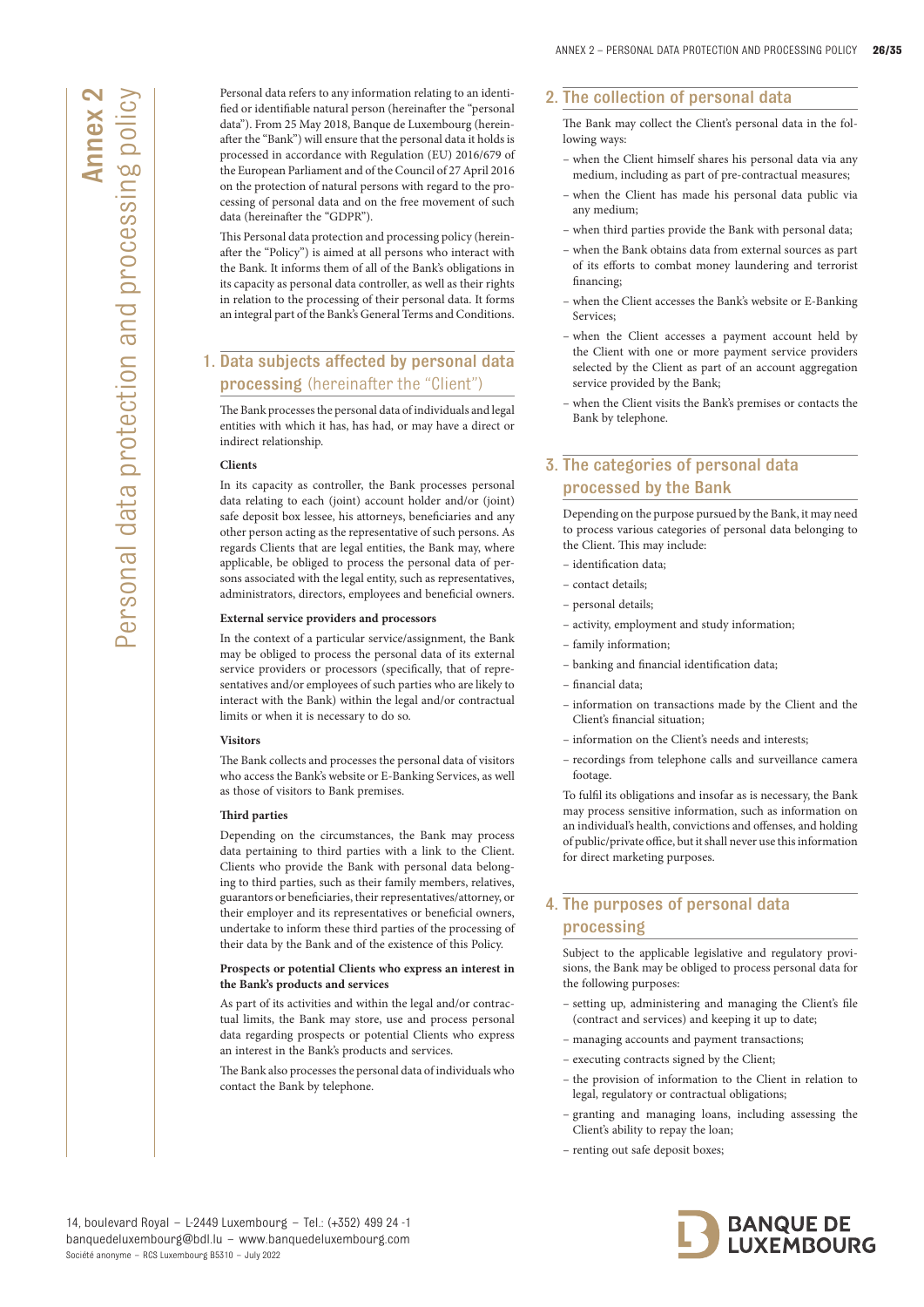# Annex 2 Personal data protection and processing policy

Personal data refers to any information relating to an identified or identifiable natural person (hereinafter the "personal data"). From 25 May 2018, Banque de Luxembourg (hereinafter the "Bank") will ensure that the personal data it holds is processed in accordance with Regulation (EU) 2016/679 of the European Parliament and of the Council of 27 April 2016 on the protection of natural persons with regard to the processing of personal data and on the free movement of such data (hereinafter the "GDPR").

This Personal data protection and processing policy (hereinafter the "Policy") is aimed at all persons who interact with the Bank. It informs them of all of the Bank's obligations in its capacity as personal data controller, as well as their rights in relation to the processing of their personal data. It forms an integral part of the Bank's General Terms and Conditions.

## 1. Data subjects affected by personal data processing (hereinafter the "Client")

The Bank processes the personal data of individuals and legal entities with which it has, has had, or may have a direct or indirect relationship.

**Clients**

In its capacity as controller, the Bank processes personal data relating to each (joint) account holder and/or (joint) safe deposit box lessee, his attorneys, beneficiaries and any other person acting as the representative of such persons. As regards Clients that are legal entities, the Bank may, where applicable, be obliged to process the personal data of persons associated with the legal entity, such as representatives, administrators, directors, employees and beneficial owners.

**External service providers and processors**

In the context of a particular service/assignment, the Bank may be obliged to process the personal data of its external service providers or processors (specifically, that of representatives and/or employees of such parties who are likely to interact with the Bank) within the legal and/or contractual limits or when it is necessary to do so.

**Visitors**

The Bank collects and processes the personal data of visitors who access the Bank's website or E-Banking Services, as well as those of visitors to Bank premises.

**Third parties**

Depending on the circumstances, the Bank may process data pertaining to third parties with a link to the Client. Clients who provide the Bank with personal data belonging to third parties, such as their family members, relatives, guarantors or beneficiaries, their representatives/attorney, or their employer and its representatives or beneficial owners, undertake to inform these third parties of the processing of their data by the Bank and of the existence of this Policy.

**Prospects or potential Clients who express an interest in the Bank's products and services**

As part of its activities and within the legal and/or contractual limits, the Bank may store, use and process personal data regarding prospects or potential Clients who express an interest in the Bank's products and services.

The Bank also processes the personal data of individuals who contact the Bank by telephone.

## 2. The collection of personal data

The Bank may collect the Client's personal data in the following ways:

- when the Client himself shares his personal data via any medium, including as part of pre-contractual measures;
- when the Client has made his personal data public via any medium;
- when third parties provide the Bank with personal data;
- when the Bank obtains data from external sources as part of its efforts to combat money laundering and terrorist financing;
- when the Client accesses the Bank's website or E-Banking Services;
- when the Client accesses a payment account held by the Client with one or more payment service providers selected by the Client as part of an account aggregation service provided by the Bank;
- when the Client visits the Bank's premises or contacts the Bank by telephone.

## 3. The categories of personal data processed by the Bank

Depending on the purpose pursued by the Bank, it may need to process various categories of personal data belonging to the Client. This may include:

- identification data;
- contact details;
- personal details;
- activity, employment and study information;
- family information;
- banking and financial identification data;
- financial data;
- information on transactions made by the Client and the Client's financial situation;
- information on the Client's needs and interests;
- recordings from telephone calls and surveillance camera footage.

To fulfil its obligations and insofar as is necessary, the Bank may process sensitive information, such as information on an individual's health, convictions and offenses, and holding of public/private office, but it shall never use this information for direct marketing purposes.

## 4. The purposes of personal data processing

Subject to the applicable legislative and regulatory provisions, the Bank may be obliged to process personal data for the following purposes:

- setting up, administering and managing the Client's file (contract and services) and keeping it up to date;
- managing accounts and payment transactions;
- executing contracts signed by the Client;
- the provision of information to the Client in relation to legal, regulatory or contractual obligations;
- granting and managing loans, including assessing the Client's ability to repay the loan;
- renting out safe deposit boxes;

14, boulevard Royal – L-2449 Luxembourg – Tel.: (+352) 499 24 -1
banquedeluxembourg@bdl.lu – www.banquedeluxembourg.com
Société anonyme – RCS Luxembourg B5310 – July 2022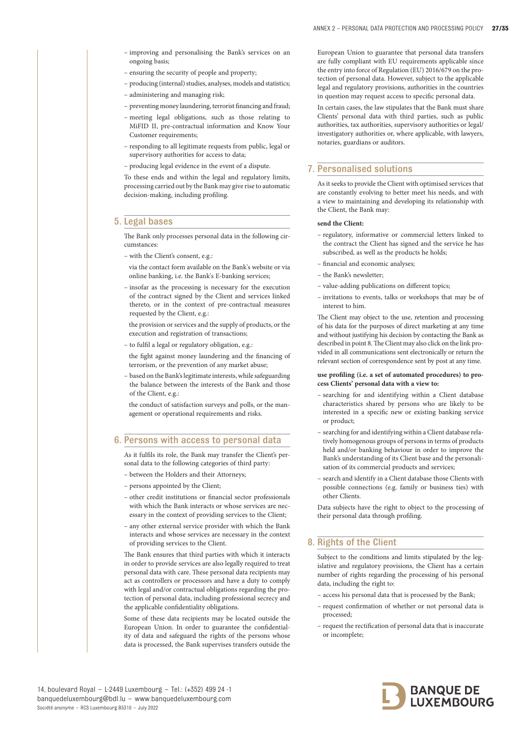- improving and personalising the Bank's services on an ongoing basis;
- ensuring the security of people and property;
- producing (internal) studies, analyses, models and statistics;
- administering and managing risk;
- preventing money laundering, terrorist financing and fraud;
- meeting legal obligations, such as those relating to MiFID II, pre-contractual information and Know Your Customer requirements;
- responding to all legitimate requests from public, legal or supervisory authorities for access to data;
- producing legal evidence in the event of a dispute.

To these ends and within the legal and regulatory limits, processing carried out by the Bank may give rise to automatic decision-making, including profiling.

## 5. Legal bases

The Bank only processes personal data in the following circumstances:

- with the Client's consent, e.g.:

  via the contact form available on the Bank's website or via online banking, i.e. the Bank's E-banking services;

- insofar as the processing is necessary for the execution of the contract signed by the Client and services linked thereto, or in the context of pre-contractual measures requested by the Client, e.g.:

  the provision or services and the supply of products, or the execution and registration of transactions;

- to fulfil a legal or regulatory obligation, e.g.:

  the fight against money laundering and the financing of terrorism, or the prevention of any market abuse;

- based on the Bank's legitimate interests, while safeguarding the balance between the interests of the Bank and those of the Client, e.g.:

  the conduct of satisfaction surveys and polls, or the management or operational requirements and risks.

## 6. Persons with access to personal data

As it fulfils its role, the Bank may transfer the Client's personal data to the following categories of third party:

- between the Holders and their Attorneys;
- persons appointed by the Client;
- other credit institutions or financial sector professionals with which the Bank interacts or whose services are necessary in the context of providing services to the Client;
- any other external service provider with which the Bank interacts and whose services are necessary in the context of providing services to the Client.

The Bank ensures that third parties with which it interacts in order to provide services are also legally required to treat personal data with care. These personal data recipients may act as controllers or processors and have a duty to comply with legal and/or contractual obligations regarding the protection of personal data, including professional secrecy and the applicable confidentiality obligations.

Some of these data recipients may be located outside the European Union. In order to guarantee the confidentiality of data and safeguard the rights of the persons whose data is processed, the Bank supervises transfers outside the European Union to guarantee that personal data transfers are fully compliant with EU requirements applicable since the entry into force of Regulation (EU) 2016/679 on the protection of personal data. However, subject to the applicable legal and regulatory provisions, authorities in the countries in question may request access to specific personal data.

In certain cases, the law stipulates that the Bank must share Clients' personal data with third parties, such as public authorities, tax authorities, supervisory authorities or legal/investigatory authorities or, where applicable, with lawyers, notaries, guardians or auditors.

## 7. Personalised solutions

As it seeks to provide the Client with optimised services that are constantly evolving to better meet his needs, and with a view to maintaining and developing its relationship with the Client, the Bank may:

**send the Client:**

- regulatory, informative or commercial letters linked to the contract the Client has signed and the service he has subscribed, as well as the products he holds;
- financial and economic analyses;
- the Bank's newsletter;
- value-adding publications on different topics;
- invitations to events, talks or workshops that may be of interest to him.

The Client may object to the use, retention and processing of his data for the purposes of direct marketing at any time and without justifying his decision by contacting the Bank as described in point 8. The Client may also click on the link provided in all communications sent electronically or return the relevant section of correspondence sent by post at any time.

**use profiling (i.e. a set of automated procedures) to process Clients' personal data with a view to:**

- searching for and identifying within a Client database characteristics shared by persons who are likely to be interested in a specific new or existing banking service or product;
- searching for and identifying within a Client database relatively homogenous groups of persons in terms of products held and/or banking behaviour in order to improve the Bank's understanding of its Client base and the personalisation of its commercial products and services;
- search and identify in a Client database those Clients with possible connections (e.g. family or business ties) with other Clients.

Data subjects have the right to object to the processing of their personal data through profiling.

## 8. Rights of the Client

Subject to the conditions and limits stipulated by the legislative and regulatory provisions, the Client has a certain number of rights regarding the processing of his personal data, including the right to:

- access his personal data that is processed by the Bank;
- request confirmation of whether or not personal data is processed;
- request the rectification of personal data that is inaccurate or incomplete;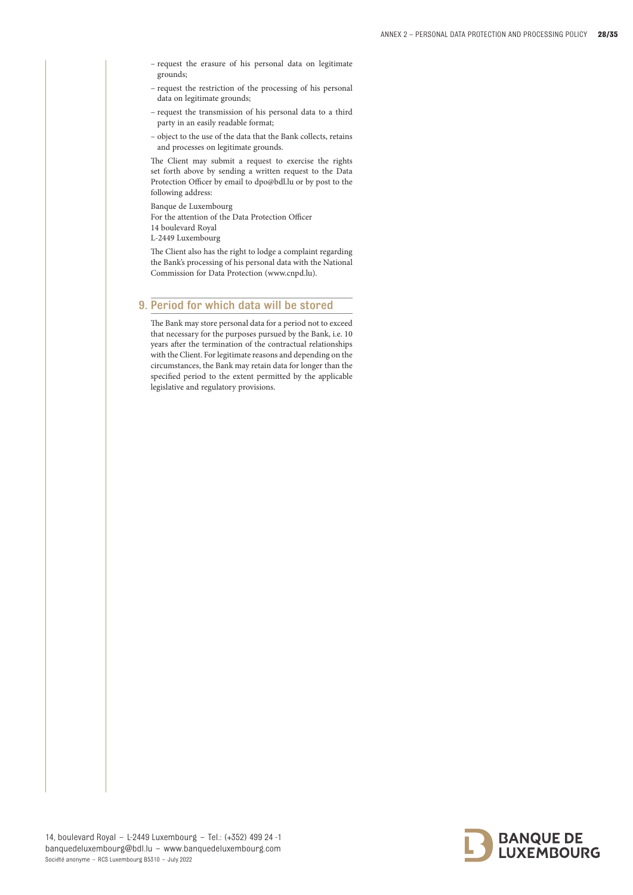- request the erasure of his personal data on legitimate grounds;
- request the restriction of the processing of his personal data on legitimate grounds;
- request the transmission of his personal data to a third party in an easily readable format;
- object to the use of the data that the Bank collects, retains and processes on legitimate grounds.

The Client may submit a request to exercise the rights set forth above by sending a written request to the Data Protection Officer by email to dpo@bdl.lu or by post to the following address:

Banque de Luxembourg
For the attention of the Data Protection Officer
14 boulevard Royal
L-2449 Luxembourg

The Client also has the right to lodge a complaint regarding the Bank's processing of his personal data with the National Commission for Data Protection (www.cnpd.lu).

## 9. Period for which data will be stored

The Bank may store personal data for a period not to exceed that necessary for the purposes pursued by the Bank, i.e. 10 years after the termination of the contractual relationships with the Client. For legitimate reasons and depending on the circumstances, the Bank may retain data for longer than the specified period to the extent permitted by the applicable legislative and regulatory provisions.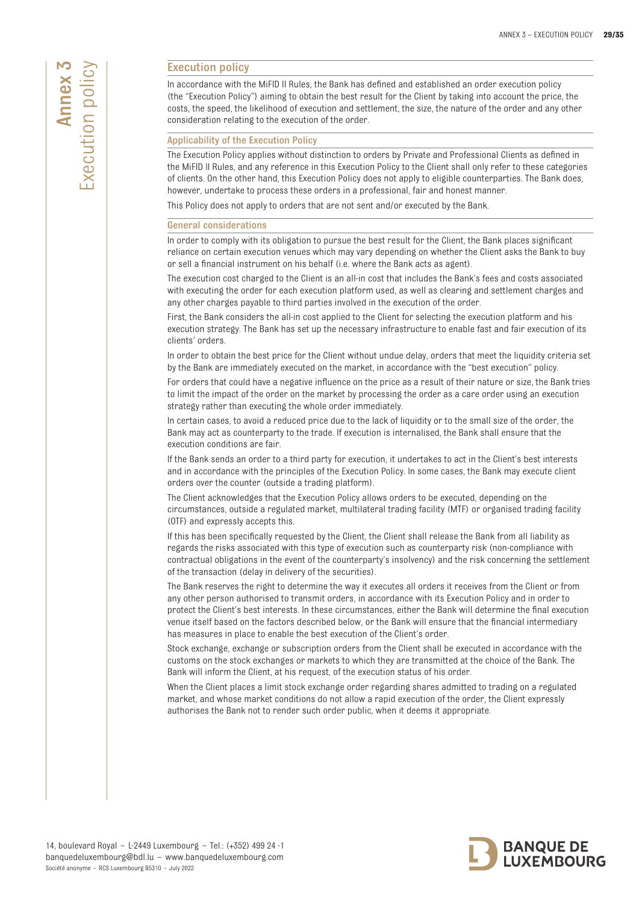# Annex 3 Execution policy

## Execution policy

In accordance with the MiFID II Rules, the Bank has defined and established an order execution policy (the "Execution Policy") aiming to obtain the best result for the Client by taking into account the price, the costs, the speed, the likelihood of execution and settlement, the size, the nature of the order and any other consideration relating to the execution of the order.

### Applicability of the Execution Policy

The Execution Policy applies without distinction to orders by Private and Professional Clients as defined in the MiFID II Rules, and any reference in this Execution Policy to the Client shall only refer to these categories of clients. On the other hand, this Execution Policy does not apply to eligible counterparties. The Bank does, however, undertake to process these orders in a professional, fair and honest manner.

This Policy does not apply to orders that are not sent and/or executed by the Bank.

### General considerations

In order to comply with its obligation to pursue the best result for the Client, the Bank places significant reliance on certain execution venues which may vary depending on whether the Client asks the Bank to buy or sell a financial instrument on his behalf (i.e. where the Bank acts as agent).

The execution cost charged to the Client is an all-in cost that includes the Bank's fees and costs associated with executing the order for each execution platform used, as well as clearing and settlement charges and any other charges payable to third parties involved in the execution of the order.

First, the Bank considers the all-in cost applied to the Client for selecting the execution platform and his execution strategy. The Bank has set up the necessary infrastructure to enable fast and fair execution of its clients' orders.

In order to obtain the best price for the Client without undue delay, orders that meet the liquidity criteria set by the Bank are immediately executed on the market, in accordance with the "best execution" policy.

For orders that could have a negative influence on the price as a result of their nature or size, the Bank tries to limit the impact of the order on the market by processing the order as a care order using an execution strategy rather than executing the whole order immediately.

In certain cases, to avoid a reduced price due to the lack of liquidity or to the small size of the order, the Bank may act as counterparty to the trade. If execution is internalised, the Bank shall ensure that the execution conditions are fair.

If the Bank sends an order to a third party for execution, it undertakes to act in the Client's best interests and in accordance with the principles of the Execution Policy. In some cases, the Bank may execute client orders over the counter (outside a trading platform).

The Client acknowledges that the Execution Policy allows orders to be executed, depending on the circumstances, outside a regulated market, multilateral trading facility (MTF) or organised trading facility (OTF) and expressly accepts this.

If this has been specifically requested by the Client, the Client shall release the Bank from all liability as regards the risks associated with this type of execution such as counterparty risk (non-compliance with contractual obligations in the event of the counterparty's insolvency) and the risk concerning the settlement of the transaction (delay in delivery of the securities).

The Bank reserves the right to determine the way it executes all orders it receives from the Client or from any other person authorised to transmit orders, in accordance with its Execution Policy and in order to protect the Client's best interests. In these circumstances, either the Bank will determine the final execution venue itself based on the factors described below, or the Bank will ensure that the financial intermediary has measures in place to enable the best execution of the Client's order.

Stock exchange, exchange or subscription orders from the Client shall be executed in accordance with the customs on the stock exchanges or markets to which they are transmitted at the choice of the Bank. The Bank will inform the Client, at his request, of the execution status of his order.

When the Client places a limit stock exchange order regarding shares admitted to trading on a regulated market, and whose market conditions do not allow a rapid execution of the order, the Client expressly authorises the Bank not to render such order public, when it deems it appropriate.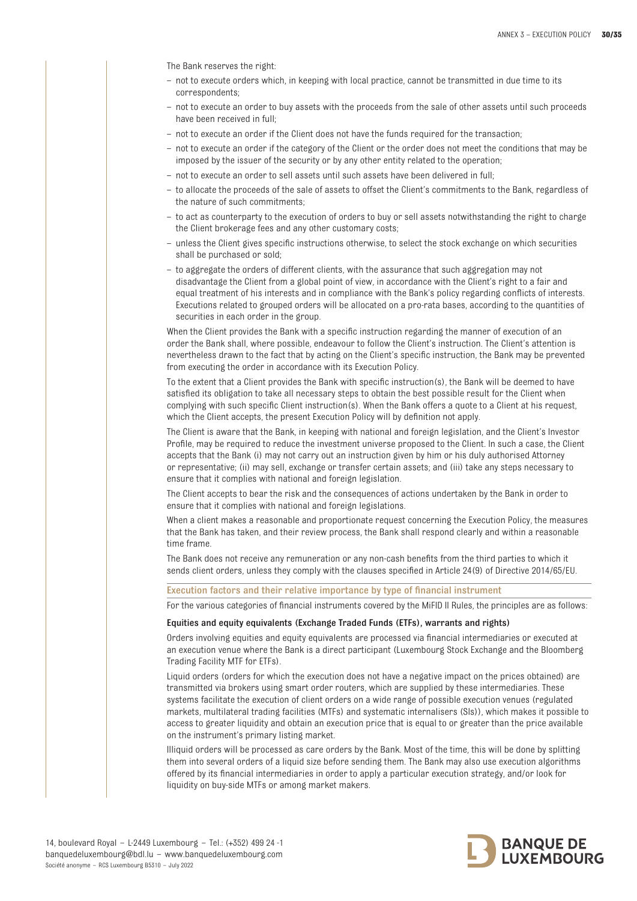The Bank reserves the right:

- not to execute orders which, in keeping with local practice, cannot be transmitted in due time to its correspondents;
- not to execute an order to buy assets with the proceeds from the sale of other assets until such proceeds have been received in full;
- not to execute an order if the Client does not have the funds required for the transaction;
- not to execute an order if the category of the Client or the order does not meet the conditions that may be imposed by the issuer of the security or by any other entity related to the operation;
- not to execute an order to sell assets until such assets have been delivered in full;
- to allocate the proceeds of the sale of assets to offset the Client's commitments to the Bank, regardless of the nature of such commitments;
- to act as counterparty to the execution of orders to buy or sell assets notwithstanding the right to charge the Client brokerage fees and any other customary costs;
- unless the Client gives specific instructions otherwise, to select the stock exchange on which securities shall be purchased or sold;
- to aggregate the orders of different clients, with the assurance that such aggregation may not disadvantage the Client from a global point of view, in accordance with the Client's right to a fair and equal treatment of his interests and in compliance with the Bank's policy regarding conflicts of interests. Executions related to grouped orders will be allocated on a pro-rata bases, according to the quantities of securities in each order in the group.

When the Client provides the Bank with a specific instruction regarding the manner of execution of an order the Bank shall, where possible, endeavour to follow the Client's instruction. The Client's attention is nevertheless drawn to the fact that by acting on the Client's specific instruction, the Bank may be prevented from executing the order in accordance with its Execution Policy.

To the extent that a Client provides the Bank with specific instruction(s), the Bank will be deemed to have satisfied its obligation to take all necessary steps to obtain the best possible result for the Client when complying with such specific Client instruction(s). When the Bank offers a quote to a Client at his request, which the Client accepts, the present Execution Policy will by definition not apply.

The Client is aware that the Bank, in keeping with national and foreign legislation, and the Client's Investor Profile, may be required to reduce the investment universe proposed to the Client. In such a case, the Client accepts that the Bank (i) may not carry out an instruction given by him or his duly authorised Attorney or representative; (ii) may sell, exchange or transfer certain assets; and (iii) take any steps necessary to ensure that it complies with national and foreign legislation.

The Client accepts to bear the risk and the consequences of actions undertaken by the Bank in order to ensure that it complies with national and foreign legislations.

When a client makes a reasonable and proportionate request concerning the Execution Policy, the measures that the Bank has taken, and their review process, the Bank shall respond clearly and within a reasonable time frame.

The Bank does not receive any remuneration or any non-cash benefits from the third parties to which it sends client orders, unless they comply with the clauses specified in Article 24(9) of Directive 2014/65/EU.

## Execution factors and their relative importance by type of financial instrument

For the various categories of financial instruments covered by the MiFID II Rules, the principles are as follows:

### Equities and equity equivalents (Exchange Traded Funds (ETFs), warrants and rights)

Orders involving equities and equity equivalents are processed via financial intermediaries or executed at an execution venue where the Bank is a direct participant (Luxembourg Stock Exchange and the Bloomberg Trading Facility MTF for ETFs).

Liquid orders (orders for which the execution does not have a negative impact on the prices obtained) are transmitted via brokers using smart order routers, which are supplied by these intermediaries. These systems facilitate the execution of client orders on a wide range of possible execution venues (regulated markets, multilateral trading facilities (MTFs) and systematic internalisers (SIs)), which makes it possible to access to greater liquidity and obtain an execution price that is equal to or greater than the price available on the instrument's primary listing market.

Illiquid orders will be processed as care orders by the Bank. Most of the time, this will be done by splitting them into several orders of a liquid size before sending them. The Bank may also use execution algorithms offered by its financial intermediaries in order to apply a particular execution strategy, and/or look for liquidity on buy-side MTFs or among market makers.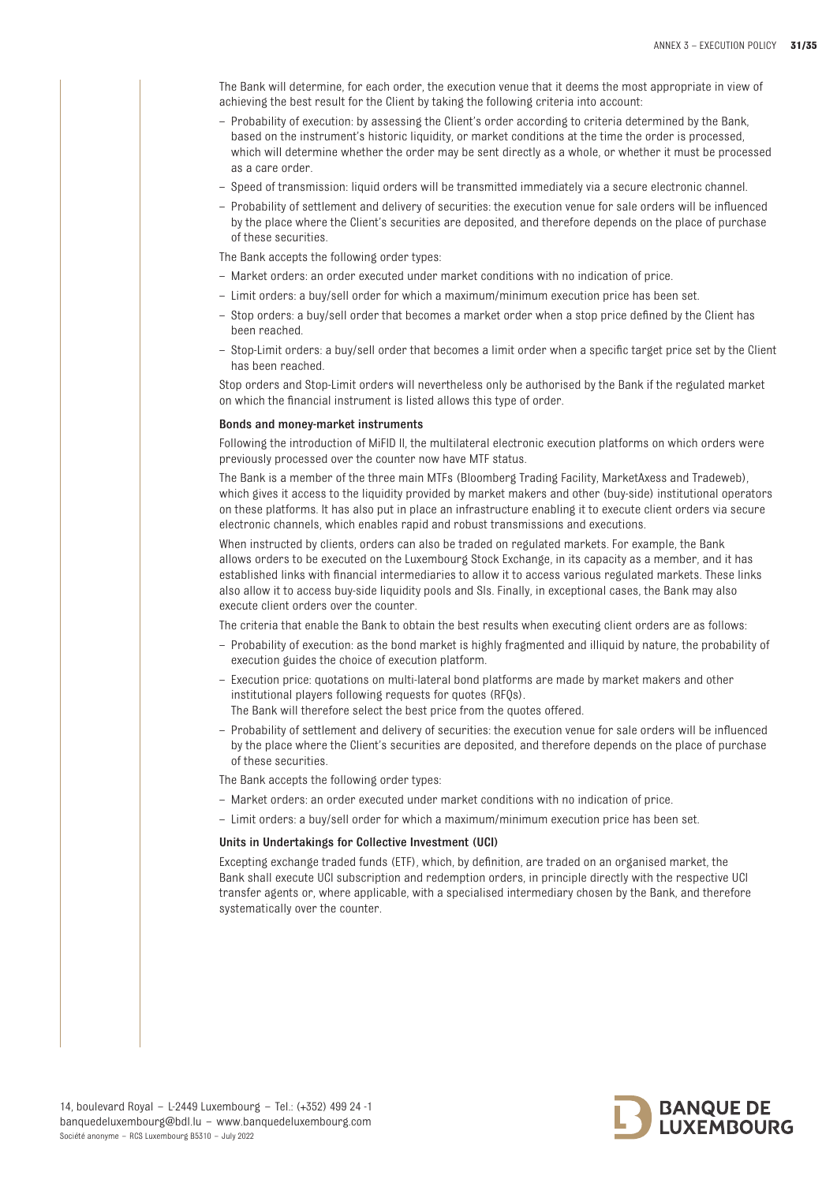The Bank will determine, for each order, the execution venue that it deems the most appropriate in view of achieving the best result for the Client by taking the following criteria into account:

- Probability of execution: by assessing the Client's order according to criteria determined by the Bank, based on the instrument's historic liquidity, or market conditions at the time the order is processed, which will determine whether the order may be sent directly as a whole, or whether it must be processed as a care order.
- Speed of transmission: liquid orders will be transmitted immediately via a secure electronic channel.
- Probability of settlement and delivery of securities: the execution venue for sale orders will be influenced by the place where the Client's securities are deposited, and therefore depends on the place of purchase of these securities.

The Bank accepts the following order types:

- Market orders: an order executed under market conditions with no indication of price.
- Limit orders: a buy/sell order for which a maximum/minimum execution price has been set.
- Stop orders: a buy/sell order that becomes a market order when a stop price defined by the Client has been reached.
- Stop-Limit orders: a buy/sell order that becomes a limit order when a specific target price set by the Client has been reached.

Stop orders and Stop-Limit orders will nevertheless only be authorised by the Bank if the regulated market on which the financial instrument is listed allows this type of order.

**Bonds and money-market instruments**

Following the introduction of MiFID II, the multilateral electronic execution platforms on which orders were previously processed over the counter now have MTF status.

The Bank is a member of the three main MTFs (Bloomberg Trading Facility, MarketAxess and Tradeweb), which gives it access to the liquidity provided by market makers and other (buy-side) institutional operators on these platforms. It has also put in place an infrastructure enabling it to execute client orders via secure electronic channels, which enables rapid and robust transmissions and executions.

When instructed by clients, orders can also be traded on regulated markets. For example, the Bank allows orders to be executed on the Luxembourg Stock Exchange, in its capacity as a member, and it has established links with financial intermediaries to allow it to access various regulated markets. These links also allow it to access buy-side liquidity pools and SIs. Finally, in exceptional cases, the Bank may also execute client orders over the counter.

The criteria that enable the Bank to obtain the best results when executing client orders are as follows:

- Probability of execution: as the bond market is highly fragmented and illiquid by nature, the probability of execution guides the choice of execution platform.
- Execution price: quotations on multi-lateral bond platforms are made by market makers and other institutional players following requests for quotes (RFQs).
  The Bank will therefore select the best price from the quotes offered.
- Probability of settlement and delivery of securities: the execution venue for sale orders will be influenced by the place where the Client's securities are deposited, and therefore depends on the place of purchase of these securities.

The Bank accepts the following order types:

- Market orders: an order executed under market conditions with no indication of price.
- Limit orders: a buy/sell order for which a maximum/minimum execution price has been set.

**Units in Undertakings for Collective Investment (UCI)**

Excepting exchange traded funds (ETF), which, by definition, are traded on an organised market, the Bank shall execute UCI subscription and redemption orders, in principle directly with the respective UCI transfer agents or, where applicable, with a specialised intermediary chosen by the Bank, and therefore systematically over the counter.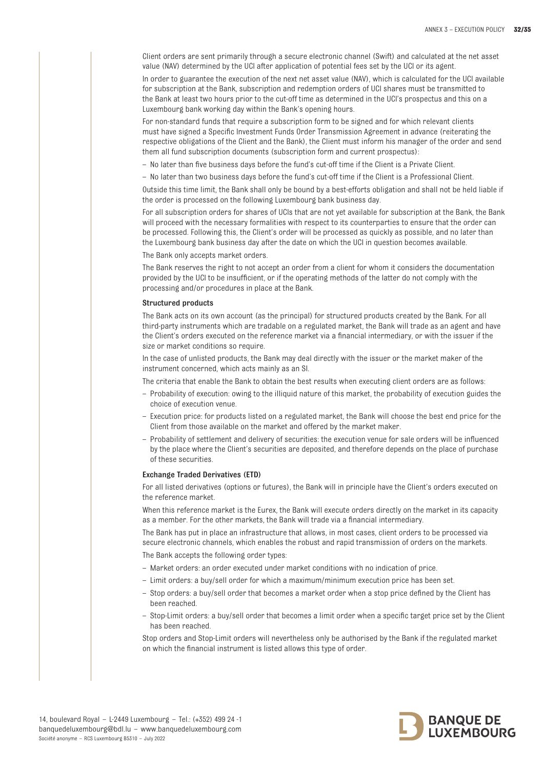Client orders are sent primarily through a secure electronic channel (Swift) and calculated at the net asset value (NAV) determined by the UCI after application of potential fees set by the UCI or its agent.

In order to guarantee the execution of the next net asset value (NAV), which is calculated for the UCI available for subscription at the Bank, subscription and redemption orders of UCI shares must be transmitted to the Bank at least two hours prior to the cut-off time as determined in the UCI's prospectus and this on a Luxembourg bank working day within the Bank's opening hours.

For non-standard funds that require a subscription form to be signed and for which relevant clients must have signed a Specific Investment Funds Order Transmission Agreement in advance (reiterating the respective obligations of the Client and the Bank), the Client must inform his manager of the order and send them all fund subscription documents (subscription form and current prospectus):

- No later than five business days before the fund's cut-off time if the Client is a Private Client.
- No later than two business days before the fund's cut-off time if the Client is a Professional Client.

Outside this time limit, the Bank shall only be bound by a best-efforts obligation and shall not be held liable if the order is processed on the following Luxembourg bank business day.

For all subscription orders for shares of UCIs that are not yet available for subscription at the Bank, the Bank will proceed with the necessary formalities with respect to its counterparties to ensure that the order can be processed. Following this, the Client's order will be processed as quickly as possible, and no later than the Luxembourg bank business day after the date on which the UCI in question becomes available.

The Bank only accepts market orders.

The Bank reserves the right to not accept an order from a client for whom it considers the documentation provided by the UCI to be insufficient, or if the operating methods of the latter do not comply with the processing and/or procedures in place at the Bank.

**Structured products**

The Bank acts on its own account (as the principal) for structured products created by the Bank. For all third-party instruments which are tradable on a regulated market, the Bank will trade as an agent and have the Client's orders executed on the reference market via a financial intermediary, or with the issuer if the size or market conditions so require.

In the case of unlisted products, the Bank may deal directly with the issuer or the market maker of the instrument concerned, which acts mainly as an SI.

The criteria that enable the Bank to obtain the best results when executing client orders are as follows:

- Probability of execution: owing to the illiquid nature of this market, the probability of execution guides the choice of execution venue.
- Execution price: for products listed on a regulated market, the Bank will choose the best end price for the Client from those available on the market and offered by the market maker.
- Probability of settlement and delivery of securities: the execution venue for sale orders will be influenced by the place where the Client's securities are deposited, and therefore depends on the place of purchase of these securities.

**Exchange Traded Derivatives (ETD)**

For all listed derivatives (options or futures), the Bank will in principle have the Client's orders executed on the reference market.

When this reference market is the Eurex, the Bank will execute orders directly on the market in its capacity as a member. For the other markets, the Bank will trade via a financial intermediary.

The Bank has put in place an infrastructure that allows, in most cases, client orders to be processed via secure electronic channels, which enables the robust and rapid transmission of orders on the markets.

The Bank accepts the following order types:

- Market orders: an order executed under market conditions with no indication of price.
- Limit orders: a buy/sell order for which a maximum/minimum execution price has been set.
- Stop orders: a buy/sell order that becomes a market order when a stop price defined by the Client has been reached.
- Stop-Limit orders: a buy/sell order that becomes a limit order when a specific target price set by the Client has been reached.

Stop orders and Stop-Limit orders will nevertheless only be authorised by the Bank if the regulated market on which the financial instrument is listed allows this type of order.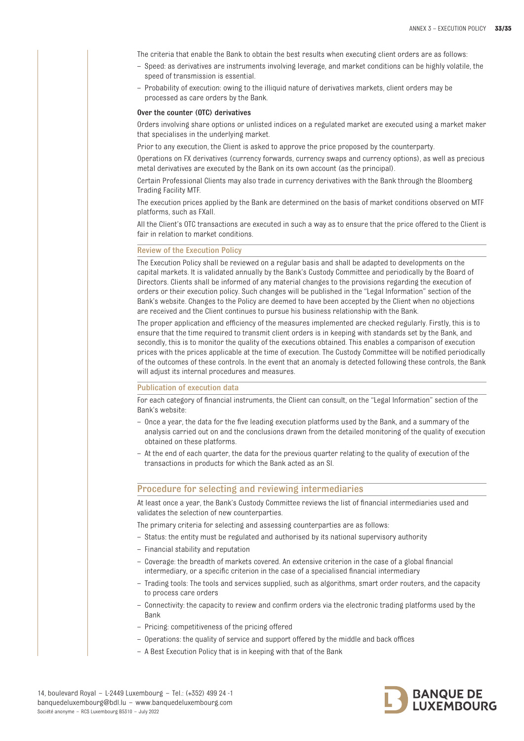The criteria that enable the Bank to obtain the best results when executing client orders are as follows:

- Speed: as derivatives are instruments involving leverage, and market conditions can be highly volatile, the speed of transmission is essential.
- Probability of execution: owing to the illiquid nature of derivatives markets, client orders may be processed as care orders by the Bank.

**Over the counter (OTC) derivatives**

Orders involving share options or unlisted indices on a regulated market are executed using a market maker that specialises in the underlying market.

Prior to any execution, the Client is asked to approve the price proposed by the counterparty.

Operations on FX derivatives (currency forwards, currency swaps and currency options), as well as precious metal derivatives are executed by the Bank on its own account (as the principal).

Certain Professional Clients may also trade in currency derivatives with the Bank through the Bloomberg Trading Facility MTF.

The execution prices applied by the Bank are determined on the basis of market conditions observed on MTF platforms, such as FXall.

All the Client's OTC transactions are executed in such a way as to ensure that the price offered to the Client is fair in relation to market conditions.

### Review of the Execution Policy

The Execution Policy shall be reviewed on a regular basis and shall be adapted to developments on the capital markets. It is validated annually by the Bank's Custody Committee and periodically by the Board of Directors. Clients shall be informed of any material changes to the provisions regarding the execution of orders or their execution policy. Such changes will be published in the "Legal Information" section of the Bank's website. Changes to the Policy are deemed to have been accepted by the Client when no objections are received and the Client continues to pursue his business relationship with the Bank.

The proper application and efficiency of the measures implemented are checked regularly. Firstly, this is to ensure that the time required to transmit client orders is in keeping with standards set by the Bank, and secondly, this is to monitor the quality of the executions obtained. This enables a comparison of execution prices with the prices applicable at the time of execution. The Custody Committee will be notified periodically of the outcomes of these controls. In the event that an anomaly is detected following these controls, the Bank will adjust its internal procedures and measures.

### Publication of execution data

For each category of financial instruments, the Client can consult, on the "Legal Information" section of the Bank's website:

- Once a year, the data for the five leading execution platforms used by the Bank, and a summary of the analysis carried out on and the conclusions drawn from the detailed monitoring of the quality of execution obtained on these platforms.
- At the end of each quarter, the data for the previous quarter relating to the quality of execution of the transactions in products for which the Bank acted as an SI.

## Procedure for selecting and reviewing intermediaries

At least once a year, the Bank's Custody Committee reviews the list of financial intermediaries used and validates the selection of new counterparties.

The primary criteria for selecting and assessing counterparties are as follows:

- Status: the entity must be regulated and authorised by its national supervisory authority
- Financial stability and reputation
- Coverage: the breadth of markets covered. An extensive criterion in the case of a global financial intermediary, or a specific criterion in the case of a specialised financial intermediary
- Trading tools: The tools and services supplied, such as algorithms, smart order routers, and the capacity to process care orders
- Connectivity: the capacity to review and confirm orders via the electronic trading platforms used by the Bank
- Pricing: competitiveness of the pricing offered
- Operations: the quality of service and support offered by the middle and back offices
- A Best Execution Policy that is in keeping with that of the Bank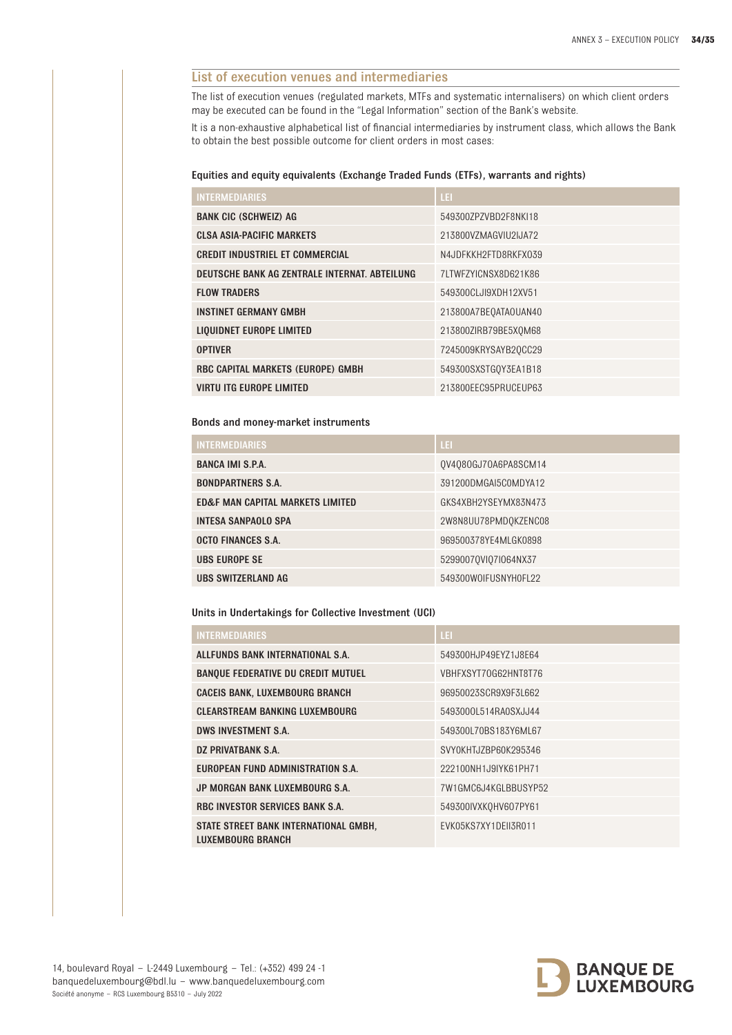## List of execution venues and intermediaries

The list of execution venues (regulated markets, MTFs and systematic internalisers) on which client orders may be executed can be found in the "Legal Information" section of the Bank's website.

It is a non-exhaustive alphabetical list of financial intermediaries by instrument class, which allows the Bank to obtain the best possible outcome for client orders in most cases:

#### Equities and equity equivalents (Exchange Traded Funds (ETFs), warrants and rights)

| INTERMEDIARIES | LEI |
|---|---|
| **BANK CIC (SCHWEIZ) AG** | 549300ZPZVBD2F8NKI18 |
| **CLSA ASIA-PACIFIC MARKETS** | 213800VZMAGVIU2IJA72 |
| **CREDIT INDUSTRIEL ET COMMERCIAL** | N4JDFKKH2FTD8RKFXO39 |
| **DEUTSCHE BANK AG ZENTRALE INTERNAT. ABTEILUNG** | 7LTWFZYICNSX8D621K86 |
| **FLOW TRADERS** | 549300CLJI9XDH12XV51 |
| **INSTINET GERMANY GMBH** | 213800A7BEQATAOUAN40 |
| **LIQUIDNET EUROPE LIMITED** | 213800ZIRB79BE5XQM68 |
| **OPTIVER** | 7245009KRYSAYB2QCC29 |
| **RBC CAPITAL MARKETS (EUROPE) GMBH** | 549300SXSTGQY3EA1B18 |
| **VIRTU ITG EUROPE LIMITED** | 213800EEC95PRUCEUP63 |

#### Bonds and money-market instruments

| INTERMEDIARIES | LEI |
|---|---|
| **BANCA IMI S.P.A.** | QV4Q8OGJ7OA6PA8SCM14 |
| **BONDPARTNERS S.A.** | 391200DMGAI5COMDYA12 |
| **ED&F MAN CAPITAL MARKETS LIMITED** | GKS4XBH2YSEYMX83N473 |
| **INTESA SANPAOLO SPA** | 2W8N8UU78PMDQKZENC08 |
| **OCTO FINANCES S.A.** | 969500378YE4MLGK0898 |
| **UBS EUROPE SE** | 5299007QVIQ7IO64NX37 |
| **UBS SWITZERLAND AG** | 549300WOIFUSNYH0FL22 |

#### Units in Undertakings for Collective Investment (UCI)

| INTERMEDIARIES | LEI |
|---|---|
| **ALLFUNDS BANK INTERNATIONAL S.A.** | 549300HJP49EYZ1J8E64 |
| **BANQUE FEDERATIVE DU CREDIT MUTUEL** | VBHFXSYT7OG62HNT8T76 |
| **CACEIS BANK, LUXEMBOURG BRANCH** | 96950023SCR9X9F3L662 |
| **CLEARSTREAM BANKING LUXEMBOURG** | 549300OL514RA0SXJJ44 |
| **DWS INVESTMENT S.A.** | 549300L70BS183Y6ML67 |
| **DZ PRIVATBANK S.A.** | SVY0KHTJZBP60K295346 |
| **EUROPEAN FUND ADMINISTRATION S.A.** | 222100NH1J9IYK61PH71 |
| **JP MORGAN BANK LUXEMBOURG S.A.** | 7W1GMC6J4KGLBBUSYP52 |
| **RBC INVESTOR SERVICES BANK S.A.** | 549300IVXKQHV6O7PY61 |
| **STATE STREET BANK INTERNATIONAL GMBH, LUXEMBOURG BRANCH** | EVK05KS7XY1DEII3R011 |

14, boulevard Royal – L-2449 Luxembourg – Tel.: (+352) 499 24 -1
banquedeluxembourg@bdl.lu – www.banquedeluxembourg.com
Société anonyme – RCS Luxembourg B5310 – July 2022

BANQUE DE LUXEMBOURG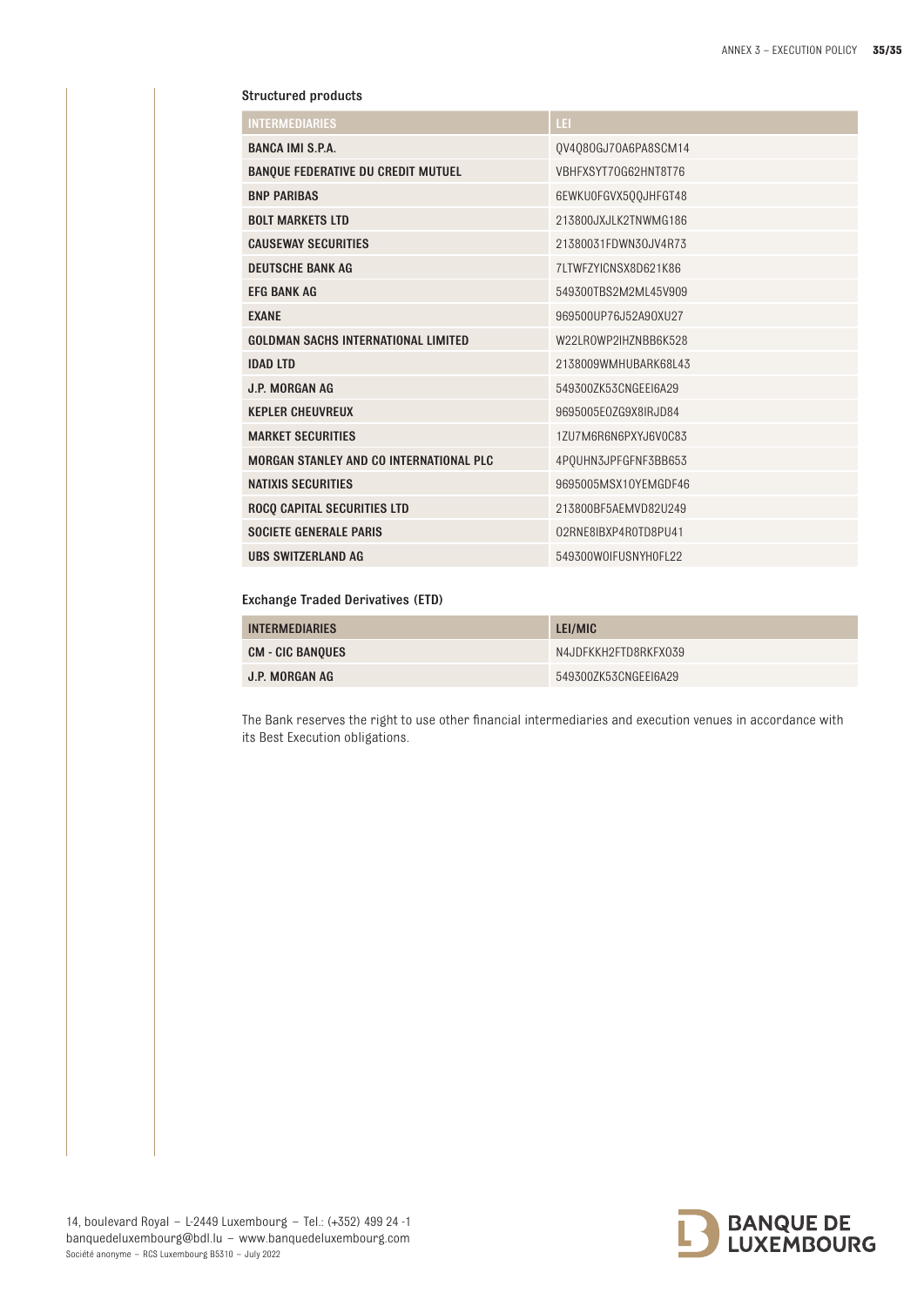### Structured products

| INTERMEDIARIES | LEI |
|---|---|
| BANCA IMI S.P.A. | QV4Q8OGJ7OA6PA8SCM14 |
| BANQUE FEDERATIVE DU CREDIT MUTUEL | VBHFXSYT7OG62HNT8T76 |
| BNP PARIBAS | 6EWKU0FGVX5QQJHFGT48 |
| BOLT MARKETS LTD | 213800JXJLK2TNWMG186 |
| CAUSEWAY SECURITIES | 21380031FDWN3OJV4R73 |
| DEUTSCHE BANK AG | 7LTWFZYICNSX8D621K86 |
| EFG BANK AG | 549300TBS2M2ML45V909 |
| EXANE | 969500UP76J52A9OXU27 |
| GOLDMAN SACHS INTERNATIONAL LIMITED | W22LROWP2IHZNBB6K528 |
| IDAD LTD | 2138009WMHUBARK68L43 |
| J.P. MORGAN AG | 549300ZK53CNGEEI6A29 |
| KEPLER CHEUVREUX | 9695005EOZG9X8IRJD84 |
| MARKET SECURITIES | 1ZU7M6R6N6PXYJ6V0C83 |
| MORGAN STANLEY AND CO INTERNATIONAL PLC | 4PQUHN3JPFGFNF3BB653 |
| NATIXIS SECURITIES | 9695005MSX1OYEMGDF46 |
| ROCQ CAPITAL SECURITIES LTD | 213800BF5AEMVD82U249 |
| SOCIETE GENERALE PARIS | O2RNE8IBXP4R0TD8PU41 |
| UBS SWITZERLAND AG | 549300WOIFUSNYH0FL22 |

### Exchange Traded Derivatives (ETD)

| INTERMEDIARIES | LEI/MIC |
|---|---|
| CM - CIC BANQUES | N4JDFKKH2FTD8RKFXO39 |
| J.P. MORGAN AG | 549300ZK53CNGEEI6A29 |

The Bank reserves the right to use other financial intermediaries and execution venues in accordance with its Best Execution obligations.

14, boulevard Royal – L-2449 Luxembourg – Tel.: (+352) 499 24 -1
banquedeluxembourg@bdl.lu – www.banquedeluxembourg.com
Société anonyme – RCS Luxembourg B5310 – July 2022

BANQUE DE LUXEMBOURG